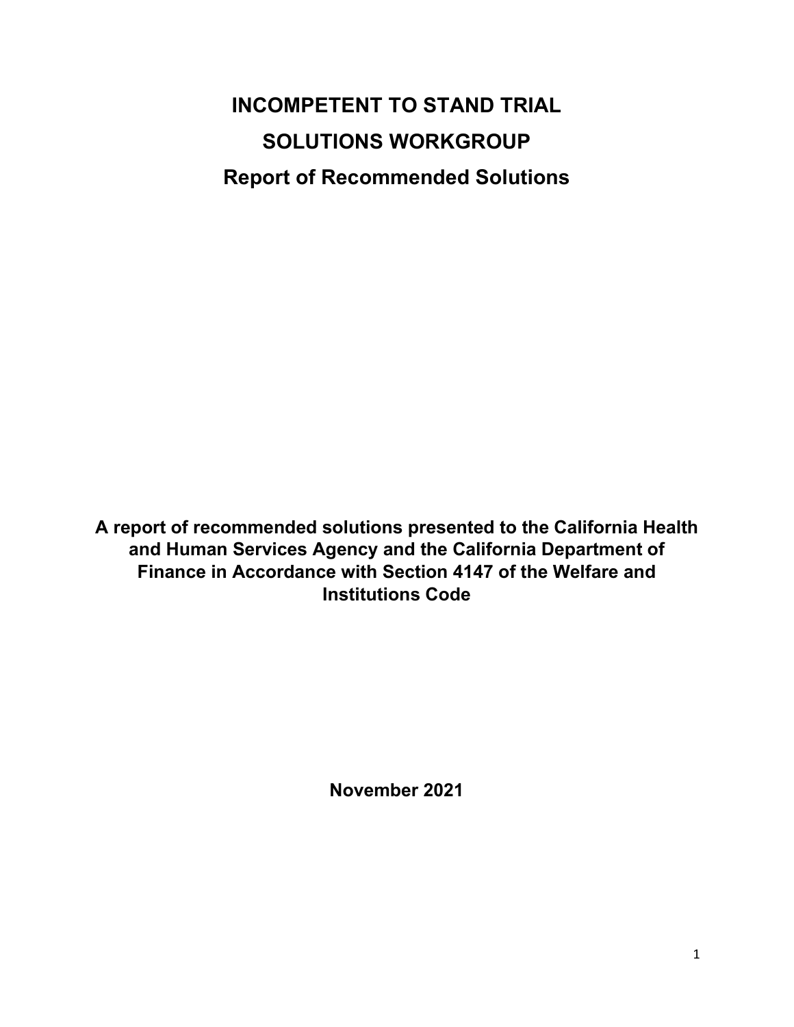# INCOMPETENT TO STAND TRIAL

# SOLUTIONS WORKGROUP

## Report of Recommended Solutions

**A report of recommended solutions presented to the California Health and Human Services Agency and the California Department of Finance in Accordance with Section 4147 of the Welfare and Institutions Code**

**November 2021**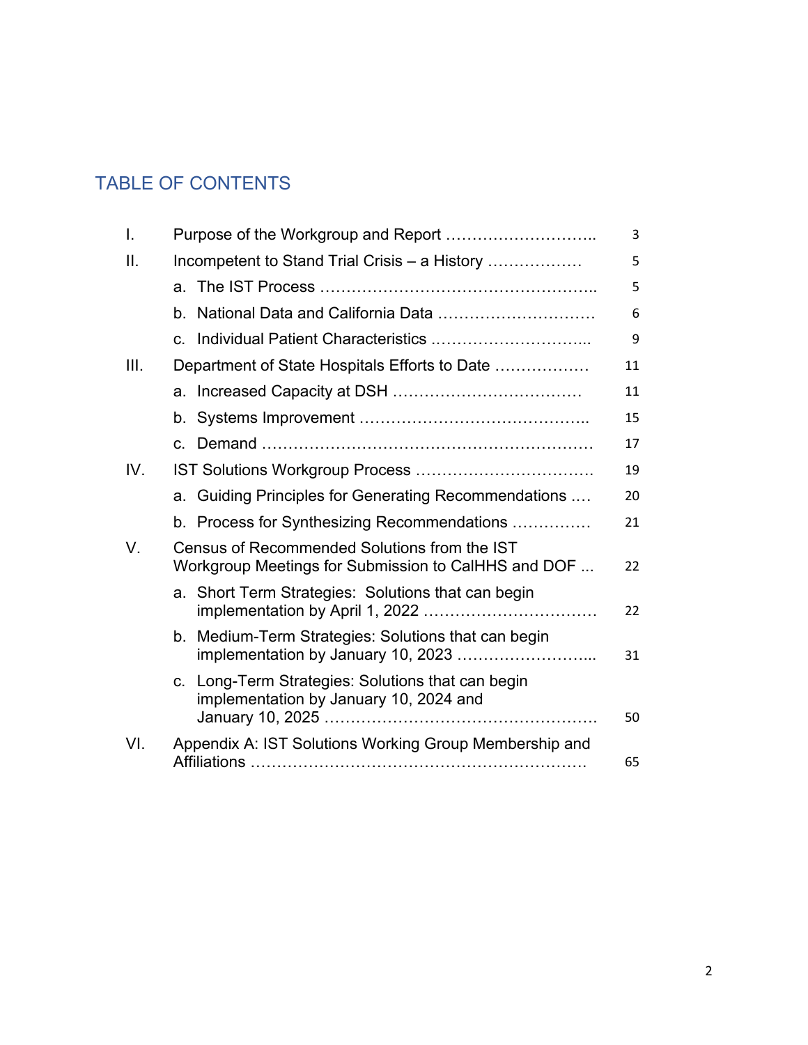# TABLE OF CONTENTS

| | | |
|---|---|---|
| I. | Purpose of the Workgroup and Report ……………………….. | 3 |
| II. | Incompetent to Stand Trial Crisis – a History ……………… | 5 |
| | a. The IST Process …………………………………………….. | 5 |
| | b. National Data and California Data ………………………… | 6 |
| | c. Individual Patient Characteristics …………………………... | 9 |
| III. | Department of State Hospitals Efforts to Date ……………… | 11 |
| | a. Increased Capacity at DSH ……………………………… | 11 |
| | b. Systems Improvement …………………………………….. | 15 |
| | c. Demand ……………………………………………………… | 17 |
| IV. | IST Solutions Workgroup Process …………………………… | 19 |
| | a. Guiding Principles for Generating Recommendations …. | 20 |
| | b. Process for Synthesizing Recommendations …………… | 21 |
| V. | Census of Recommended Solutions from the IST Workgroup Meetings for Submission to CalHHS and DOF ... | 22 |
| | a. Short Term Strategies: Solutions that can begin implementation by April 1, 2022 …………………………… | 22 |
| | b. Medium-Term Strategies: Solutions that can begin implementation by January 10, 2023 ……………………... | 31 |
| | c. Long-Term Strategies: Solutions that can begin implementation by January 10, 2024 and January 10, 2025 …………………………………………… | 50 |
| VI. | Appendix A: IST Solutions Working Group Membership and Affiliations ……………………………………………………… | 65 |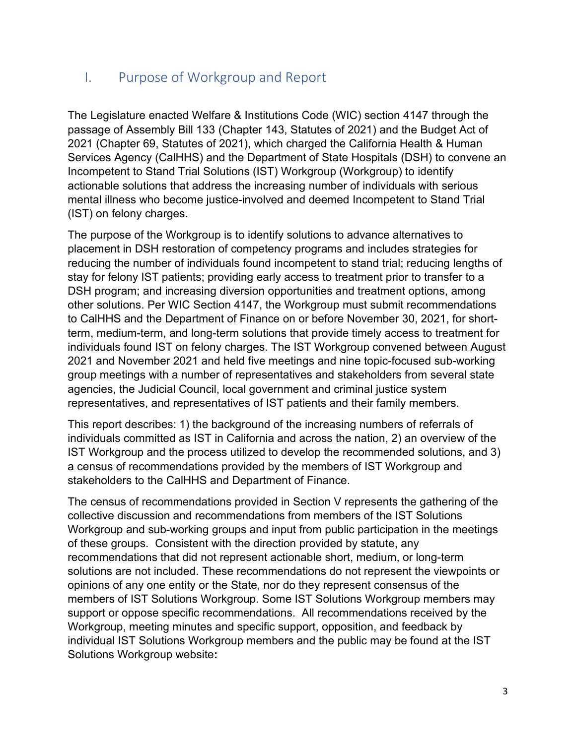## I. Purpose of Workgroup and Report

The Legislature enacted Welfare & Institutions Code (WIC) section 4147 through the passage of Assembly Bill 133 (Chapter 143, Statutes of 2021) and the Budget Act of 2021 (Chapter 69, Statutes of 2021), which charged the California Health & Human Services Agency (CalHHS) and the Department of State Hospitals (DSH) to convene an Incompetent to Stand Trial Solutions (IST) Workgroup (Workgroup) to identify actionable solutions that address the increasing number of individuals with serious mental illness who become justice-involved and deemed Incompetent to Stand Trial (IST) on felony charges.

The purpose of the Workgroup is to identify solutions to advance alternatives to placement in DSH restoration of competency programs and includes strategies for reducing the number of individuals found incompetent to stand trial; reducing lengths of stay for felony IST patients; providing early access to treatment prior to transfer to a DSH program; and increasing diversion opportunities and treatment options, among other solutions. Per WIC Section 4147, the Workgroup must submit recommendations to CalHHS and the Department of Finance on or before November 30, 2021, for short-term, medium-term, and long-term solutions that provide timely access to treatment for individuals found IST on felony charges. The IST Workgroup convened between August 2021 and November 2021 and held five meetings and nine topic-focused sub-working group meetings with a number of representatives and stakeholders from several state agencies, the Judicial Council, local government and criminal justice system representatives, and representatives of IST patients and their family members.

This report describes: 1) the background of the increasing numbers of referrals of individuals committed as IST in California and across the nation, 2) an overview of the IST Workgroup and the process utilized to develop the recommended solutions, and 3) a census of recommendations provided by the members of IST Workgroup and stakeholders to the CalHHS and Department of Finance.

The census of recommendations provided in Section V represents the gathering of the collective discussion and recommendations from members of the IST Solutions Workgroup and sub-working groups and input from public participation in the meetings of these groups. Consistent with the direction provided by statute, any recommendations that did not represent actionable short, medium, or long-term solutions are not included. These recommendations do not represent the viewpoints or opinions of any one entity or the State, nor do they represent consensus of the members of IST Solutions Workgroup. Some IST Solutions Workgroup members may support or oppose specific recommendations. All recommendations received by the Workgroup, meeting minutes and specific support, opposition, and feedback by individual IST Solutions Workgroup members and the public may be found at the IST Solutions Workgroup website**:**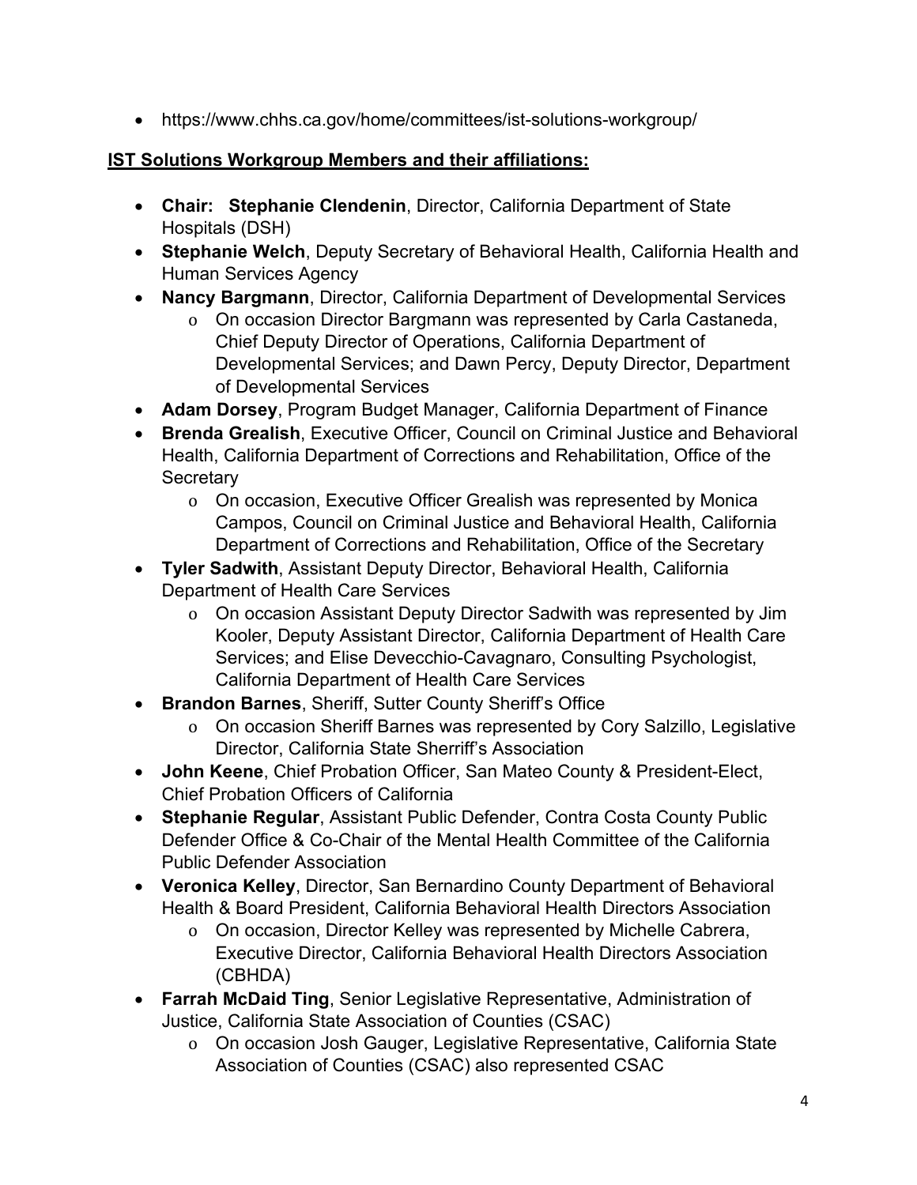- https://www.chhs.ca.gov/home/committees/ist-solutions-workgroup/

**<u>IST Solutions Workgroup Members and their affiliations:</u>**

- **Chair: Stephanie Clendenin**, Director, California Department of State Hospitals (DSH)
- **Stephanie Welch**, Deputy Secretary of Behavioral Health, California Health and Human Services Agency
- **Nancy Bargmann**, Director, California Department of Developmental Services
  - On occasion Director Bargmann was represented by Carla Castaneda, Chief Deputy Director of Operations, California Department of Developmental Services; and Dawn Percy, Deputy Director, Department of Developmental Services
- **Adam Dorsey**, Program Budget Manager, California Department of Finance
- **Brenda Grealish**, Executive Officer, Council on Criminal Justice and Behavioral Health, California Department of Corrections and Rehabilitation, Office of the Secretary
  - On occasion, Executive Officer Grealish was represented by Monica Campos, Council on Criminal Justice and Behavioral Health, California Department of Corrections and Rehabilitation, Office of the Secretary
- **Tyler Sadwith**, Assistant Deputy Director, Behavioral Health, California Department of Health Care Services
  - On occasion Assistant Deputy Director Sadwith was represented by Jim Kooler, Deputy Assistant Director, California Department of Health Care Services; and Elise Devecchio-Cavagnaro, Consulting Psychologist, California Department of Health Care Services
- **Brandon Barnes**, Sheriff, Sutter County Sheriff's Office
  - On occasion Sheriff Barnes was represented by Cory Salzillo, Legislative Director, California State Sherriff's Association
- **John Keene**, Chief Probation Officer, San Mateo County & President-Elect, Chief Probation Officers of California
- **Stephanie Regular**, Assistant Public Defender, Contra Costa County Public Defender Office & Co-Chair of the Mental Health Committee of the California Public Defender Association
- **Veronica Kelley**, Director, San Bernardino County Department of Behavioral Health & Board President, California Behavioral Health Directors Association
  - On occasion, Director Kelley was represented by Michelle Cabrera, Executive Director, California Behavioral Health Directors Association (CBHDA)
- **Farrah McDaid Ting**, Senior Legislative Representative, Administration of Justice, California State Association of Counties (CSAC)
  - On occasion Josh Gauger, Legislative Representative, California State Association of Counties (CSAC) also represented CSAC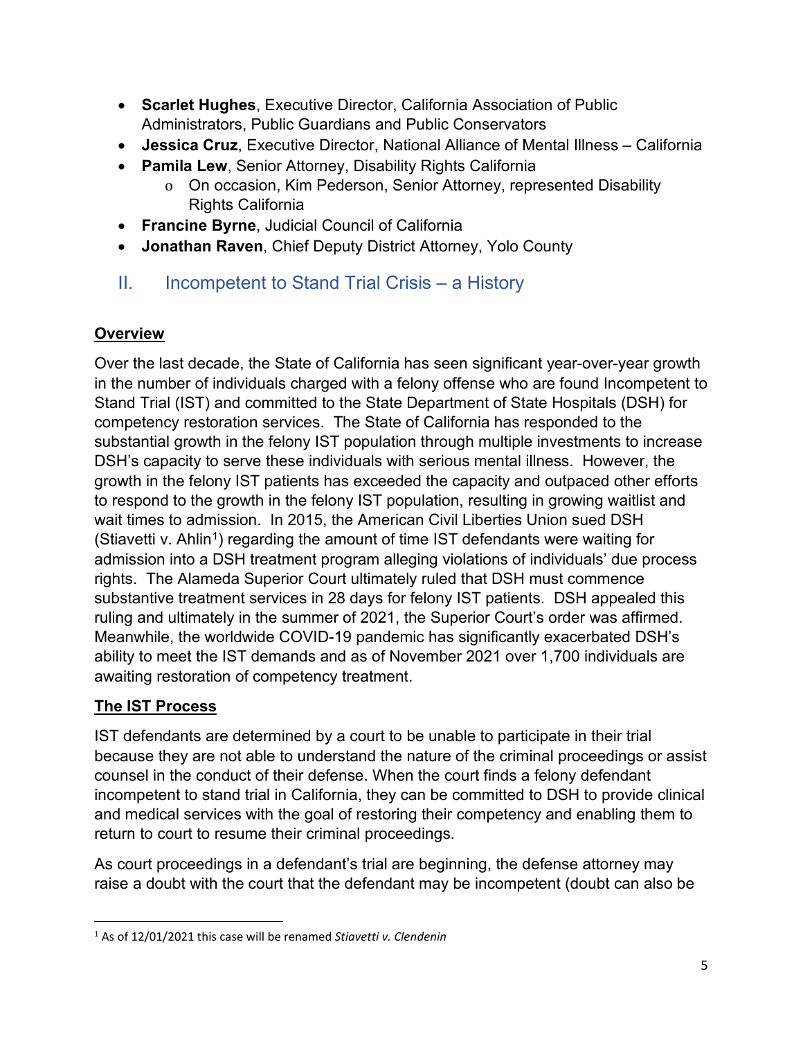- **Scarlet Hughes**, Executive Director, California Association of Public Administrators, Public Guardians and Public Conservators
- **Jessica Cruz**, Executive Director, National Alliance of Mental Illness – California
- **Pamila Lew**, Senior Attorney, Disability Rights California
    - On occasion, Kim Pederson, Senior Attorney, represented Disability Rights California
- **Francine Byrne**, Judicial Council of California
- **Jonathan Raven**, Chief Deputy District Attorney, Yolo County

## II. Incompetent to Stand Trial Crisis – a History

**Overview**

Over the last decade, the State of California has seen significant year-over-year growth in the number of individuals charged with a felony offense who are found Incompetent to Stand Trial (IST) and committed to the State Department of State Hospitals (DSH) for competency restoration services. The State of California has responded to the substantial growth in the felony IST population through multiple investments to increase DSH's capacity to serve these individuals with serious mental illness. However, the growth in the felony IST patients has exceeded the capacity and outpaced other efforts to respond to the growth in the felony IST population, resulting in growing waitlist and wait times to admission. In 2015, the American Civil Liberties Union sued DSH (Stiavetti v. Ahlin[1]) regarding the amount of time IST defendants were waiting for admission into a DSH treatment program alleging violations of individuals' due process rights. The Alameda Superior Court ultimately ruled that DSH must commence substantive treatment services in 28 days for felony IST patients. DSH appealed this ruling and ultimately in the summer of 2021, the Superior Court's order was affirmed. Meanwhile, the worldwide COVID-19 pandemic has significantly exacerbated DSH's ability to meet the IST demands and as of November 2021 over 1,700 individuals are awaiting restoration of competency treatment.

**The IST Process**

IST defendants are determined by a court to be unable to participate in their trial because they are not able to understand the nature of the criminal proceedings or assist counsel in the conduct of their defense. When the court finds a felony defendant incompetent to stand trial in California, they can be committed to DSH to provide clinical and medical services with the goal of restoring their competency and enabling them to return to court to resume their criminal proceedings.

As court proceedings in a defendant's trial are beginning, the defense attorney may raise a doubt with the court that the defendant may be incompetent (doubt can also be

[1] As of 12/01/2021 this case will be renamed *Stiavetti v. Clendenin*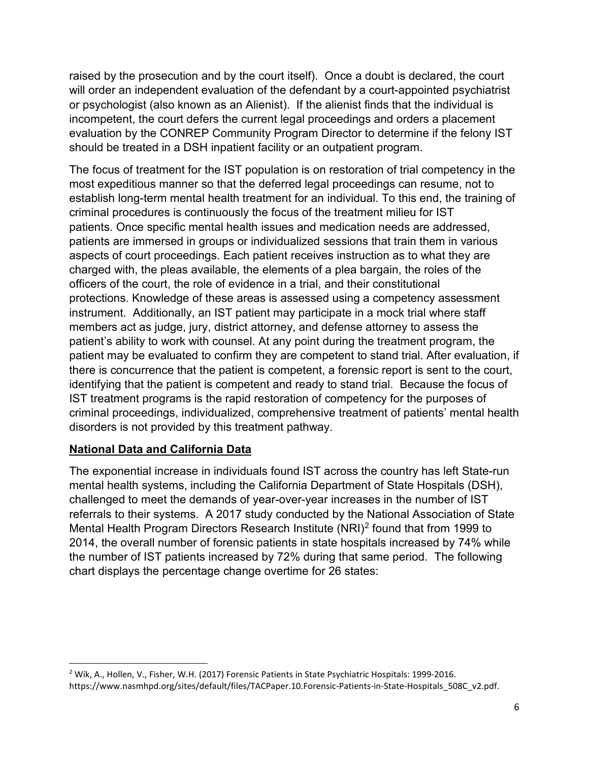raised by the prosecution and by the court itself). Once a doubt is declared, the court will order an independent evaluation of the defendant by a court-appointed psychiatrist or psychologist (also known as an Alienist). If the alienist finds that the individual is incompetent, the court defers the current legal proceedings and orders a placement evaluation by the CONREP Community Program Director to determine if the felony IST should be treated in a DSH inpatient facility or an outpatient program.

The focus of treatment for the IST population is on restoration of trial competency in the most expeditious manner so that the deferred legal proceedings can resume, not to establish long-term mental health treatment for an individual. To this end, the training of criminal procedures is continuously the focus of the treatment milieu for IST patients. Once specific mental health issues and medication needs are addressed, patients are immersed in groups or individualized sessions that train them in various aspects of court proceedings. Each patient receives instruction as to what they are charged with, the pleas available, the elements of a plea bargain, the roles of the officers of the court, the role of evidence in a trial, and their constitutional protections. Knowledge of these areas is assessed using a competency assessment instrument. Additionally, an IST patient may participate in a mock trial where staff members act as judge, jury, district attorney, and defense attorney to assess the patient's ability to work with counsel. At any point during the treatment program, the patient may be evaluated to confirm they are competent to stand trial. After evaluation, if there is concurrence that the patient is competent, a forensic report is sent to the court, identifying that the patient is competent and ready to stand trial. Because the focus of IST treatment programs is the rapid restoration of competency for the purposes of criminal proceedings, individualized, comprehensive treatment of patients' mental health disorders is not provided by this treatment pathway.

## National Data and California Data

The exponential increase in individuals found IST across the country has left State-run mental health systems, including the California Department of State Hospitals (DSH), challenged to meet the demands of year-over-year increases in the number of IST referrals to their systems. A 2017 study conducted by the National Association of State Mental Health Program Directors Research Institute (NRI)[2] found that from 1999 to 2014, the overall number of forensic patients in state hospitals increased by 74% while the number of IST patients increased by 72% during that same period. The following chart displays the percentage change overtime for 26 states:

[2] Wik, A., Hollen, V., Fisher, W.H. (2017) Forensic Patients in State Psychiatric Hospitals: 1999-2016. https://www.nasmhpd.org/sites/default/files/TACPaper.10.Forensic-Patients-in-State-Hospitals_508C_v2.pdf.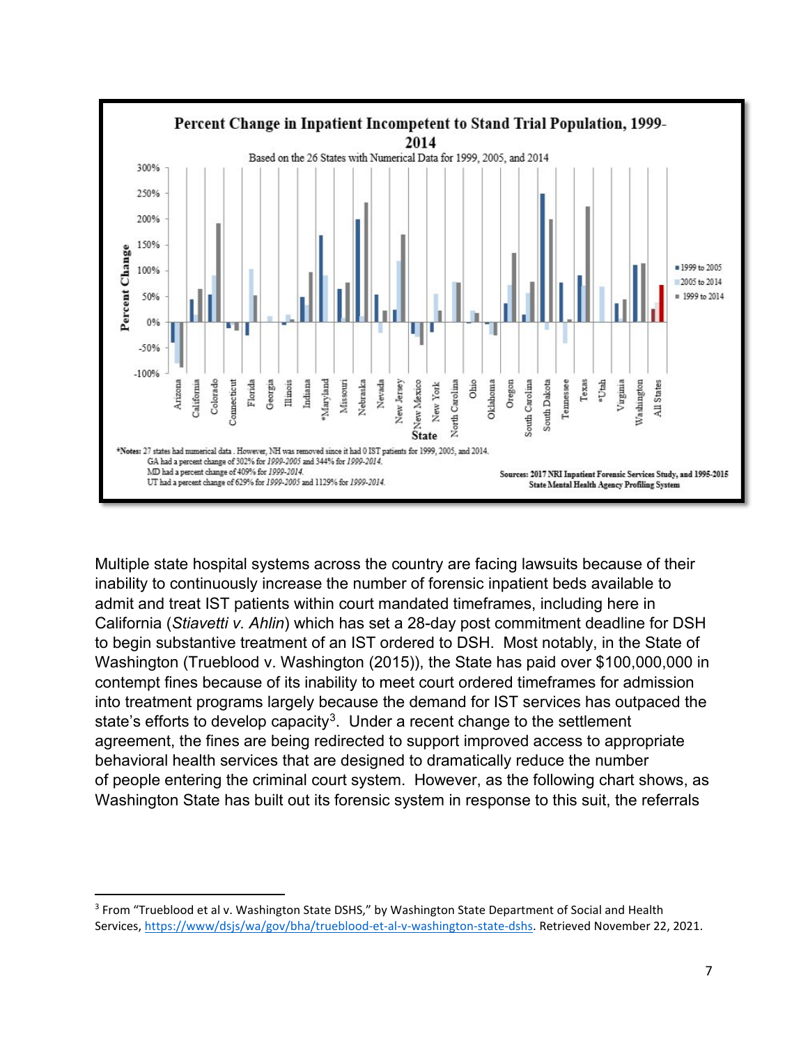**Percent Change in Inpatient Incompetent to Stand Trial Population, 1999-2014**

Based on the 26 States with Numerical Data for 1999, 2005, and 2014

*Notes: 27 states had numerical data. However, NH was removed since it had 0 IST patients for 1999, 2005, and 2014.
GA had a percent change of 302% for *1999-2005* and 344% for *1999-2014*.
MD had a percent change of 409% for *1999-2014*.
UT had a percent change of 629% for *1999-2005* and 1129% for *1999-2014*.

Sources: 2017 NRI Inpatient Forensic Services Study, and 1995-2015 State Mental Health Agency Profiling System

Multiple state hospital systems across the country are facing lawsuits because of their inability to continuously increase the number of forensic inpatient beds available to admit and treat IST patients within court mandated timeframes, including here in California (*Stiavetti v. Ahlin*) which has set a 28-day post commitment deadline for DSH to begin substantive treatment of an IST ordered to DSH. Most notably, in the State of Washington (Trueblood v. Washington (2015)), the State has paid over $100,000,000 in contempt fines because of its inability to meet court ordered timeframes for admission into treatment programs largely because the demand for IST services has outpaced the state's efforts to develop capacity[3]. Under a recent change to the settlement agreement, the fines are being redirected to support improved access to appropriate behavioral health services that are designed to dramatically reduce the number of people entering the criminal court system. However, as the following chart shows, as Washington State has built out its forensic system in response to this suit, the referrals

---

[3] From "Trueblood et al v. Washington State DSHS," by Washington State Department of Social and Health Services, https://www/dsjs/wa/gov/bha/trueblood-et-al-v-washington-state-dshs. Retrieved November 22, 2021.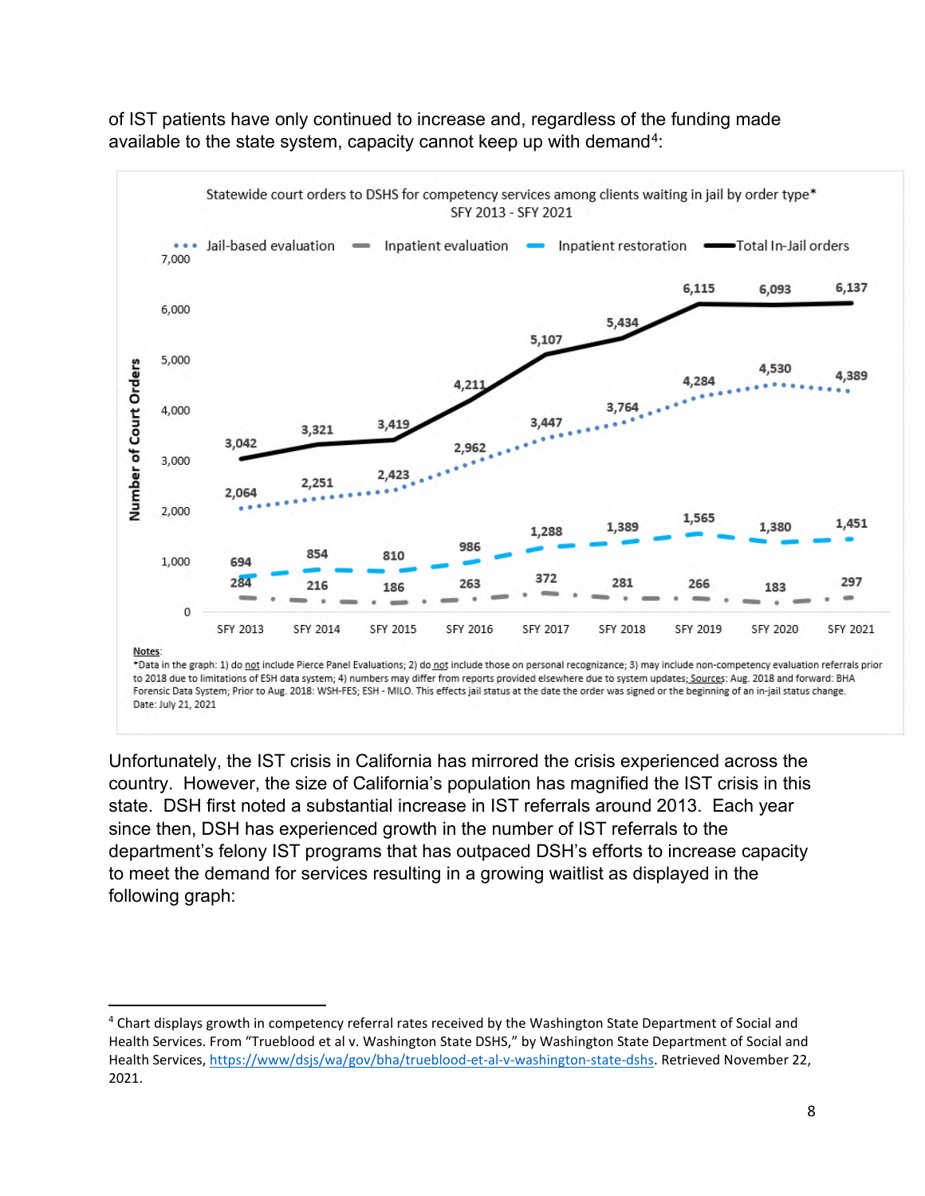of IST patients have only continued to increase and, regardless of the funding made available to the state system, capacity cannot keep up with demand[4]:

**Statewide court orders to DSHS for competency services among clients waiting in jail by order type\***
**SFY 2013 - SFY 2021**

| Order type | SFY 2013 | SFY 2014 | SFY 2015 | SFY 2016 | SFY 2017 | SFY 2018 | SFY 2019 | SFY 2020 | SFY 2021 |
|---|---|---|---|---|---|---|---|---|---|
| Jail-based evaluation | 2,064 | 2,251 | 2,423 | 2,962 | 3,447 | 3,764 | 4,284 | 4,530 | 4,389 |
| Inpatient evaluation | 284 | 216 | 186 | 263 | 372 | 281 | 266 | 183 | 297 |
| Inpatient restoration | 694 | 854 | 810 | 986 | 1,288 | 1,389 | 1,565 | 1,380 | 1,451 |
| Total In-Jail orders | 3,042 | 3,321 | 3,419 | 4,211 | 5,107 | 5,434 | 6,115 | 6,093 | 6,137 |

Number of Court Orders

Notes:
\*Data in the graph: 1) do not include Pierce Panel Evaluations; 2) do not include those on personal recognizance; 3) may include non-competency evaluation referrals prior to 2018 due to limitations of ESH data system; 4) numbers may differ from reports provided elsewhere due to system updates; Sources: Aug. 2018 and forward: BHA Forensic Data System; Prior to Aug. 2018: WSH-FES; ESH - MILO. This effects jail status at the date the order was signed or the beginning of an in-jail status change.
Date: July 21, 2021

Unfortunately, the IST crisis in California has mirrored the crisis experienced across the country. However, the size of California's population has magnified the IST crisis in this state. DSH first noted a substantial increase in IST referrals around 2013. Each year since then, DSH has experienced growth in the number of IST referrals to the department's felony IST programs that has outpaced DSH's efforts to increase capacity to meet the demand for services resulting in a growing waitlist as displayed in the following graph:

---

[4] Chart displays growth in competency referral rates received by the Washington State Department of Social and Health Services. From "Trueblood et al v. Washington State DSHS," by Washington State Department of Social and Health Services, https://www/dsjs/wa/gov/bha/trueblood-et-al-v-washington-state-dshs. Retrieved November 22, 2021.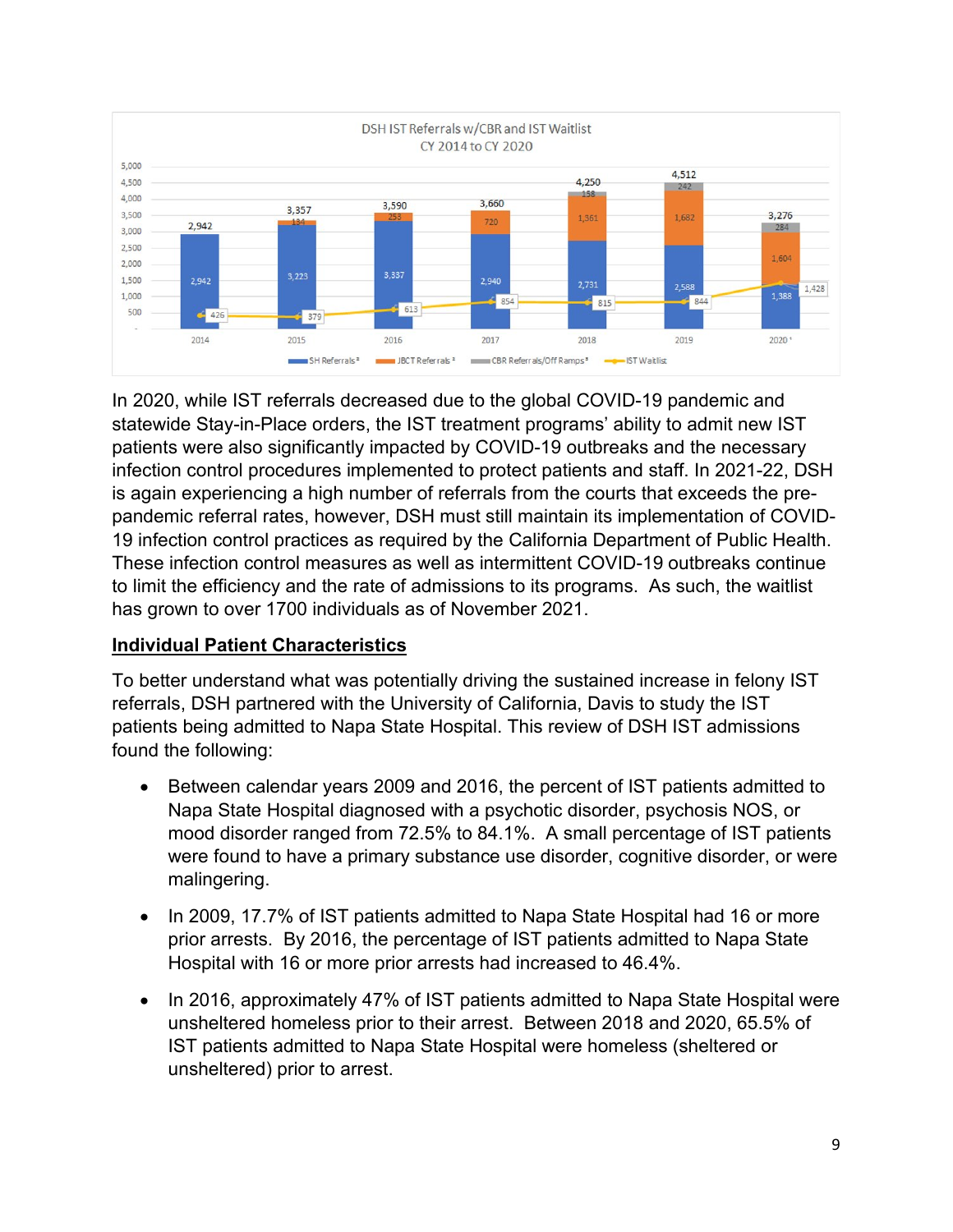DSH IST Referrals w/CBR and IST Waitlist
CY 2014 to CY 2020

| Year | SH Referrals | JBCT Referrals | CBR Referrals/Off Ramps | Total | IST Waitlist |
|---|---|---|---|---|---|
| 2014 | 2,942 | | | 2,942 | 426 |
| 2015 | 3,223 | 134 | | 3,357 | 379 |
| 2016 | 3,337 | 253 | | 3,590 | 613 |
| 2017 | 2,940 | 720 | | 3,660 | 854 |
| 2018 | 2,731 | 1,361 | 158 | 4,250 | 815 |
| 2019 | 2,588 | 1,682 | 242 | 4,512 | 844 |
| 2020 | 1,388 | 1,604 | 284 | 3,276 | 1,428 |

In 2020, while IST referrals decreased due to the global COVID-19 pandemic and statewide Stay-in-Place orders, the IST treatment programs' ability to admit new IST patients were also significantly impacted by COVID-19 outbreaks and the necessary infection control procedures implemented to protect patients and staff. In 2021-22, DSH is again experiencing a high number of referrals from the courts that exceeds the pre-pandemic referral rates, however, DSH must still maintain its implementation of COVID-19 infection control practices as required by the California Department of Public Health. These infection control measures as well as intermittent COVID-19 outbreaks continue to limit the efficiency and the rate of admissions to its programs. As such, the waitlist has grown to over 1700 individuals as of November 2021.

**Individual Patient Characteristics**

To better understand what was potentially driving the sustained increase in felony IST referrals, DSH partnered with the University of California, Davis to study the IST patients being admitted to Napa State Hospital. This review of DSH IST admissions found the following:

- Between calendar years 2009 and 2016, the percent of IST patients admitted to Napa State Hospital diagnosed with a psychotic disorder, psychosis NOS, or mood disorder ranged from 72.5% to 84.1%. A small percentage of IST patients were found to have a primary substance use disorder, cognitive disorder, or were malingering.
- In 2009, 17.7% of IST patients admitted to Napa State Hospital had 16 or more prior arrests. By 2016, the percentage of IST patients admitted to Napa State Hospital with 16 or more prior arrests had increased to 46.4%.
- In 2016, approximately 47% of IST patients admitted to Napa State Hospital were unsheltered homeless prior to their arrest. Between 2018 and 2020, 65.5% of IST patients admitted to Napa State Hospital were homeless (sheltered or unsheltered) prior to arrest.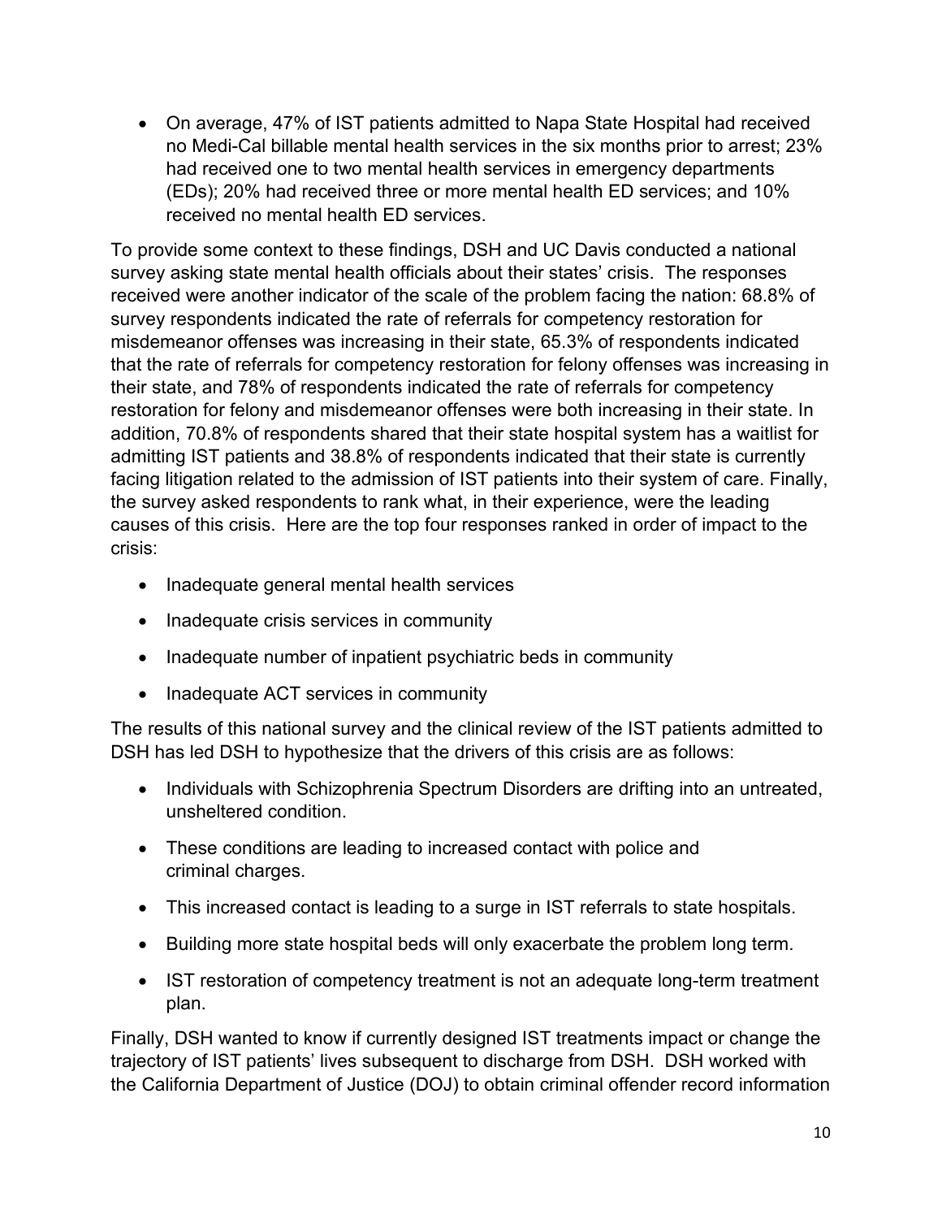- On average, 47% of IST patients admitted to Napa State Hospital had received no Medi-Cal billable mental health services in the six months prior to arrest; 23% had received one to two mental health services in emergency departments (EDs); 20% had received three or more mental health ED services; and 10% received no mental health ED services.

To provide some context to these findings, DSH and UC Davis conducted a national survey asking state mental health officials about their states' crisis. The responses received were another indicator of the scale of the problem facing the nation: 68.8% of survey respondents indicated the rate of referrals for competency restoration for misdemeanor offenses was increasing in their state, 65.3% of respondents indicated that the rate of referrals for competency restoration for felony offenses was increasing in their state, and 78% of respondents indicated the rate of referrals for competency restoration for felony and misdemeanor offenses were both increasing in their state. In addition, 70.8% of respondents shared that their state hospital system has a waitlist for admitting IST patients and 38.8% of respondents indicated that their state is currently facing litigation related to the admission of IST patients into their system of care. Finally, the survey asked respondents to rank what, in their experience, were the leading causes of this crisis. Here are the top four responses ranked in order of impact to the crisis:

- Inadequate general mental health services
- Inadequate crisis services in community
- Inadequate number of inpatient psychiatric beds in community
- Inadequate ACT services in community

The results of this national survey and the clinical review of the IST patients admitted to DSH has led DSH to hypothesize that the drivers of this crisis are as follows:

- Individuals with Schizophrenia Spectrum Disorders are drifting into an untreated, unsheltered condition.
- These conditions are leading to increased contact with police and criminal charges.
- This increased contact is leading to a surge in IST referrals to state hospitals.
- Building more state hospital beds will only exacerbate the problem long term.
- IST restoration of competency treatment is not an adequate long-term treatment plan.

Finally, DSH wanted to know if currently designed IST treatments impact or change the trajectory of IST patients' lives subsequent to discharge from DSH. DSH worked with the California Department of Justice (DOJ) to obtain criminal offender record information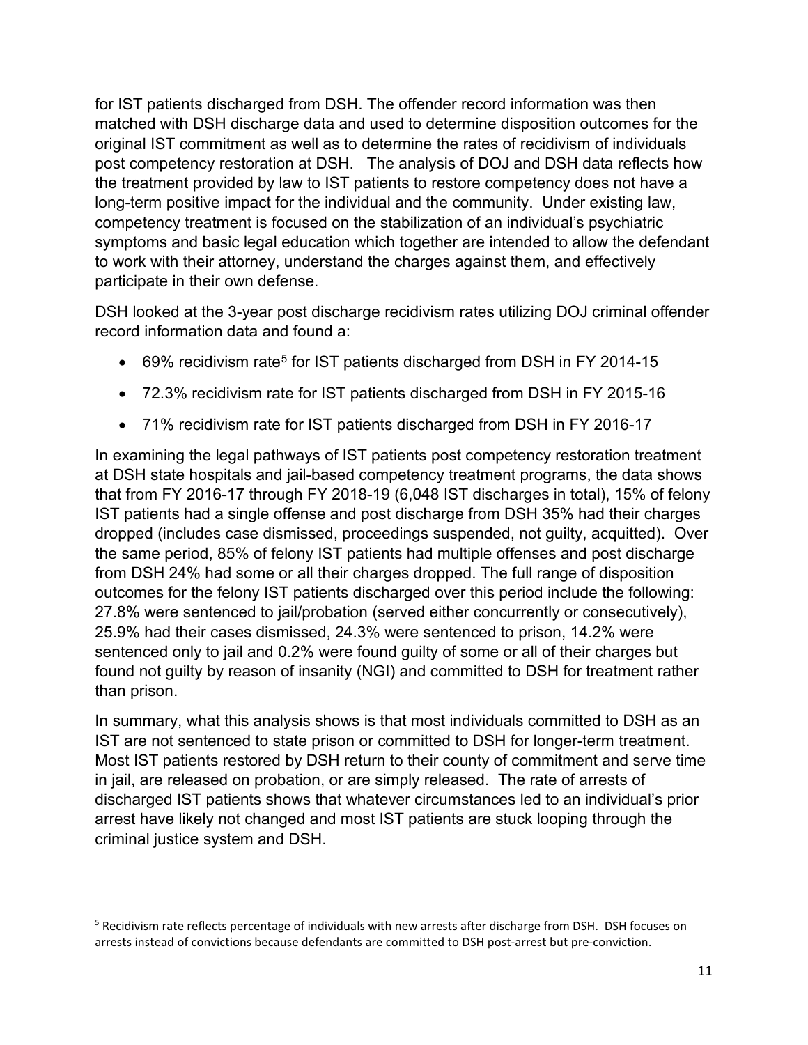for IST patients discharged from DSH. The offender record information was then matched with DSH discharge data and used to determine disposition outcomes for the original IST commitment as well as to determine the rates of recidivism of individuals post competency restoration at DSH. The analysis of DOJ and DSH data reflects how the treatment provided by law to IST patients to restore competency does not have a long-term positive impact for the individual and the community. Under existing law, competency treatment is focused on the stabilization of an individual's psychiatric symptoms and basic legal education which together are intended to allow the defendant to work with their attorney, understand the charges against them, and effectively participate in their own defense.

DSH looked at the 3-year post discharge recidivism rates utilizing DOJ criminal offender record information data and found a:

- 69% recidivism rate[5] for IST patients discharged from DSH in FY 2014-15
- 72.3% recidivism rate for IST patients discharged from DSH in FY 2015-16
- 71% recidivism rate for IST patients discharged from DSH in FY 2016-17

In examining the legal pathways of IST patients post competency restoration treatment at DSH state hospitals and jail-based competency treatment programs, the data shows that from FY 2016-17 through FY 2018-19 (6,048 IST discharges in total), 15% of felony IST patients had a single offense and post discharge from DSH 35% had their charges dropped (includes case dismissed, proceedings suspended, not guilty, acquitted). Over the same period, 85% of felony IST patients had multiple offenses and post discharge from DSH 24% had some or all their charges dropped. The full range of disposition outcomes for the felony IST patients discharged over this period include the following: 27.8% were sentenced to jail/probation (served either concurrently or consecutively), 25.9% had their cases dismissed, 24.3% were sentenced to prison, 14.2% were sentenced only to jail and 0.2% were found guilty of some or all of their charges but found not guilty by reason of insanity (NGI) and committed to DSH for treatment rather than prison.

In summary, what this analysis shows is that most individuals committed to DSH as an IST are not sentenced to state prison or committed to DSH for longer-term treatment. Most IST patients restored by DSH return to their county of commitment and serve time in jail, are released on probation, or are simply released. The rate of arrests of discharged IST patients shows that whatever circumstances led to an individual's prior arrest have likely not changed and most IST patients are stuck looping through the criminal justice system and DSH.

[5] Recidivism rate reflects percentage of individuals with new arrests after discharge from DSH. DSH focuses on arrests instead of convictions because defendants are committed to DSH post-arrest but pre-conviction.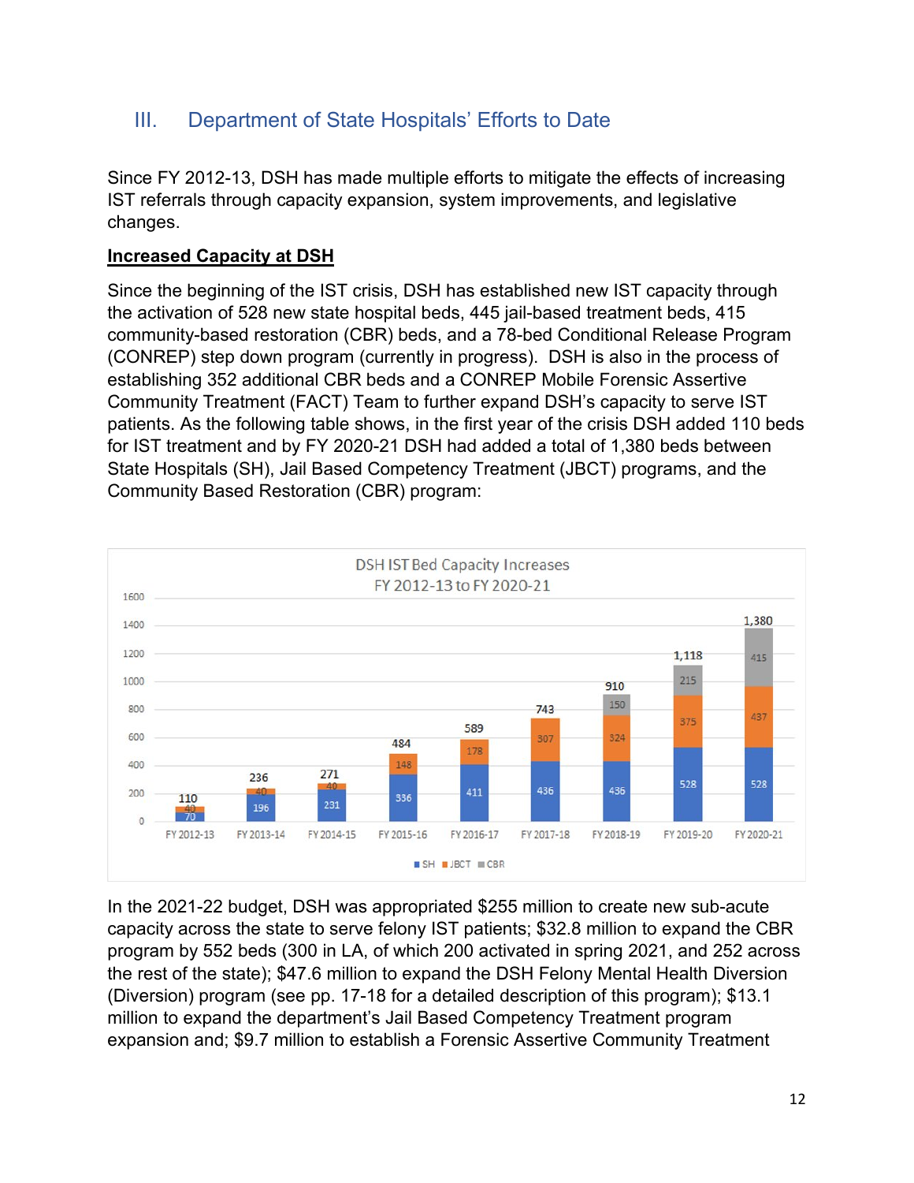## III. Department of State Hospitals' Efforts to Date

Since FY 2012-13, DSH has made multiple efforts to mitigate the effects of increasing IST referrals through capacity expansion, system improvements, and legislative changes.

### Increased Capacity at DSH

Since the beginning of the IST crisis, DSH has established new IST capacity through the activation of 528 new state hospital beds, 445 jail-based treatment beds, 415 community-based restoration (CBR) beds, and a 78-bed Conditional Release Program (CONREP) step down program (currently in progress). DSH is also in the process of establishing 352 additional CBR beds and a CONREP Mobile Forensic Assertive Community Treatment (FACT) Team to further expand DSH's capacity to serve IST patients. As the following table shows, in the first year of the crisis DSH added 110 beds for IST treatment and by FY 2020-21 DSH had added a total of 1,380 beds between State Hospitals (SH), Jail Based Competency Treatment (JBCT) programs, and the Community Based Restoration (CBR) program:

DSH IST Bed Capacity Increases
FY 2012-13 to FY 2020-21

| | SH | JBCT | CBR | Total |
|---|---|---|---|---|
| FY 2012-13 | 70 | 40 | | 110 |
| FY 2013-14 | 196 | 40 | | 236 |
| FY 2014-15 | 231 | 40 | | 271 |
| FY 2015-16 | 336 | 148 | | 484 |
| FY 2016-17 | 411 | 178 | | 589 |
| FY 2017-18 | 436 | 307 | | 743 |
| FY 2018-19 | 436 | 324 | 150 | 910 |
| FY 2019-20 | 528 | 375 | 215 | 1,118 |
| FY 2020-21 | 528 | 437 | 415 | 1,380 |

In the 2021-22 budget, DSH was appropriated $255 million to create new sub-acute capacity across the state to serve felony IST patients; $32.8 million to expand the CBR program by 552 beds (300 in LA, of which 200 activated in spring 2021, and 252 across the rest of the state); $47.6 million to expand the DSH Felony Mental Health Diversion (Diversion) program (see pp. 17-18 for a detailed description of this program); $13.1 million to expand the department's Jail Based Competency Treatment program expansion and; $9.7 million to establish a Forensic Assertive Community Treatment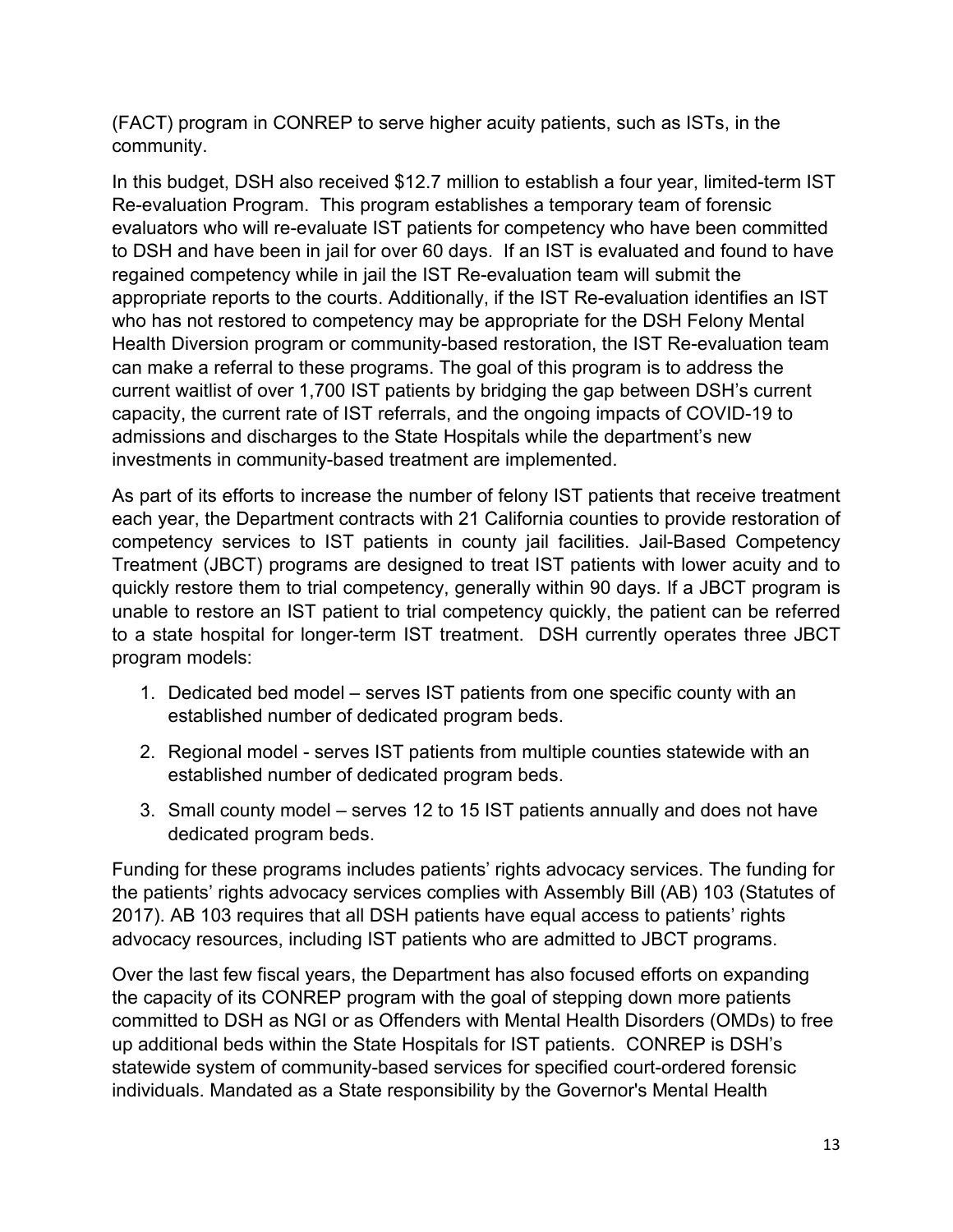(FACT) program in CONREP to serve higher acuity patients, such as ISTs, in the community.

In this budget, DSH also received $12.7 million to establish a four year, limited-term IST Re-evaluation Program. This program establishes a temporary team of forensic evaluators who will re-evaluate IST patients for competency who have been committed to DSH and have been in jail for over 60 days. If an IST is evaluated and found to have regained competency while in jail the IST Re-evaluation team will submit the appropriate reports to the courts. Additionally, if the IST Re-evaluation identifies an IST who has not restored to competency may be appropriate for the DSH Felony Mental Health Diversion program or community-based restoration, the IST Re-evaluation team can make a referral to these programs. The goal of this program is to address the current waitlist of over 1,700 IST patients by bridging the gap between DSH's current capacity, the current rate of IST referrals, and the ongoing impacts of COVID-19 to admissions and discharges to the State Hospitals while the department's new investments in community-based treatment are implemented.

As part of its efforts to increase the number of felony IST patients that receive treatment each year, the Department contracts with 21 California counties to provide restoration of competency services to IST patients in county jail facilities. Jail-Based Competency Treatment (JBCT) programs are designed to treat IST patients with lower acuity and to quickly restore them to trial competency, generally within 90 days. If a JBCT program is unable to restore an IST patient to trial competency quickly, the patient can be referred to a state hospital for longer-term IST treatment. DSH currently operates three JBCT program models:

1. Dedicated bed model – serves IST patients from one specific county with an established number of dedicated program beds.
2. Regional model - serves IST patients from multiple counties statewide with an established number of dedicated program beds.
3. Small county model – serves 12 to 15 IST patients annually and does not have dedicated program beds.

Funding for these programs includes patients' rights advocacy services. The funding for the patients' rights advocacy services complies with Assembly Bill (AB) 103 (Statutes of 2017). AB 103 requires that all DSH patients have equal access to patients' rights advocacy resources, including IST patients who are admitted to JBCT programs.

Over the last few fiscal years, the Department has also focused efforts on expanding the capacity of its CONREP program with the goal of stepping down more patients committed to DSH as NGI or as Offenders with Mental Health Disorders (OMDs) to free up additional beds within the State Hospitals for IST patients. CONREP is DSH's statewide system of community-based services for specified court-ordered forensic individuals. Mandated as a State responsibility by the Governor's Mental Health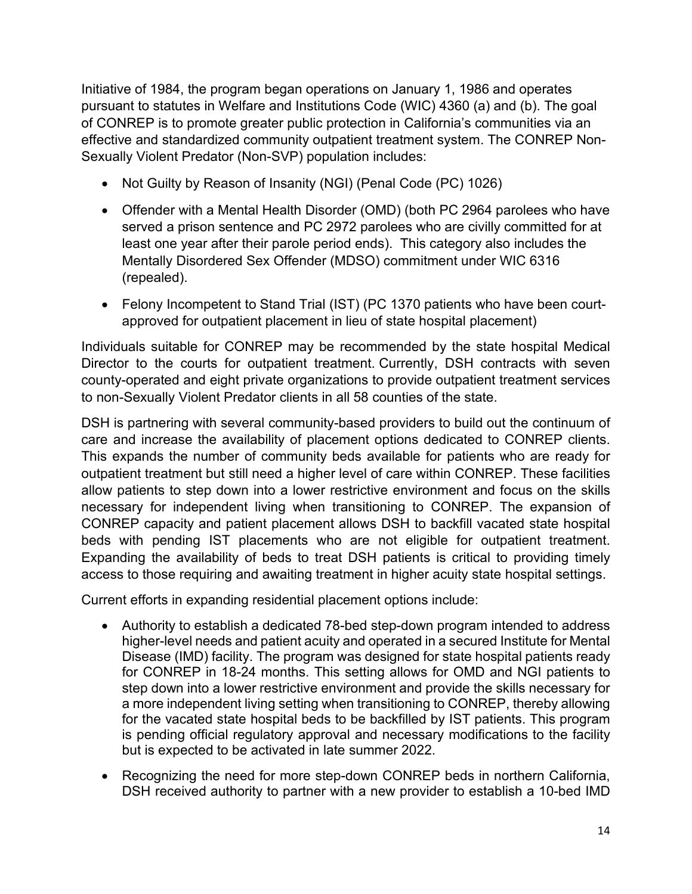Initiative of 1984, the program began operations on January 1, 1986 and operates pursuant to statutes in Welfare and Institutions Code (WIC) 4360 (a) and (b). The goal of CONREP is to promote greater public protection in California's communities via an effective and standardized community outpatient treatment system. The CONREP Non-Sexually Violent Predator (Non-SVP) population includes:

- Not Guilty by Reason of Insanity (NGI) (Penal Code (PC) 1026)
- Offender with a Mental Health Disorder (OMD) (both PC 2964 parolees who have served a prison sentence and PC 2972 parolees who are civilly committed for at least one year after their parole period ends). This category also includes the Mentally Disordered Sex Offender (MDSO) commitment under WIC 6316 (repealed).
- Felony Incompetent to Stand Trial (IST) (PC 1370 patients who have been court-approved for outpatient placement in lieu of state hospital placement)

Individuals suitable for CONREP may be recommended by the state hospital Medical Director to the courts for outpatient treatment. Currently, DSH contracts with seven county-operated and eight private organizations to provide outpatient treatment services to non-Sexually Violent Predator clients in all 58 counties of the state.

DSH is partnering with several community-based providers to build out the continuum of care and increase the availability of placement options dedicated to CONREP clients. This expands the number of community beds available for patients who are ready for outpatient treatment but still need a higher level of care within CONREP. These facilities allow patients to step down into a lower restrictive environment and focus on the skills necessary for independent living when transitioning to CONREP. The expansion of CONREP capacity and patient placement allows DSH to backfill vacated state hospital beds with pending IST placements who are not eligible for outpatient treatment. Expanding the availability of beds to treat DSH patients is critical to providing timely access to those requiring and awaiting treatment in higher acuity state hospital settings.

Current efforts in expanding residential placement options include:

- Authority to establish a dedicated 78-bed step-down program intended to address higher-level needs and patient acuity and operated in a secured Institute for Mental Disease (IMD) facility. The program was designed for state hospital patients ready for CONREP in 18-24 months. This setting allows for OMD and NGI patients to step down into a lower restrictive environment and provide the skills necessary for a more independent living setting when transitioning to CONREP, thereby allowing for the vacated state hospital beds to be backfilled by IST patients. This program is pending official regulatory approval and necessary modifications to the facility but is expected to be activated in late summer 2022.
- Recognizing the need for more step-down CONREP beds in northern California, DSH received authority to partner with a new provider to establish a 10-bed IMD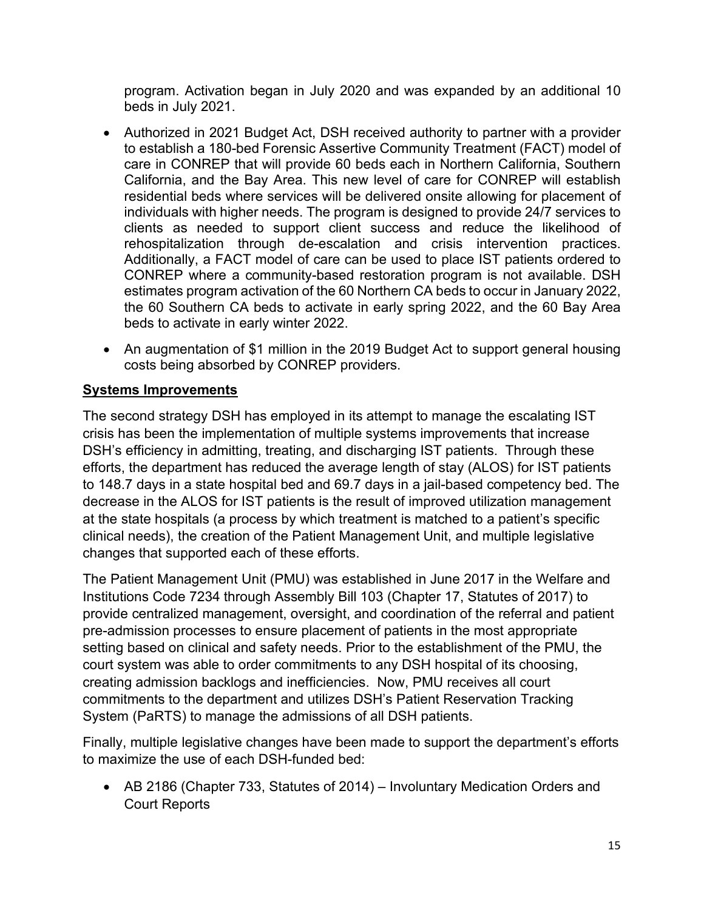program. Activation began in July 2020 and was expanded by an additional 10 beds in July 2021.

- Authorized in 2021 Budget Act, DSH received authority to partner with a provider to establish a 180-bed Forensic Assertive Community Treatment (FACT) model of care in CONREP that will provide 60 beds each in Northern California, Southern California, and the Bay Area. This new level of care for CONREP will establish residential beds where services will be delivered onsite allowing for placement of individuals with higher needs. The program is designed to provide 24/7 services to clients as needed to support client success and reduce the likelihood of rehospitalization through de-escalation and crisis intervention practices. Additionally, a FACT model of care can be used to place IST patients ordered to CONREP where a community-based restoration program is not available. DSH estimates program activation of the 60 Northern CA beds to occur in January 2022, the 60 Southern CA beds to activate in early spring 2022, and the 60 Bay Area beds to activate in early winter 2022.
- An augmentation of $1 million in the 2019 Budget Act to support general housing costs being absorbed by CONREP providers.

**Systems Improvements**

The second strategy DSH has employed in its attempt to manage the escalating IST crisis has been the implementation of multiple systems improvements that increase DSH's efficiency in admitting, treating, and discharging IST patients. Through these efforts, the department has reduced the average length of stay (ALOS) for IST patients to 148.7 days in a state hospital bed and 69.7 days in a jail-based competency bed. The decrease in the ALOS for IST patients is the result of improved utilization management at the state hospitals (a process by which treatment is matched to a patient's specific clinical needs), the creation of the Patient Management Unit, and multiple legislative changes that supported each of these efforts.

The Patient Management Unit (PMU) was established in June 2017 in the Welfare and Institutions Code 7234 through Assembly Bill 103 (Chapter 17, Statutes of 2017) to provide centralized management, oversight, and coordination of the referral and patient pre-admission processes to ensure placement of patients in the most appropriate setting based on clinical and safety needs. Prior to the establishment of the PMU, the court system was able to order commitments to any DSH hospital of its choosing, creating admission backlogs and inefficiencies. Now, PMU receives all court commitments to the department and utilizes DSH's Patient Reservation Tracking System (PaRTS) to manage the admissions of all DSH patients.

Finally, multiple legislative changes have been made to support the department's efforts to maximize the use of each DSH-funded bed:

- AB 2186 (Chapter 733, Statutes of 2014) – Involuntary Medication Orders and Court Reports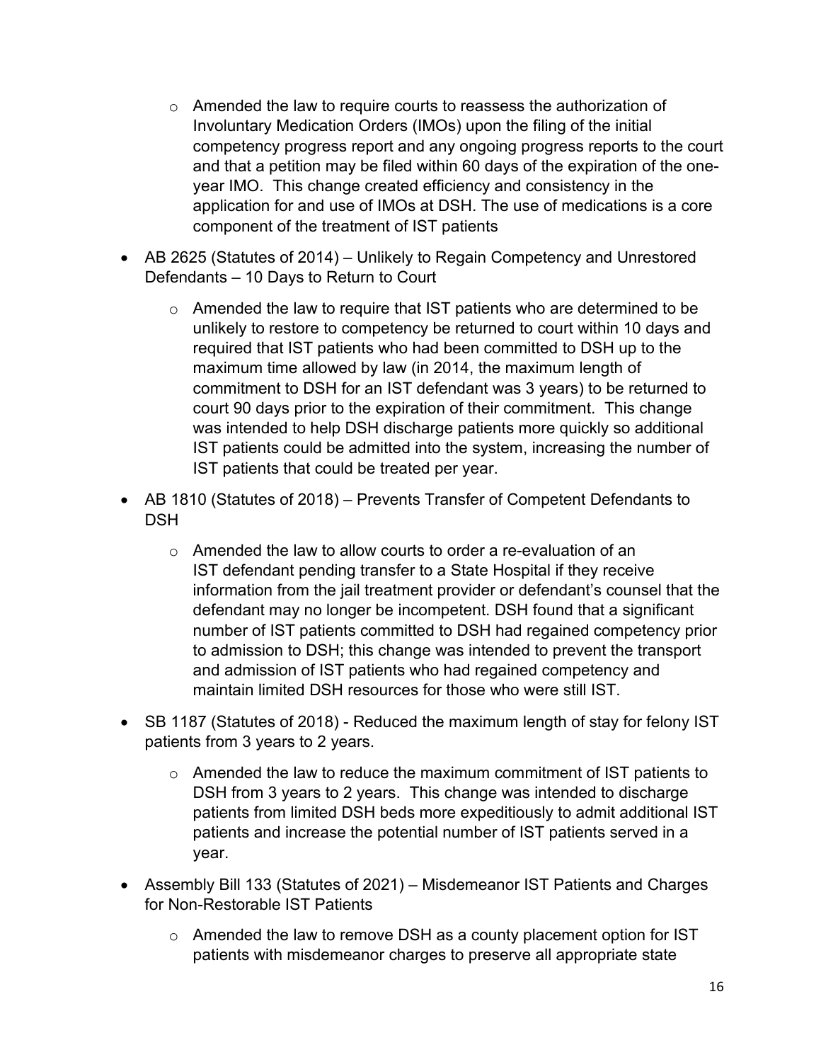- Amended the law to require courts to reassess the authorization of Involuntary Medication Orders (IMOs) upon the filing of the initial competency progress report and any ongoing progress reports to the court and that a petition may be filed within 60 days of the expiration of the one-year IMO. This change created efficiency and consistency in the application for and use of IMOs at DSH. The use of medications is a core component of the treatment of IST patients

- AB 2625 (Statutes of 2014) – Unlikely to Regain Competency and Unrestored Defendants – 10 Days to Return to Court
  - Amended the law to require that IST patients who are determined to be unlikely to restore to competency be returned to court within 10 days and required that IST patients who had been committed to DSH up to the maximum time allowed by law (in 2014, the maximum length of commitment to DSH for an IST defendant was 3 years) to be returned to court 90 days prior to the expiration of their commitment. This change was intended to help DSH discharge patients more quickly so additional IST patients could be admitted into the system, increasing the number of IST patients that could be treated per year.

- AB 1810 (Statutes of 2018) – Prevents Transfer of Competent Defendants to DSH
  - Amended the law to allow courts to order a re-evaluation of an IST defendant pending transfer to a State Hospital if they receive information from the jail treatment provider or defendant's counsel that the defendant may no longer be incompetent. DSH found that a significant number of IST patients committed to DSH had regained competency prior to admission to DSH; this change was intended to prevent the transport and admission of IST patients who had regained competency and maintain limited DSH resources for those who were still IST.

- SB 1187 (Statutes of 2018) - Reduced the maximum length of stay for felony IST patients from 3 years to 2 years.
  - Amended the law to reduce the maximum commitment of IST patients to DSH from 3 years to 2 years. This change was intended to discharge patients from limited DSH beds more expeditiously to admit additional IST patients and increase the potential number of IST patients served in a year.

- Assembly Bill 133 (Statutes of 2021) – Misdemeanor IST Patients and Charges for Non-Restorable IST Patients
  - Amended the law to remove DSH as a county placement option for IST patients with misdemeanor charges to preserve all appropriate state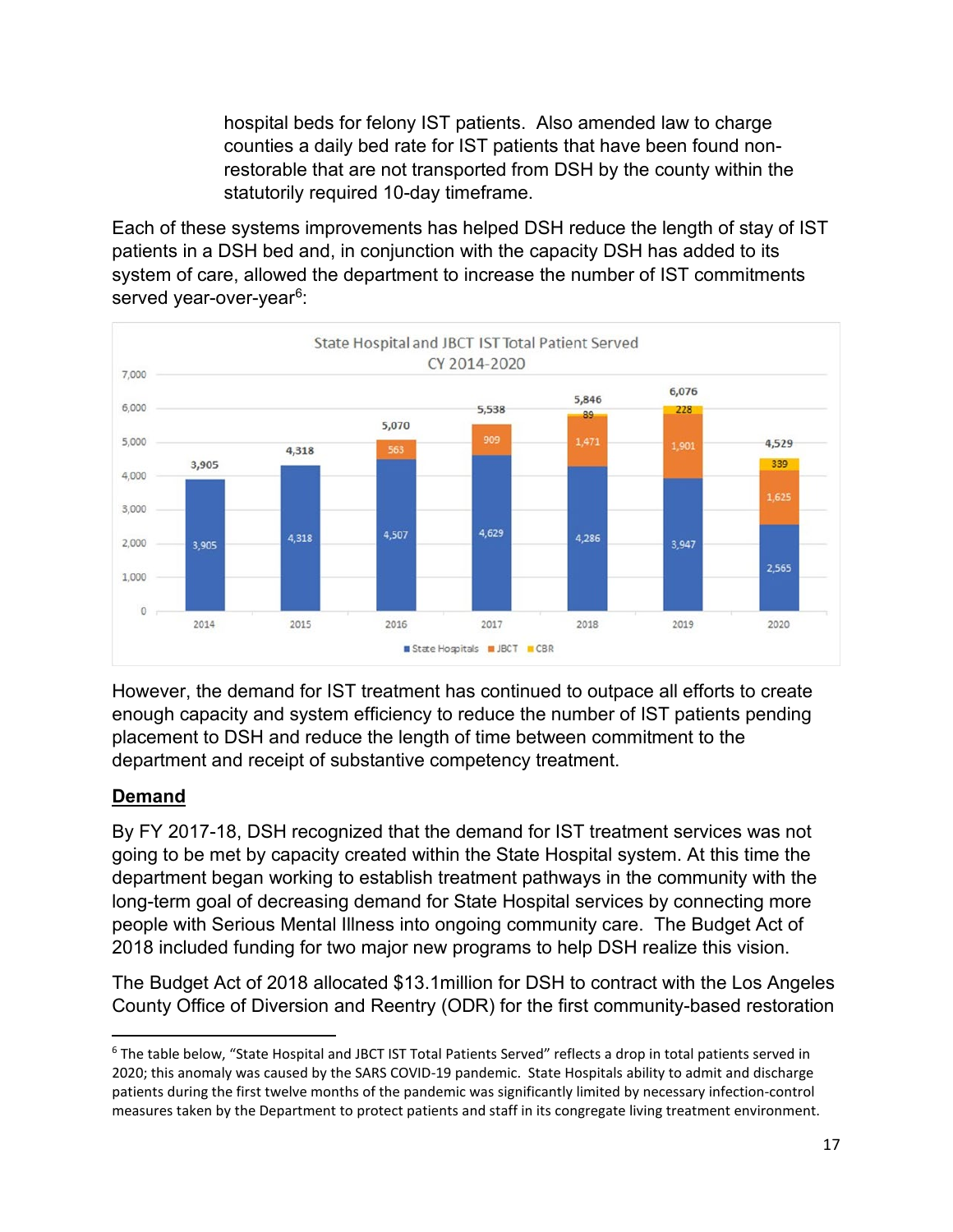hospital beds for felony IST patients. Also amended law to charge counties a daily bed rate for IST patients that have been found non-restorable that are not transported from DSH by the county within the statutorily required 10-day timeframe.

Each of these systems improvements has helped DSH reduce the length of stay of IST patients in a DSH bed and, in conjunction with the capacity DSH has added to its system of care, allowed the department to increase the number of IST commitments served year-over-year[6]:

State Hospital and JBCT IST Total Patient Served CY 2014-2020

| Year | State Hospitals | JBCT | CBR | Total |
|---|---|---|---|---|
| 2014 | 3,905 | | | 3,905 |
| 2015 | 4,318 | | | 4,318 |
| 2016 | 4,507 | 563 | | 5,070 |
| 2017 | 4,629 | 909 | | 5,538 |
| 2018 | 4,286 | 1,471 | 89 | 5,846 |
| 2019 | 3,947 | 1,901 | 228 | 6,076 |
| 2020 | 2,565 | 1,625 | 339 | 4,529 |

However, the demand for IST treatment has continued to outpace all efforts to create enough capacity and system efficiency to reduce the number of IST patients pending placement to DSH and reduce the length of time between commitment to the department and receipt of substantive competency treatment.

## Demand

By FY 2017-18, DSH recognized that the demand for IST treatment services was not going to be met by capacity created within the State Hospital system. At this time the department began working to establish treatment pathways in the community with the long-term goal of decreasing demand for State Hospital services by connecting more people with Serious Mental Illness into ongoing community care. The Budget Act of 2018 included funding for two major new programs to help DSH realize this vision.

The Budget Act of 2018 allocated $13.1million for DSH to contract with the Los Angeles County Office of Diversion and Reentry (ODR) for the first community-based restoration

[6] The table below, "State Hospital and JBCT IST Total Patients Served" reflects a drop in total patients served in 2020; this anomaly was caused by the SARS COVID-19 pandemic. State Hospitals ability to admit and discharge patients during the first twelve months of the pandemic was significantly limited by necessary infection-control measures taken by the Department to protect patients and staff in its congregate living treatment environment.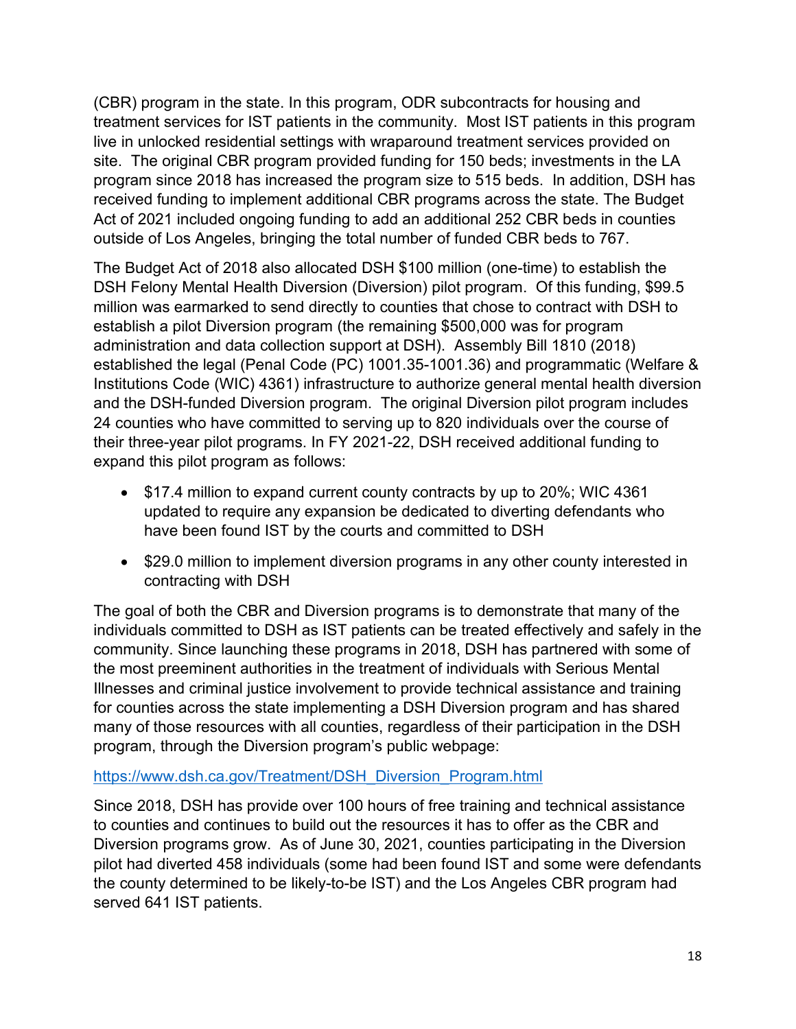(CBR) program in the state. In this program, ODR subcontracts for housing and treatment services for IST patients in the community. Most IST patients in this program live in unlocked residential settings with wraparound treatment services provided on site. The original CBR program provided funding for 150 beds; investments in the LA program since 2018 has increased the program size to 515 beds. In addition, DSH has received funding to implement additional CBR programs across the state. The Budget Act of 2021 included ongoing funding to add an additional 252 CBR beds in counties outside of Los Angeles, bringing the total number of funded CBR beds to 767.

The Budget Act of 2018 also allocated DSH $100 million (one-time) to establish the DSH Felony Mental Health Diversion (Diversion) pilot program. Of this funding, $99.5 million was earmarked to send directly to counties that chose to contract with DSH to establish a pilot Diversion program (the remaining $500,000 was for program administration and data collection support at DSH). Assembly Bill 1810 (2018) established the legal (Penal Code (PC) 1001.35-1001.36) and programmatic (Welfare & Institutions Code (WIC) 4361) infrastructure to authorize general mental health diversion and the DSH-funded Diversion program. The original Diversion pilot program includes 24 counties who have committed to serving up to 820 individuals over the course of their three-year pilot programs. In FY 2021-22, DSH received additional funding to expand this pilot program as follows:

- $17.4 million to expand current county contracts by up to 20%; WIC 4361 updated to require any expansion be dedicated to diverting defendants who have been found IST by the courts and committed to DSH
- $29.0 million to implement diversion programs in any other county interested in contracting with DSH

The goal of both the CBR and Diversion programs is to demonstrate that many of the individuals committed to DSH as IST patients can be treated effectively and safely in the community. Since launching these programs in 2018, DSH has partnered with some of the most preeminent authorities in the treatment of individuals with Serious Mental Illnesses and criminal justice involvement to provide technical assistance and training for counties across the state implementing a DSH Diversion program and has shared many of those resources with all counties, regardless of their participation in the DSH program, through the Diversion program's public webpage:

https://www.dsh.ca.gov/Treatment/DSH_Diversion_Program.html

Since 2018, DSH has provide over 100 hours of free training and technical assistance to counties and continues to build out the resources it has to offer as the CBR and Diversion programs grow. As of June 30, 2021, counties participating in the Diversion pilot had diverted 458 individuals (some had been found IST and some were defendants the county determined to be likely-to-be IST) and the Los Angeles CBR program had served 641 IST patients.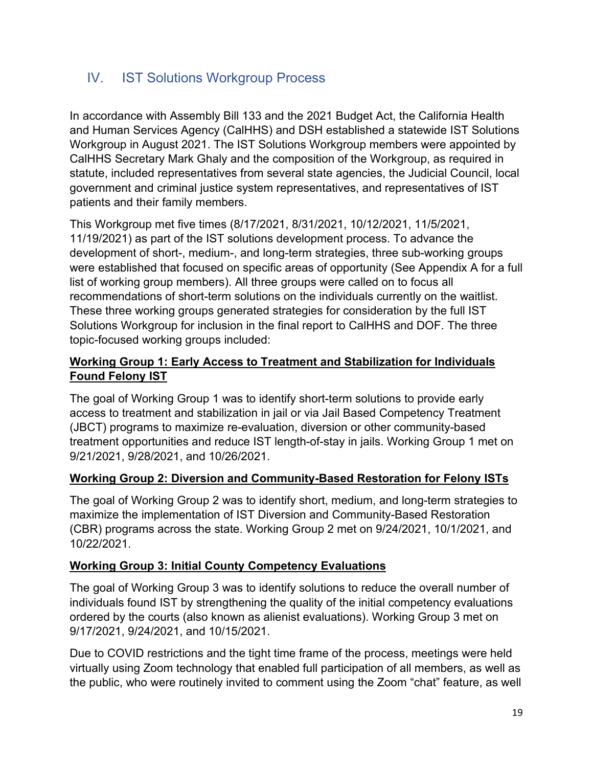## IV. IST Solutions Workgroup Process

In accordance with Assembly Bill 133 and the 2021 Budget Act, the California Health and Human Services Agency (CalHHS) and DSH established a statewide IST Solutions Workgroup in August 2021. The IST Solutions Workgroup members were appointed by CalHHS Secretary Mark Ghaly and the composition of the Workgroup, as required in statute, included representatives from several state agencies, the Judicial Council, local government and criminal justice system representatives, and representatives of IST patients and their family members.

This Workgroup met five times (8/17/2021, 8/31/2021, 10/12/2021, 11/5/2021, 11/19/2021) as part of the IST solutions development process. To advance the development of short-, medium-, and long-term strategies, three sub-working groups were established that focused on specific areas of opportunity (See Appendix A for a full list of working group members). All three groups were called on to focus all recommendations of short-term solutions on the individuals currently on the waitlist. These three working groups generated strategies for consideration by the full IST Solutions Workgroup for inclusion in the final report to CalHHS and DOF. The three topic-focused working groups included:

**Working Group 1: Early Access to Treatment and Stabilization for Individuals Found Felony IST**

The goal of Working Group 1 was to identify short-term solutions to provide early access to treatment and stabilization in jail or via Jail Based Competency Treatment (JBCT) programs to maximize re-evaluation, diversion or other community-based treatment opportunities and reduce IST length-of-stay in jails. Working Group 1 met on 9/21/2021, 9/28/2021, and 10/26/2021.

**Working Group 2: Diversion and Community-Based Restoration for Felony ISTs**

The goal of Working Group 2 was to identify short, medium, and long-term strategies to maximize the implementation of IST Diversion and Community-Based Restoration (CBR) programs across the state. Working Group 2 met on 9/24/2021, 10/1/2021, and 10/22/2021.

**Working Group 3: Initial County Competency Evaluations**

The goal of Working Group 3 was to identify solutions to reduce the overall number of individuals found IST by strengthening the quality of the initial competency evaluations ordered by the courts (also known as alienist evaluations). Working Group 3 met on 9/17/2021, 9/24/2021, and 10/15/2021.

Due to COVID restrictions and the tight time frame of the process, meetings were held virtually using Zoom technology that enabled full participation of all members, as well as the public, who were routinely invited to comment using the Zoom "chat" feature, as well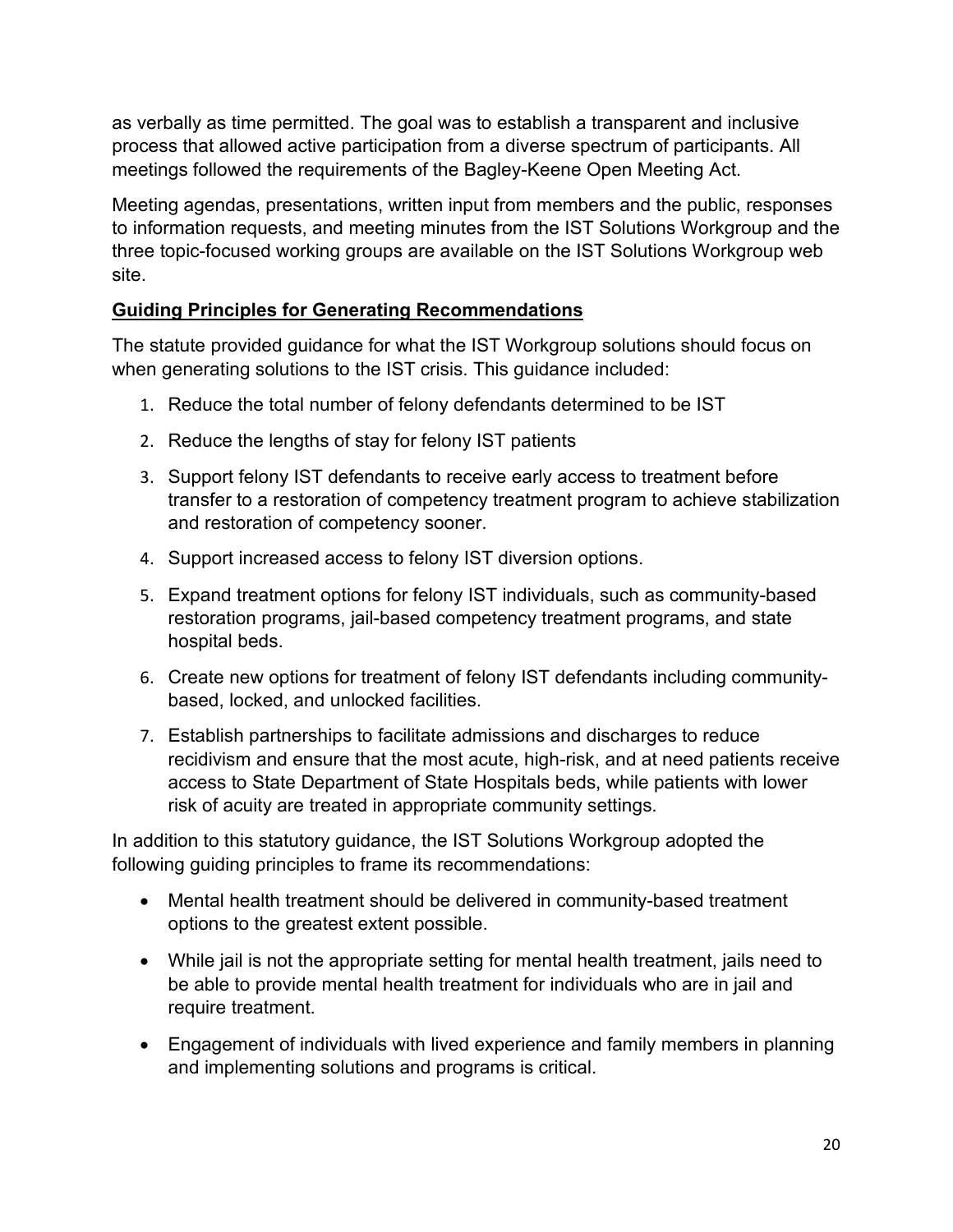as verbally as time permitted. The goal was to establish a transparent and inclusive process that allowed active participation from a diverse spectrum of participants. All meetings followed the requirements of the Bagley-Keene Open Meeting Act.

Meeting agendas, presentations, written input from members and the public, responses to information requests, and meeting minutes from the IST Solutions Workgroup and the three topic-focused working groups are available on the IST Solutions Workgroup web site.

## **Guiding Principles for Generating Recommendations**

The statute provided guidance for what the IST Workgroup solutions should focus on when generating solutions to the IST crisis. This guidance included:

1. Reduce the total number of felony defendants determined to be IST
2. Reduce the lengths of stay for felony IST patients
3. Support felony IST defendants to receive early access to treatment before transfer to a restoration of competency treatment program to achieve stabilization and restoration of competency sooner.
4. Support increased access to felony IST diversion options.
5. Expand treatment options for felony IST individuals, such as community-based restoration programs, jail-based competency treatment programs, and state hospital beds.
6. Create new options for treatment of felony IST defendants including community-based, locked, and unlocked facilities.
7. Establish partnerships to facilitate admissions and discharges to reduce recidivism and ensure that the most acute, high-risk, and at need patients receive access to State Department of State Hospitals beds, while patients with lower risk of acuity are treated in appropriate community settings.

In addition to this statutory guidance, the IST Solutions Workgroup adopted the following guiding principles to frame its recommendations:

- Mental health treatment should be delivered in community-based treatment options to the greatest extent possible.
- While jail is not the appropriate setting for mental health treatment, jails need to be able to provide mental health treatment for individuals who are in jail and require treatment.
- Engagement of individuals with lived experience and family members in planning and implementing solutions and programs is critical.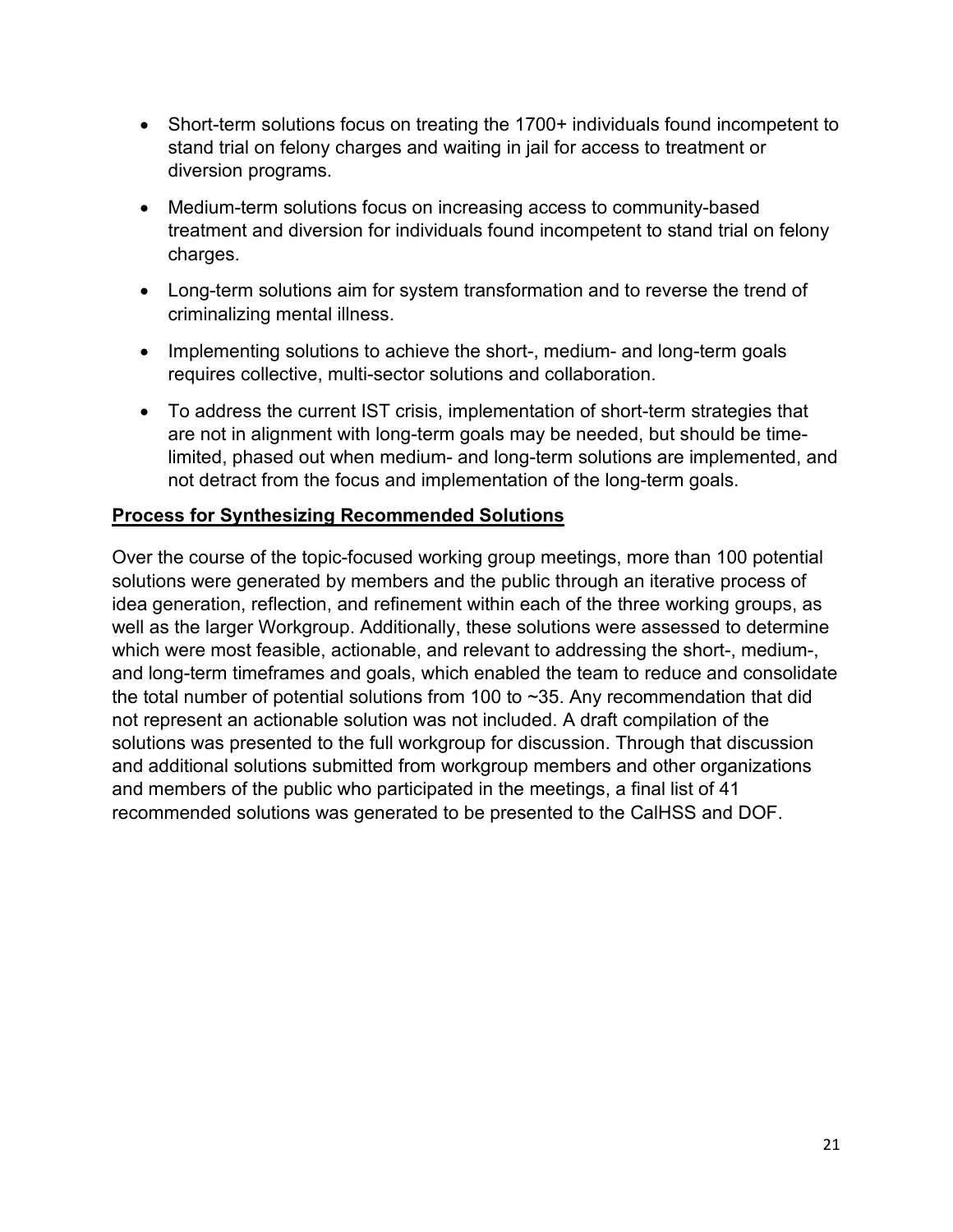- Short-term solutions focus on treating the 1700+ individuals found incompetent to stand trial on felony charges and waiting in jail for access to treatment or diversion programs.
- Medium-term solutions focus on increasing access to community-based treatment and diversion for individuals found incompetent to stand trial on felony charges.
- Long-term solutions aim for system transformation and to reverse the trend of criminalizing mental illness.
- Implementing solutions to achieve the short-, medium- and long-term goals requires collective, multi-sector solutions and collaboration.
- To address the current IST crisis, implementation of short-term strategies that are not in alignment with long-term goals may be needed, but should be time-limited, phased out when medium- and long-term solutions are implemented, and not detract from the focus and implementation of the long-term goals.

**Process for Synthesizing Recommended Solutions**

Over the course of the topic-focused working group meetings, more than 100 potential solutions were generated by members and the public through an iterative process of idea generation, reflection, and refinement within each of the three working groups, as well as the larger Workgroup. Additionally, these solutions were assessed to determine which were most feasible, actionable, and relevant to addressing the short-, medium-, and long-term timeframes and goals, which enabled the team to reduce and consolidate the total number of potential solutions from 100 to ~35. Any recommendation that did not represent an actionable solution was not included. A draft compilation of the solutions was presented to the full workgroup for discussion. Through that discussion and additional solutions submitted from workgroup members and other organizations and members of the public who participated in the meetings, a final list of 41 recommended solutions was generated to be presented to the CalHSS and DOF.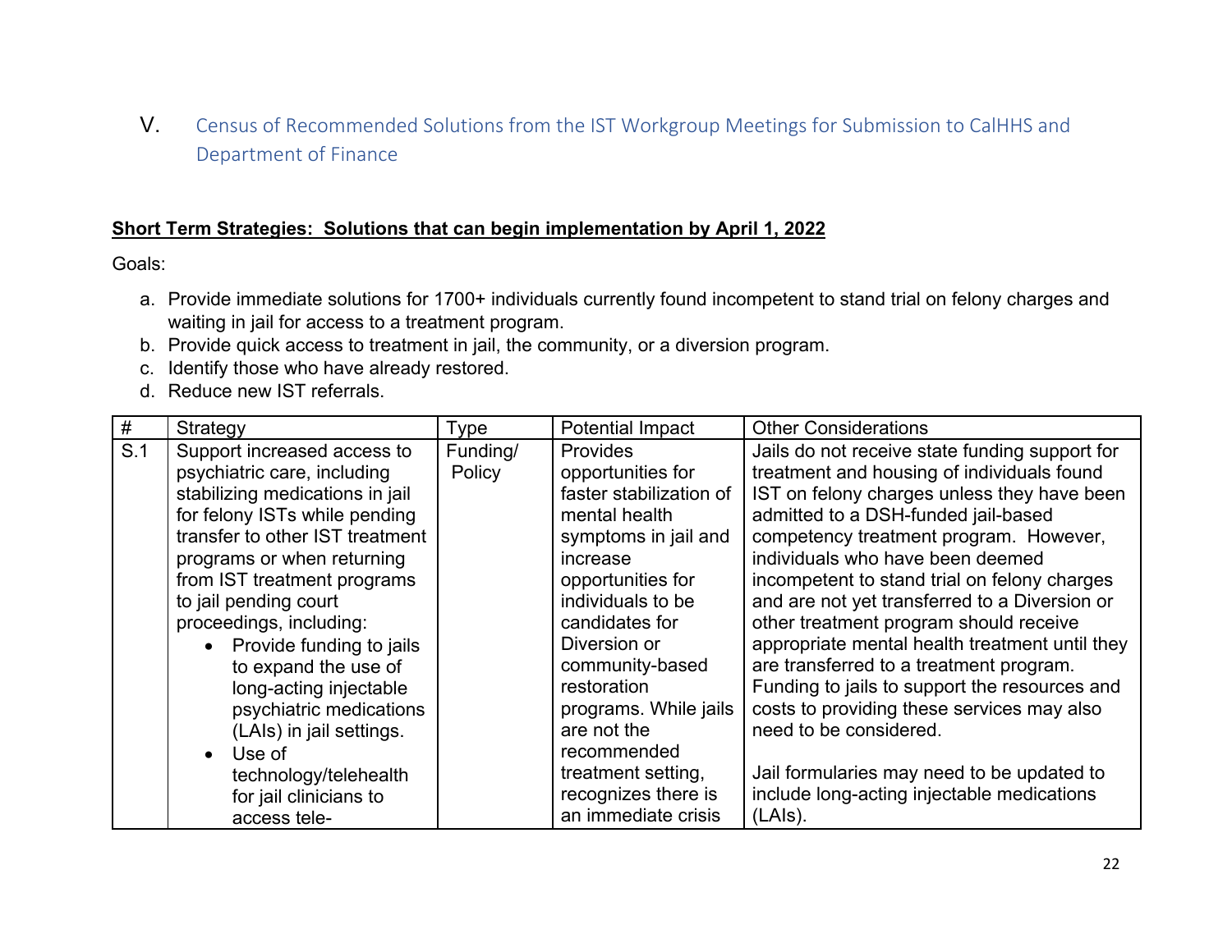## V. Census of Recommended Solutions from the IST Workgroup Meetings for Submission to CalHHS and Department of Finance

**<u>Short Term Strategies: Solutions that can begin implementation by April 1, 2022</u>**

Goals:

a. Provide immediate solutions for 1700+ individuals currently found incompetent to stand trial on felony charges and waiting in jail for access to a treatment program.
b. Provide quick access to treatment in jail, the community, or a diversion program.
c. Identify those who have already restored.
d. Reduce new IST referrals.

| # | Strategy | Type | Potential Impact | Other Considerations |
|---|---|---|---|---|
| S.1 | Support increased access to psychiatric care, including stabilizing medications in jail for felony ISTs while pending transfer to other IST treatment programs or when returning from IST treatment programs to jail pending court proceedings, including:<br>• Provide funding to jails to expand the use of long-acting injectable psychiatric medications (LAIs) in jail settings.<br>• Use of technology/telehealth for jail clinicians to access tele- | Funding/ Policy | Provides opportunities for faster stabilization of mental health symptoms in jail and increase opportunities for individuals to be candidates for Diversion or community-based restoration programs. While jails are not the recommended treatment setting, recognizes there is an immediate crisis | Jails do not receive state funding support for treatment and housing of individuals found IST on felony charges unless they have been admitted to a DSH-funded jail-based competency treatment program. However, individuals who have deemed incompetent to stand trial on felony charges and are not yet transferred to a Diversion or other treatment program should receive appropriate mental health treatment until they are transferred to a treatment program. Funding to jails to support the resources and costs to providing these services may also need to be considered.<br><br>Jail formularies may need to be updated to include long-acting injectable medications (LAIs). |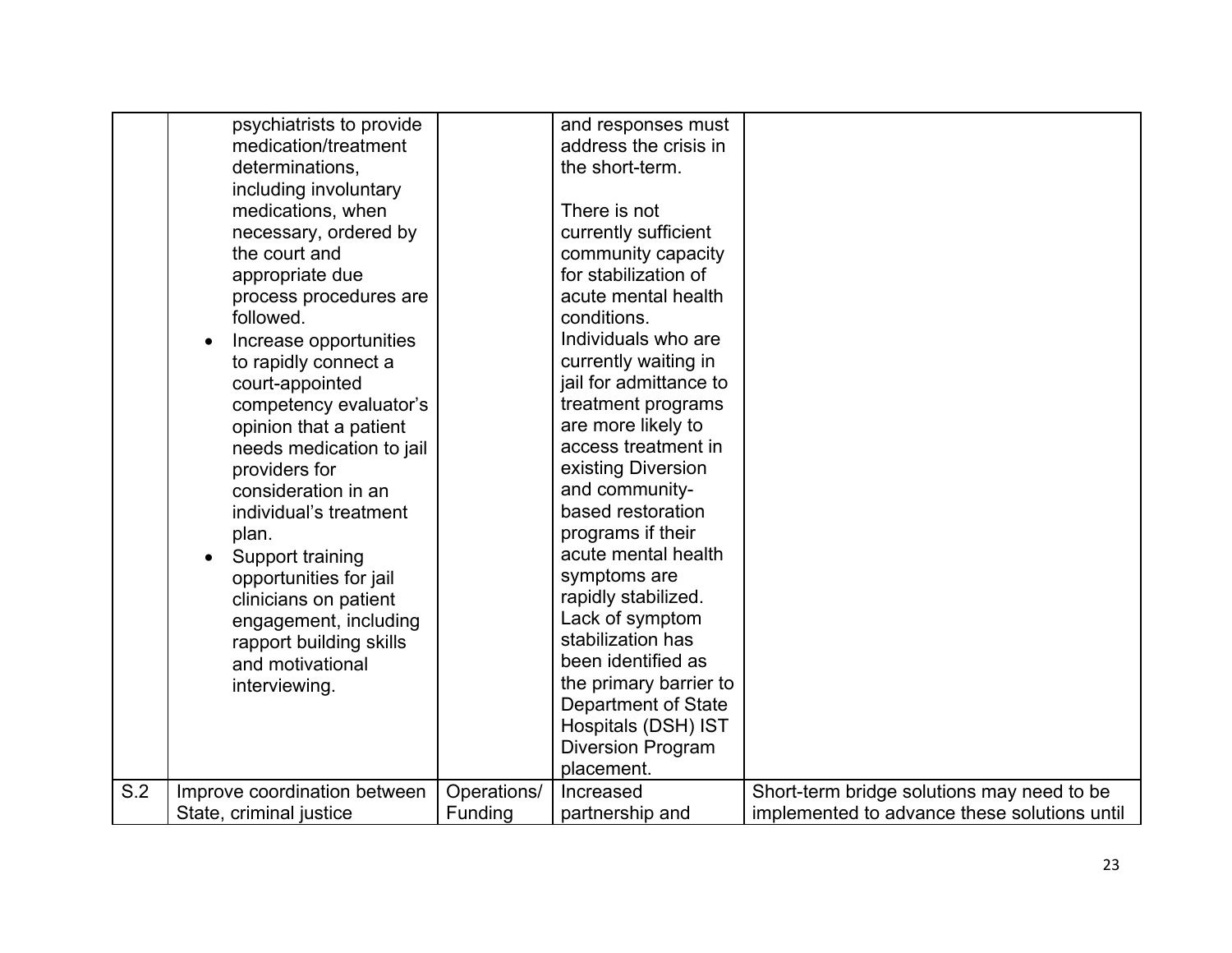| | | | | |
|---|---|---|---|---|
| | psychiatrists to provide medication/treatment determinations, including involuntary medications, when necessary, ordered by the court and appropriate due process procedures are followed.<br>• Increase opportunities to rapidly connect a court-appointed competency evaluator's opinion that a patient needs medication to jail providers for consideration in an individual's treatment plan.<br>• Support training opportunities for jail clinicians on patient engagement, including rapport building skills and motivational interviewing. | | and responses must address the crisis in the short-term.<br><br>There is not currently sufficient community capacity for stabilization of acute mental health conditions. Individuals who are currently waiting in jail for admittance to treatment programs are more likely to access treatment in existing Diversion and community-based restoration programs if their acute mental health symptoms are rapidly stabilized. Lack of symptom stabilization has been identified as the primary barrier to Department of State Hospitals (DSH) IST Diversion Program placement. | |
| S.2 | Improve coordination between State, criminal justice | Operations/ Funding | Increased partnership and | Short-term bridge solutions may need to be implemented to advance these solutions until |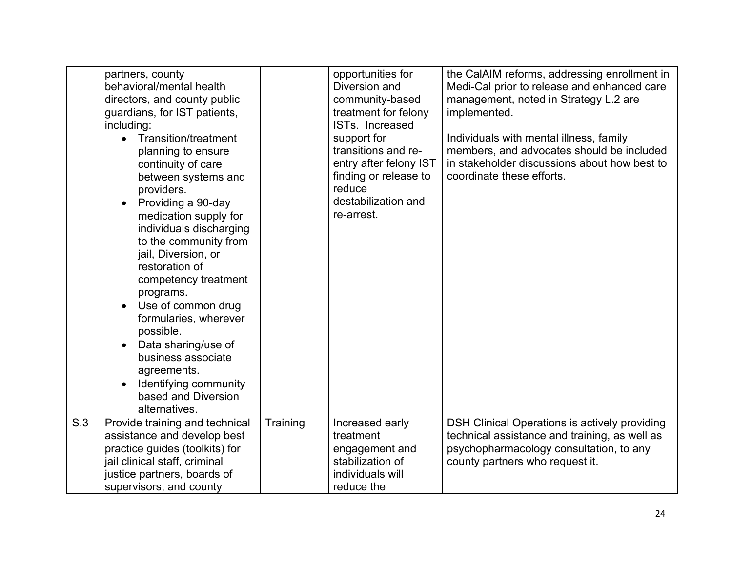| | | | | |
|---|---|---|---|---|
| | partners, county behavioral/mental health directors, and county public guardians, for IST patients, including:<br>• Transition/treatment planning to ensure continuity of care between systems and providers.<br>• Providing a 90-day medication supply for individuals discharging to the community from jail, Diversion, or restoration of competency treatment programs.<br>• Use of common drug formularies, wherever possible.<br>• Data sharing/use of business associate agreements.<br>• Identifying community based and Diversion alternatives. | | opportunities for Diversion and community-based treatment for felony ISTs. Increased support for transitions and re-entry after felony IST finding or release to reduce destabilization and re-arrest. | the CalAIM reforms, addressing enrollment in Medi-Cal prior to release and enhanced care management, noted in Strategy L.2 are implemented.<br><br>Individuals with mental illness, family members, and advocates should be included in stakeholder discussions about how best to coordinate these efforts. |
| S.3 | Provide training and technical assistance and develop best practice guides (toolkits) for jail clinical staff, criminal justice partners, boards of supervisors, and county | Training | Increased early treatment engagement and stabilization of individuals will reduce the | DSH Clinical Operations is actively providing technical assistance and training, as well as psychopharmacology consultation, to any county partners who request it. |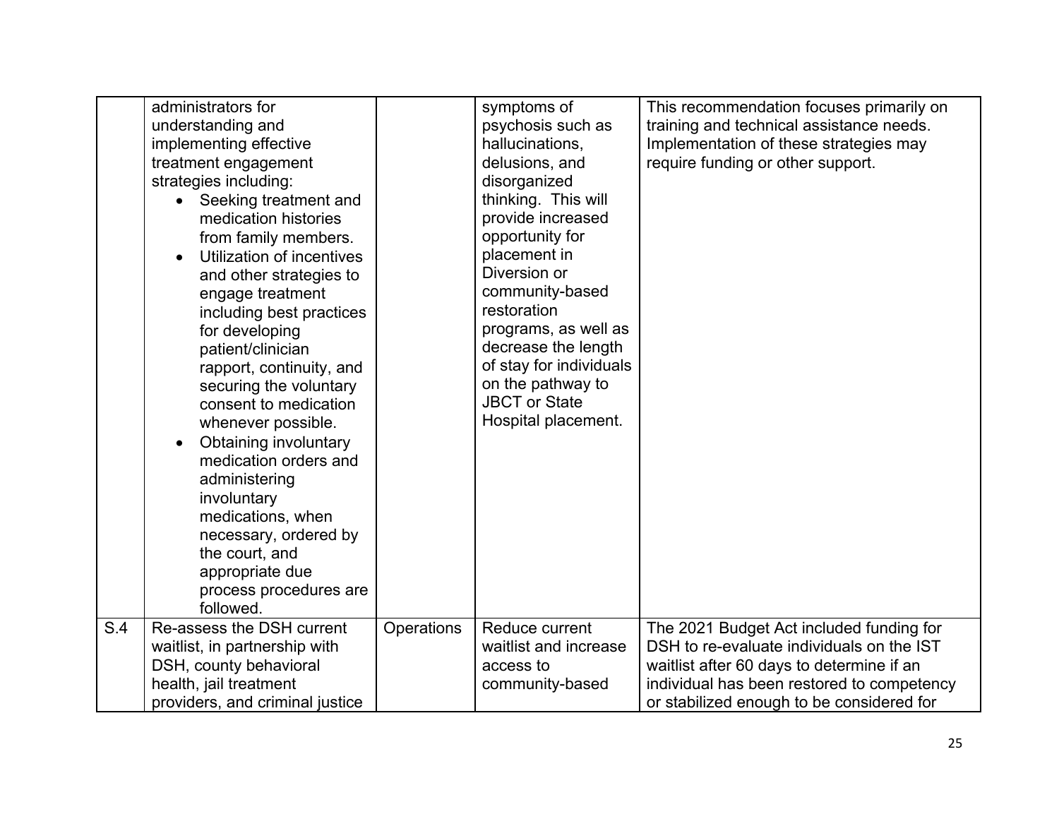| | | | | |
|---|---|---|---|---|
| | administrators for understanding and implementing effective treatment engagement strategies including:<br>• Seeking treatment and medication histories from family members.<br>• Utilization of incentives and other strategies to engage treatment including best practices for developing patient/clinician rapport, continuity, and securing the voluntary consent to medication whenever possible.<br>• Obtaining involuntary medication orders and administering involuntary medications, when necessary, ordered by the court, and appropriate due process procedures are followed. | | symptoms of psychosis such as hallucinations, delusions, and disorganized thinking. This will provide increased opportunity for placement in Diversion or community-based restoration programs, as well as decrease the length of stay for individuals on the pathway to JBCT or State Hospital placement. | This recommendation focuses primarily on training and technical assistance needs. Implementation of these strategies may require funding or other support. |
| S.4 | Re-assess the DSH current waitlist, in partnership with DSH, county behavioral health, jail treatment providers, and criminal justice | Operations | Reduce current waitlist and increase access to community-based | The 2021 Budget Act included funding for DSH to re-evaluate individuals on the IST waitlist after 60 days to determine if an individual has been restored to competency or stabilized enough to be considered for |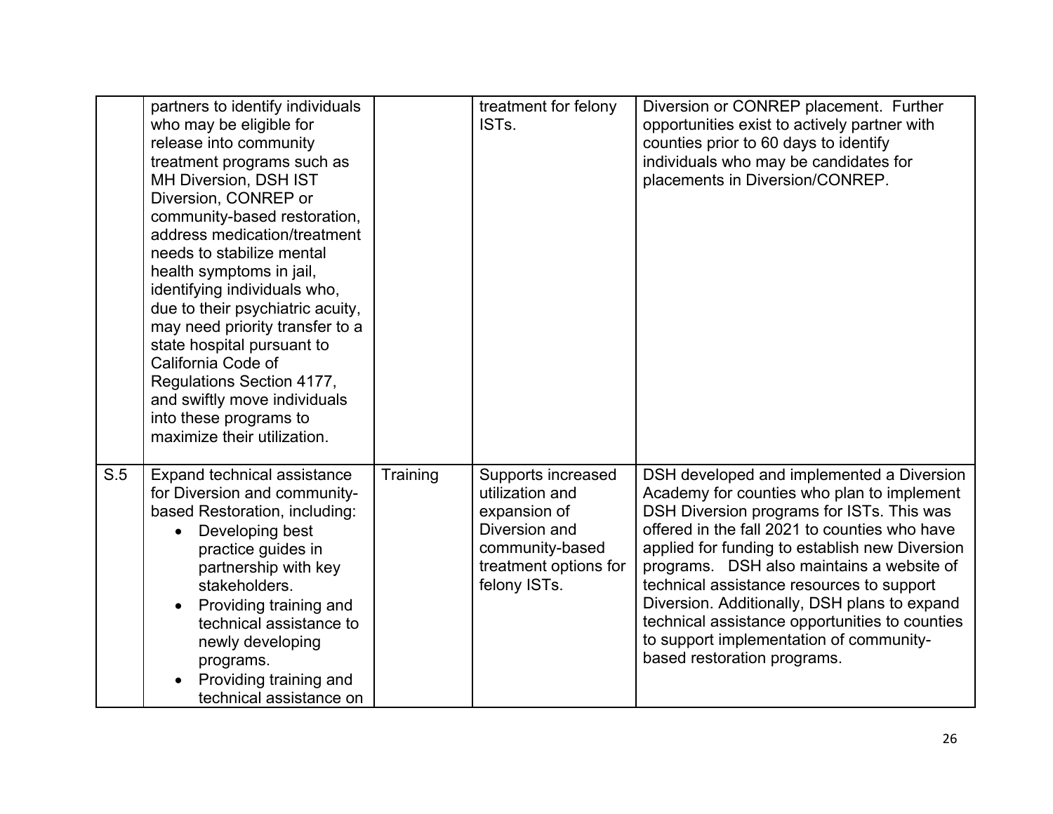| | | | | |
|---|---|---|---|---|
| | partners to identify individuals who may be eligible for release into community treatment programs such as MH Diversion, DSH IST Diversion, CONREP or community-based restoration, address medication/treatment needs to stabilize mental health symptoms in jail, identifying individuals who, due to their psychiatric acuity, may need priority transfer to a state hospital pursuant to California Code of Regulations Section 4177, and swiftly move individuals into these programs to maximize their utilization. | | treatment for felony ISTs. | Diversion or CONREP placement. Further opportunities exist to actively partner with counties prior to 60 days to identify individuals who may be candidates for placements in Diversion/CONREP. |
| S.5 | Expand technical assistance for Diversion and community-based Restoration, including:<br>• Developing best practice guides in partnership with key stakeholders.<br>• Providing training and technical assistance to newly developing programs.<br>• Providing training and technical assistance on | Training | Supports increased utilization and expansion of Diversion and community-based treatment options for felony ISTs. | DSH developed and implemented a Diversion Academy for counties who plan to implement DSH Diversion programs for ISTs. This was offered in the fall 2021 to counties who have applied for funding to establish new Diversion programs. DSH also maintains a website of technical assistance resources to support Diversion. Additionally, DSH plans to expand technical assistance opportunities to counties to support implementation of community-based restoration programs. |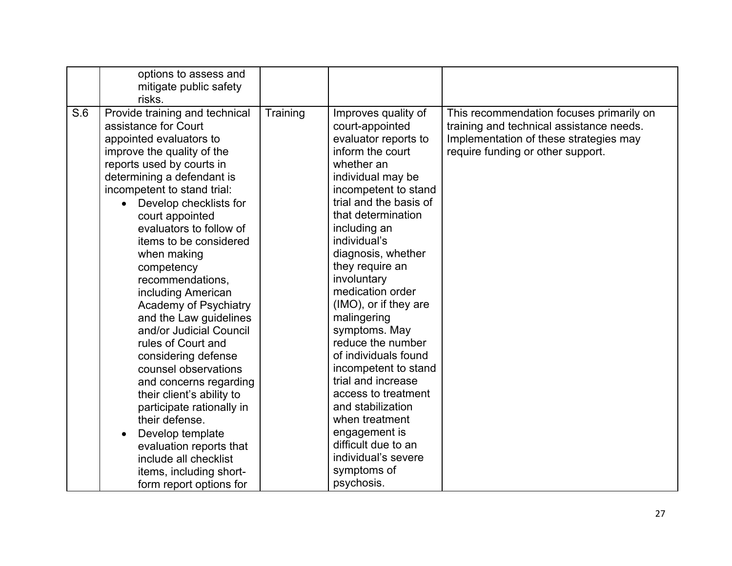|  |  |  |  |  |
|---|---|---|---|---|
|  | options to assess and mitigate public safety risks. |  |  |  |
| S.6 | Provide training and technical assistance for Court appointed evaluators to improve the quality of the reports used by courts in determining a defendant is incompetent to stand trial:<br>• Develop checklists for court appointed evaluators to follow of items to be considered when making competency recommendations, including American Academy of Psychiatry and the Law guidelines and/or Judicial Council rules of Court and considering defense counsel observations and concerns regarding their client's ability to participate rationally in their defense.<br>• Develop template evaluation reports that include all checklist items, including short-form report options for | Training | Improves quality of court-appointed evaluator reports to inform the court whether an individual may be incompetent to stand trial and the basis of that determination including an individual's diagnosis, whether they require an involuntary medication order (IMO), or if they are malingering symptoms. May reduce the number of individuals found incompetent to stand trial and increase access to treatment and stabilization when treatment engagement is difficult due to an individual's severe symptoms of psychosis. | This recommendation focuses primarily on training and technical assistance needs. Implementation of these strategies may require funding or other support. |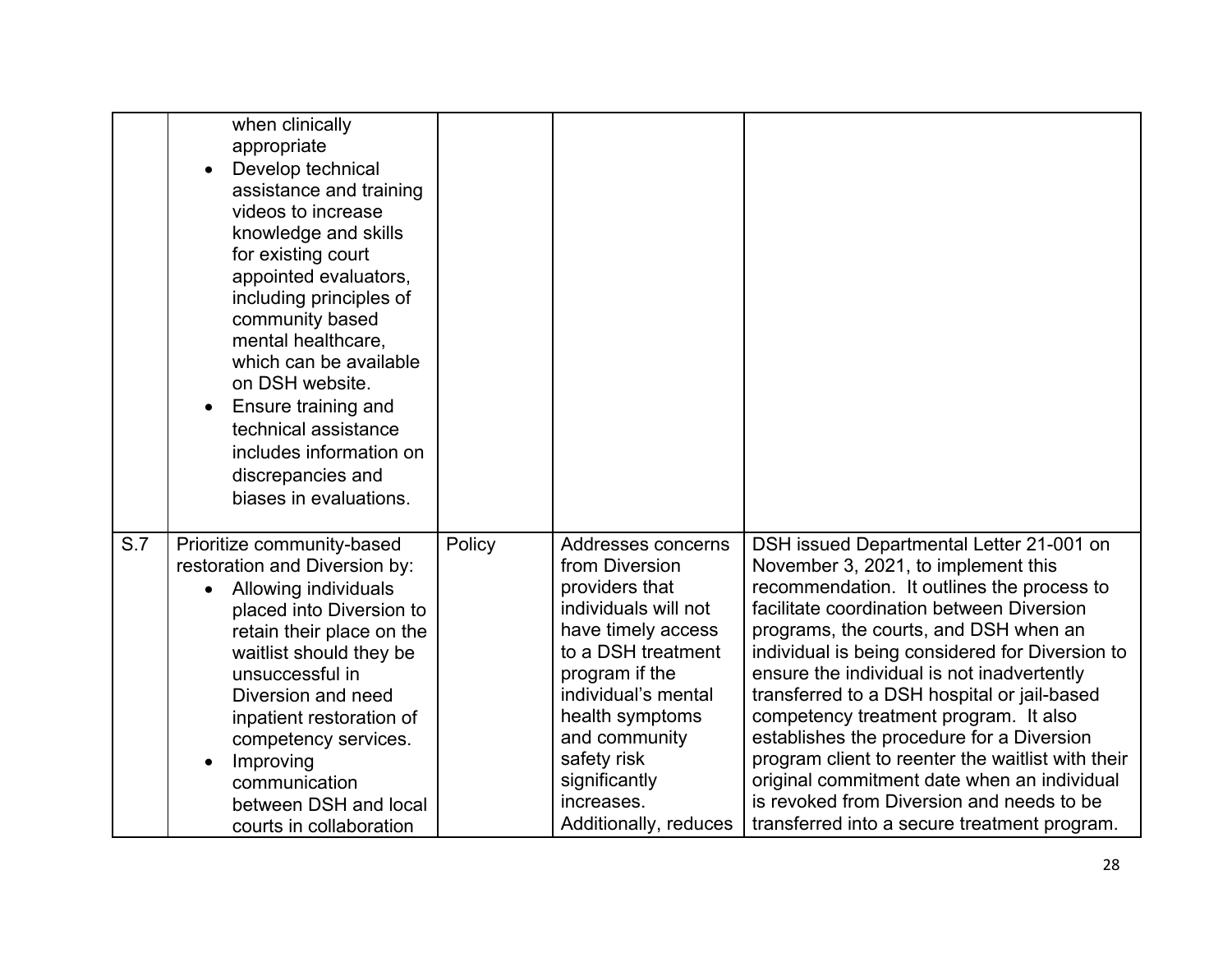| | | | | |
|---|---|---|---|---|
| | when clinically appropriate<br>• Develop technical assistance and training videos to increase knowledge and skills for existing court appointed evaluators, including principles of community based mental healthcare, which can be available on DSH website.<br>• Ensure training and technical assistance includes information on discrepancies and biases in evaluations. | | | |
| S.7 | Prioritize community-based restoration and Diversion by:<br>• Allowing individuals placed into Diversion to retain their place on the waitlist should they be unsuccessful in Diversion and need inpatient restoration of competency services.<br>• Improving communication between DSH and local courts in collaboration | Policy | Addresses concerns from Diversion providers that individuals will not have timely access to a DSH treatment program if the individual's mental health symptoms and community safety risk significantly increases. Additionally, reduces | DSH issued Departmental Letter 21-001 on November 3, 2021, to implement this recommendation. It outlines the process to facilitate coordination between Diversion programs, the courts, and DSH when an individual is being considered for Diversion to ensure the individual is not inadvertently transferred to a DSH hospital or jail-based competency treatment program. It also establishes the procedure for a Diversion program client to reenter the waitlist with their original commitment date when an individual is revoked from Diversion and needs to be transferred into a secure treatment program. |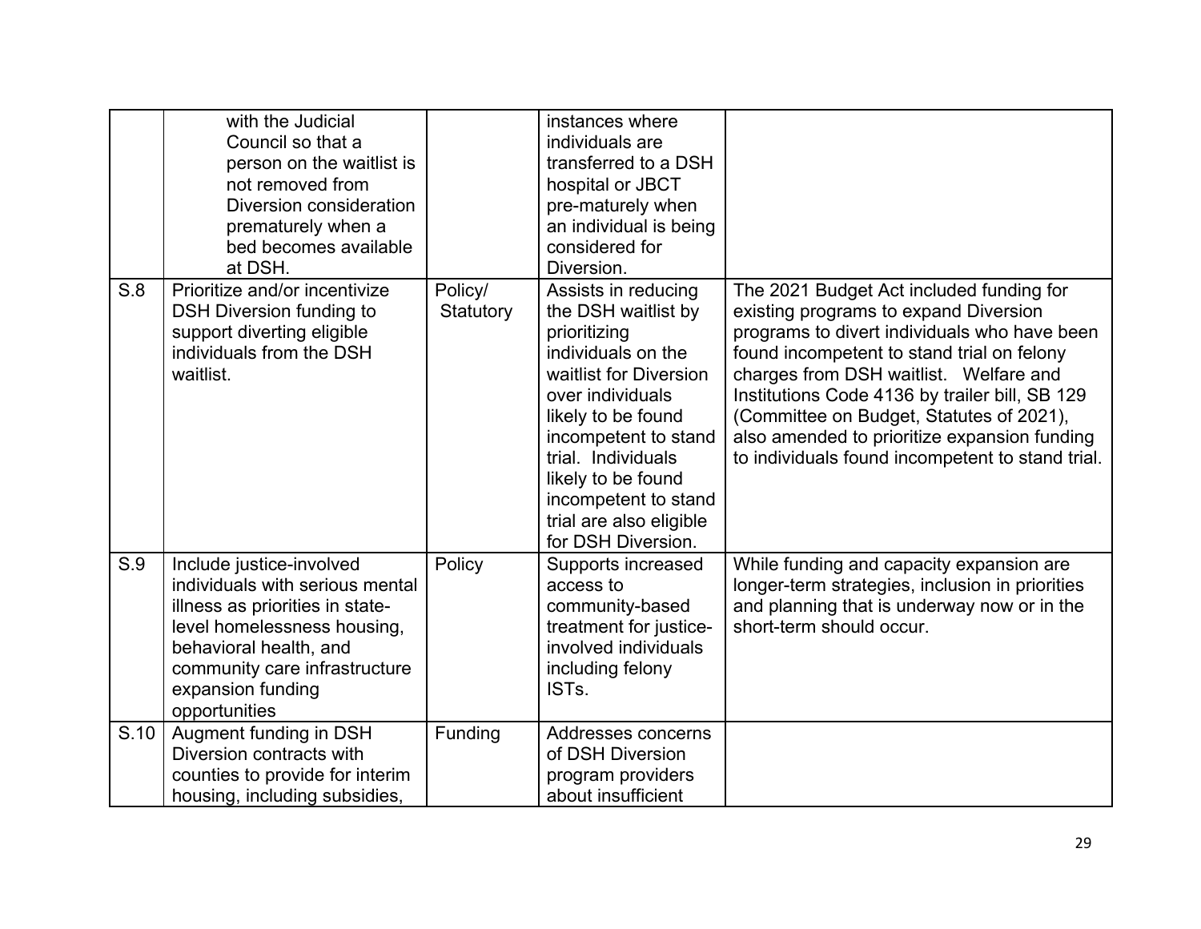| | | | | |
|---|---|---|---|---|
| | with the Judicial Council so that a person on the waitlist is not removed from Diversion consideration prematurely when a bed becomes available at DSH. | | instances where individuals are transferred to a DSH hospital or JBCT pre-maturely when an individual is being considered for Diversion. | |
| S.8 | Prioritize and/or incentivize DSH Diversion funding to support diverting eligible individuals from the DSH waitlist. | Policy/ Statutory | Assists in reducing the DSH waitlist by prioritizing individuals on the waitlist for Diversion over individuals likely to be found incompetent to stand trial. Individuals likely to be found incompetent to stand trial are also eligible for DSH Diversion. | The 2021 Budget Act included funding for existing programs to expand Diversion programs to divert individuals who have been found incompetent to stand trial on felony charges from DSH waitlist. Welfare and Institutions Code 4136 by trailer bill, SB 129 (Committee on Budget, Statutes of 2021), also amended to prioritize expansion funding to individuals found incompetent to stand trial. |
| S.9 | Include justice-involved individuals with serious mental illness as priorities in state-level homelessness housing, behavioral health, and community care infrastructure expansion funding opportunities | Policy | Supports increased access to community-based treatment for justice-involved individuals including felony ISTs. | While funding and capacity expansion are longer-term strategies, inclusion in priorities and planning that is underway now or in the short-term should occur. |
| S.10 | Augment funding in DSH Diversion contracts with counties to provide for interim housing, including subsidies, | Funding | Addresses concerns of DSH Diversion program providers about insufficient | |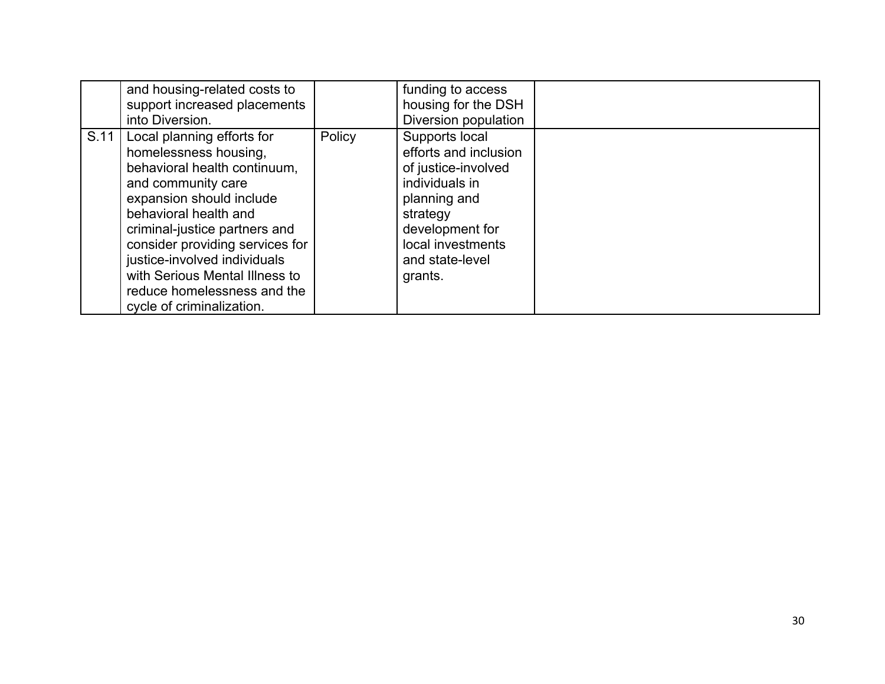| | | | | |
|---|---|---|---|---|
| | and housing-related costs to support increased placements into Diversion. | | funding to access housing for the DSH Diversion population | |
| S.11 | Local planning efforts for homelessness housing, behavioral health continuum, and community care expansion should include behavioral health and criminal-justice partners and consider providing services for justice-involved individuals with Serious Mental Illness to reduce homelessness and the cycle of criminalization. | Policy | Supports local efforts and inclusion of justice-involved individuals in planning and strategy development for local investments and state-level grants. | |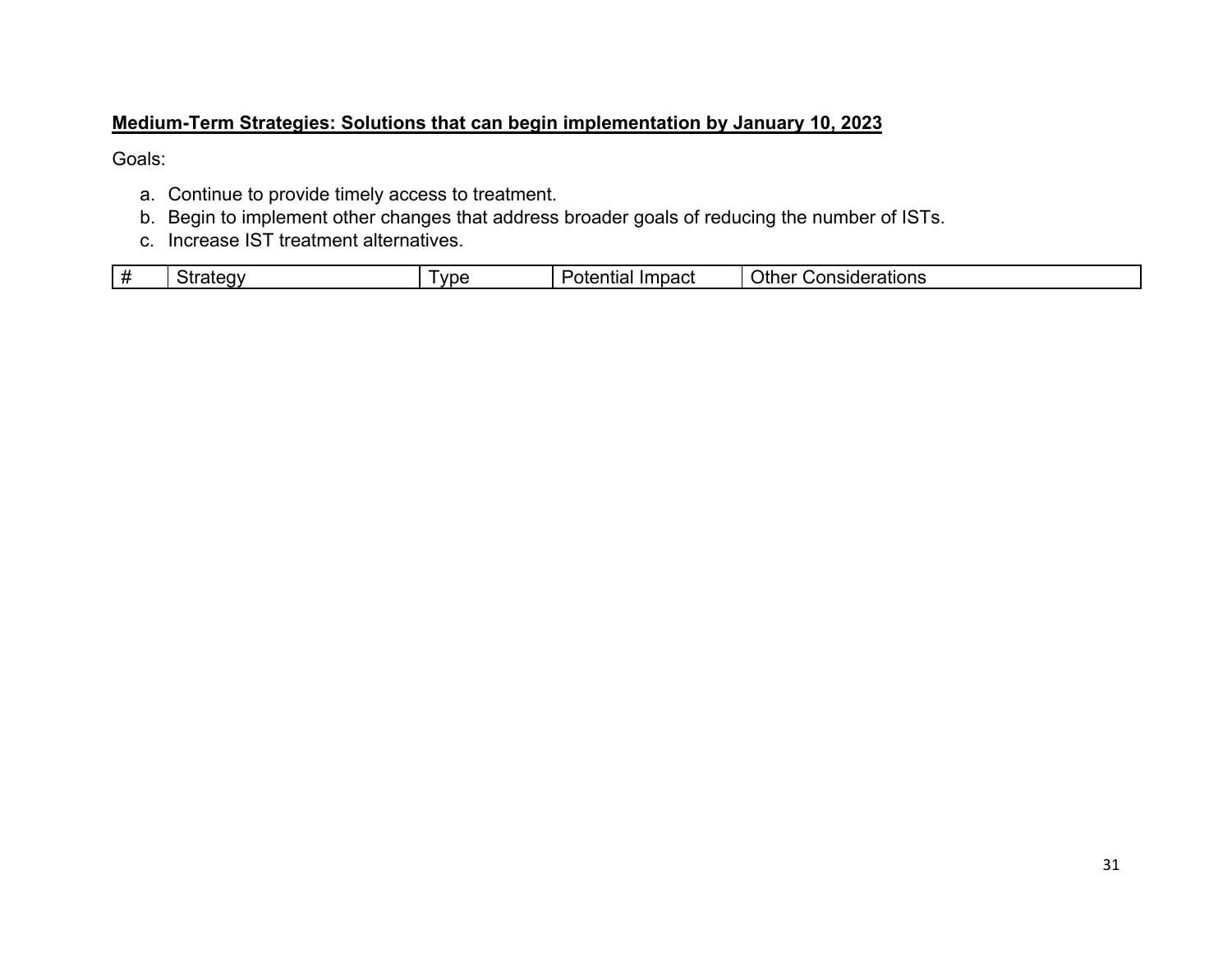**Medium-Term Strategies: Solutions that can begin implementation by January 10, 2023**

Goals:

a. Continue to provide timely access to treatment.
b. Begin to implement other changes that address broader goals of reducing the number of ISTs.
c. Increase IST treatment alternatives.

| # | Strategy | Type | Potential Impact | Other Considerations |
|---|---|---|---|---|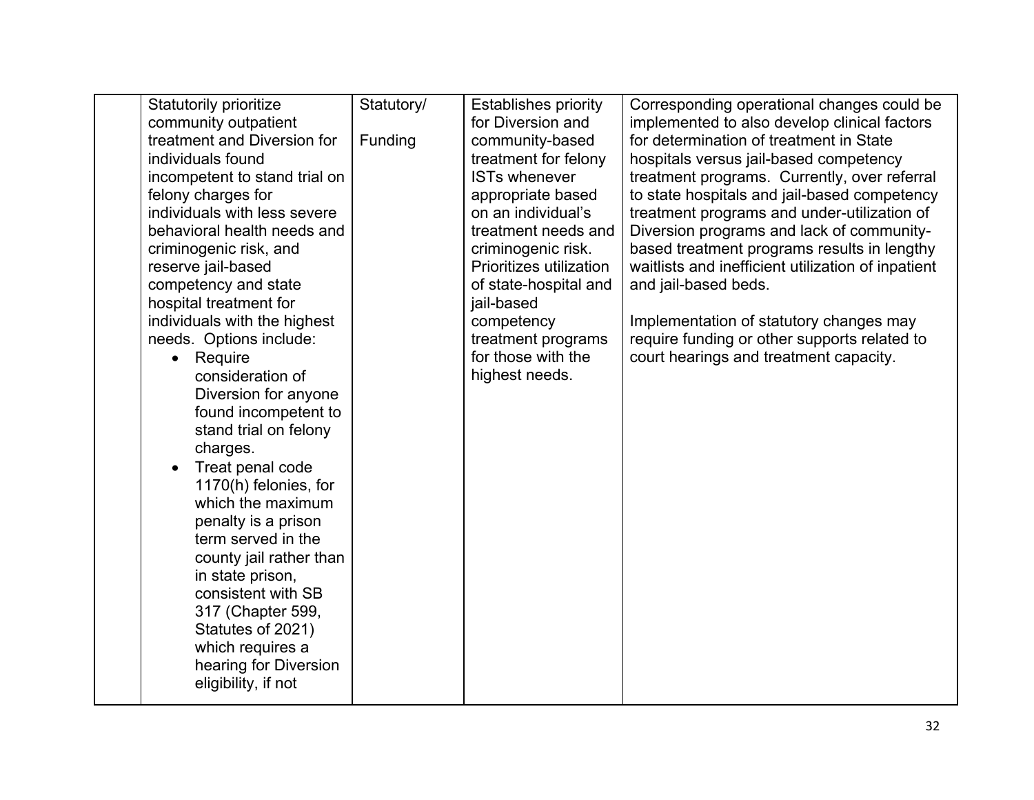| | | | | |
|---|---|---|---|---|
| | Statutorily prioritize community outpatient treatment and Diversion for individuals found incompetent to stand trial on felony charges for individuals with less severe behavioral health needs and criminogenic risk, and reserve jail-based competency and state hospital treatment for individuals with the highest needs. Options include:<br>• Require consideration of Diversion for anyone found incompetent to stand trial on felony charges.<br>• Treat penal code 1170(h) felonies, for which the maximum penalty is a prison term served in the county jail rather than in state prison, consistent with SB 317 (Chapter 599, Statutes of 2021) which requires a hearing for Diversion eligibility, if not | Statutory/<br><br>Funding | Establishes priority for Diversion and community-based treatment for felony ISTs whenever appropriate based on an individual's treatment needs and criminogenic risk. Prioritizes utilization of state-hospital and jail-based competency treatment programs for those with the highest needs. | Corresponding operational changes could be implemented to also develop clinical factors for determination of treatment in State hospitals versus jail-based competency treatment programs. Currently, over referral to state hospitals and jail-based competency treatment programs and under-utilization of Diversion programs and lack of community-based treatment programs results in lengthy waitlists and inefficient utilization of inpatient and jail-based beds.<br><br>Implementation of statutory changes may require funding or other supports related to court hearings and treatment capacity. |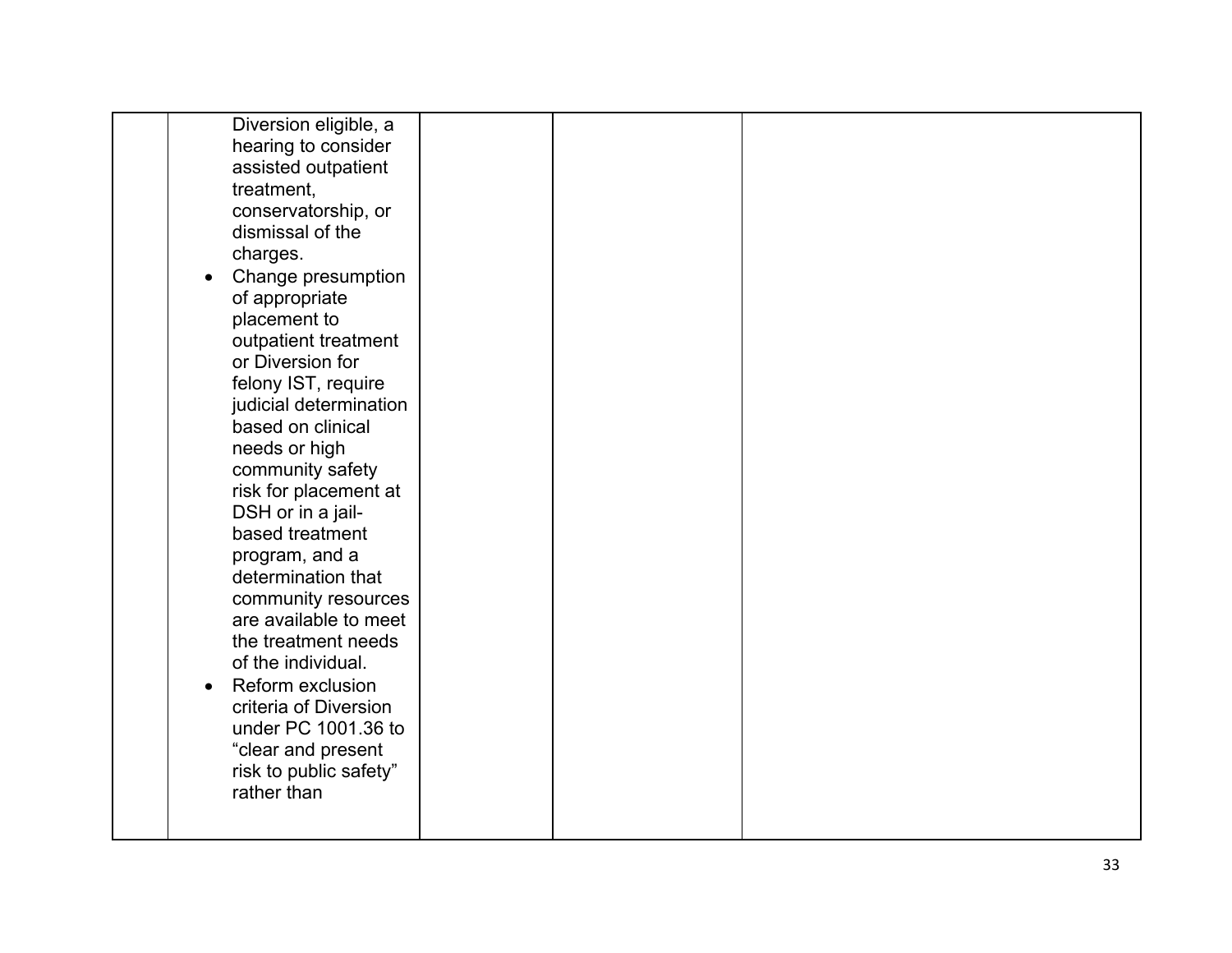| | | | | |
|---|---|---|---|---|
| | Diversion eligible, a hearing to consider assisted outpatient treatment, conservatorship, or dismissal of the charges.<br>• Change presumption of appropriate placement to outpatient treatment or Diversion for felony IST, require judicial determination based on clinical needs or high community safety risk for placement at DSH or in a jail-based treatment program, and a determination that community resources are available to meet the treatment needs of the individual.<br>• Reform exclusion criteria of Diversion under PC 1001.36 to "clear and present risk to public safety" rather than | | | |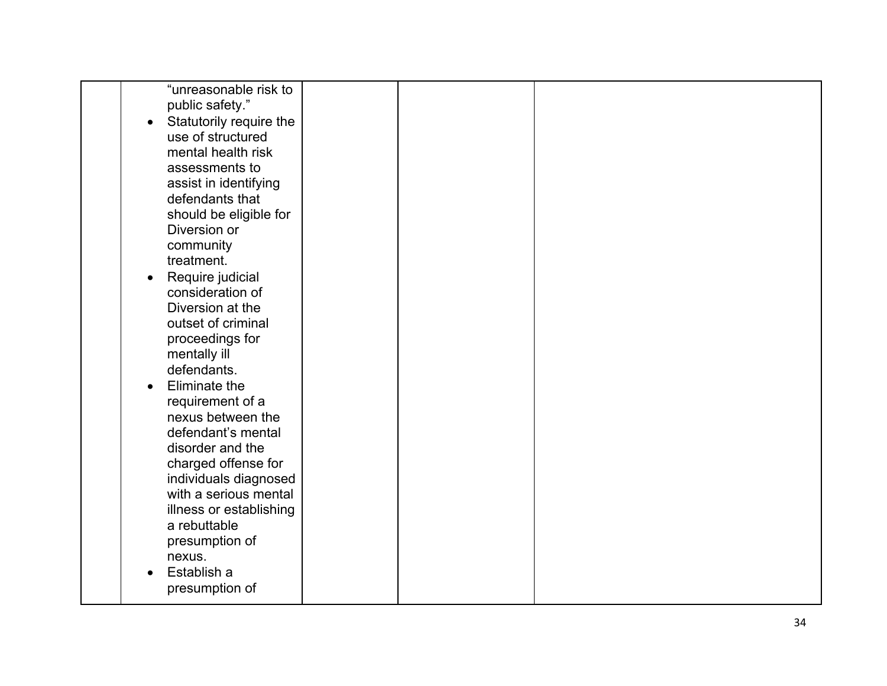| | | | | |
|---|---|---|---|---|
| | "unreasonable risk to public safety."<br>• Statutorily require the use of structured mental health risk assessments to assist in identifying defendants that should be eligible for Diversion or community treatment.<br>• Require judicial consideration of Diversion at the outset of criminal proceedings for mentally ill defendants.<br>• Eliminate the requirement of a nexus between the defendant's mental disorder and the charged offense for individuals diagnosed with a serious mental illness or establishing a rebuttable presumption of nexus.<br>• Establish a presumption of | | | |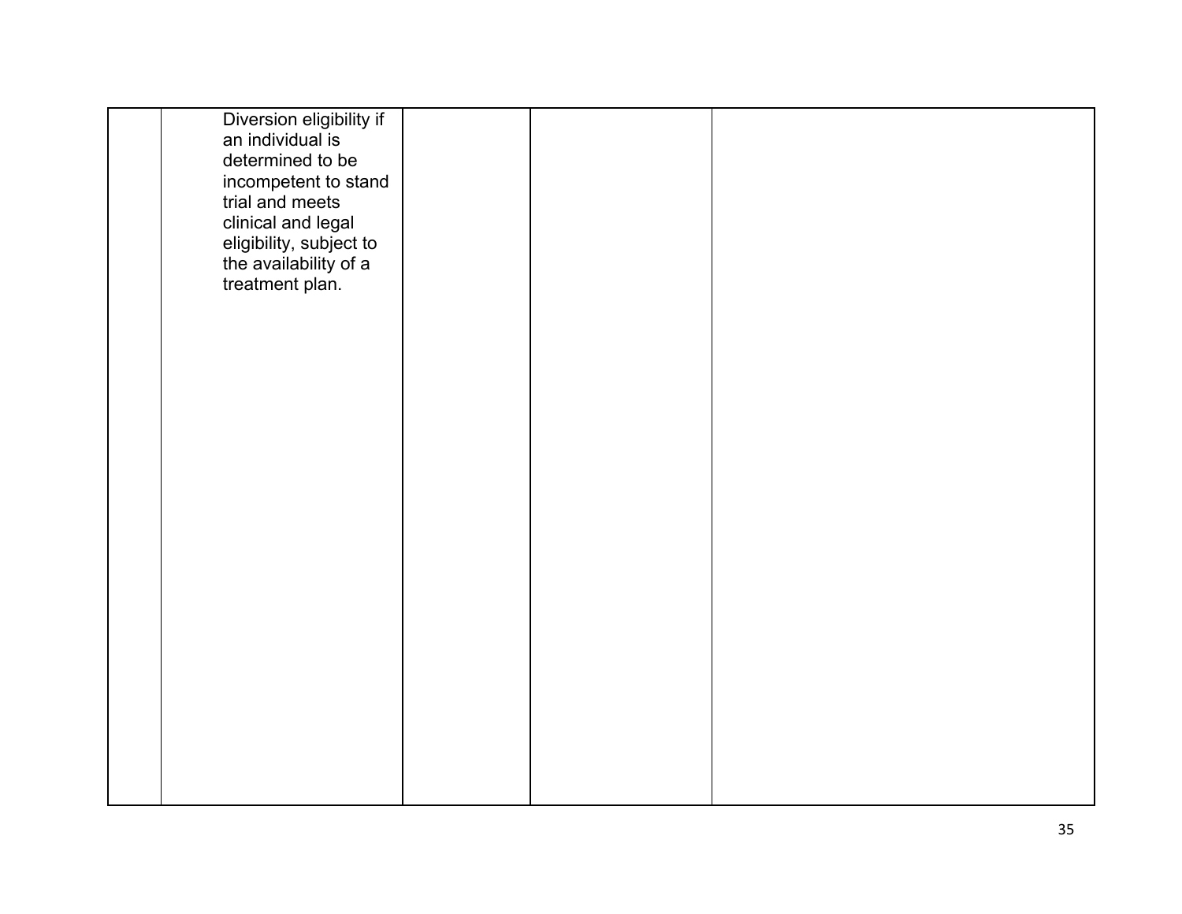| | | | | |
|---|---|---|---|---|
| | Diversion eligibility if an individual is determined to be incompetent to stand trial and meets clinical and legal eligibility, subject to the availability of a treatment plan. | | | |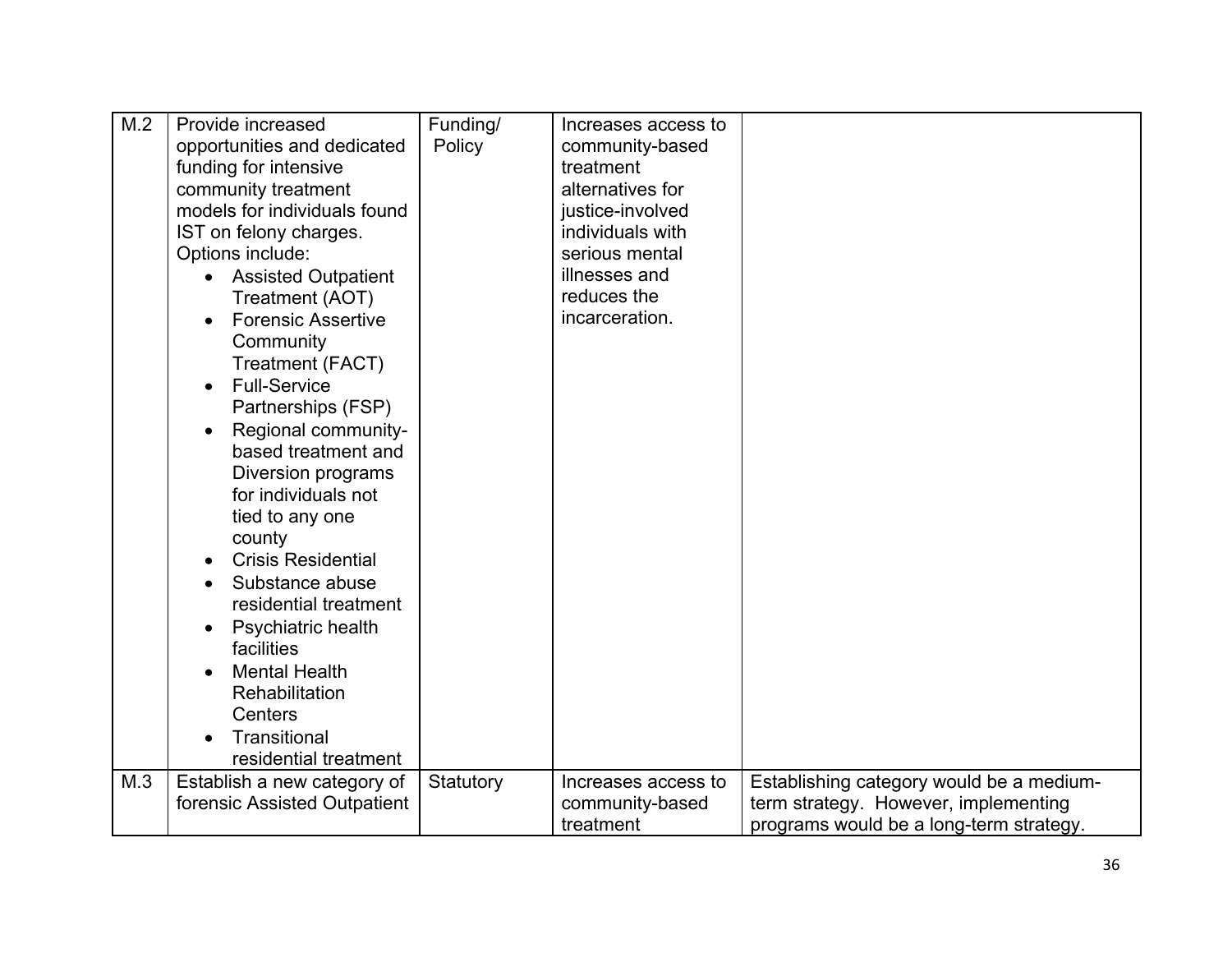| M.2 | Provide increased opportunities and dedicated funding for intensive community treatment models for individuals found IST on felony charges. Options include: <br>• Assisted Outpatient Treatment (AOT) <br>• Forensic Assertive Community Treatment (FACT) <br>• Full-Service Partnerships (FSP) <br>• Regional community-based treatment and Diversion programs for individuals not tied to any one county <br>• Crisis Residential <br>• Substance abuse residential treatment <br>• Psychiatric health facilities <br>• Mental Health Rehabilitation Centers <br>• Transitional residential treatment | Funding/ Policy | Increases access to community-based treatment alternatives for justice-involved individuals with serious mental illnesses and reduces the incarceration. | |
|---|---|---|---|---|
| M.3 | Establish a new category of forensic Assisted Outpatient | Statutory | Increases access to community-based treatment | Establishing category would be a medium-term strategy. However, implementing programs would be a long-term strategy. |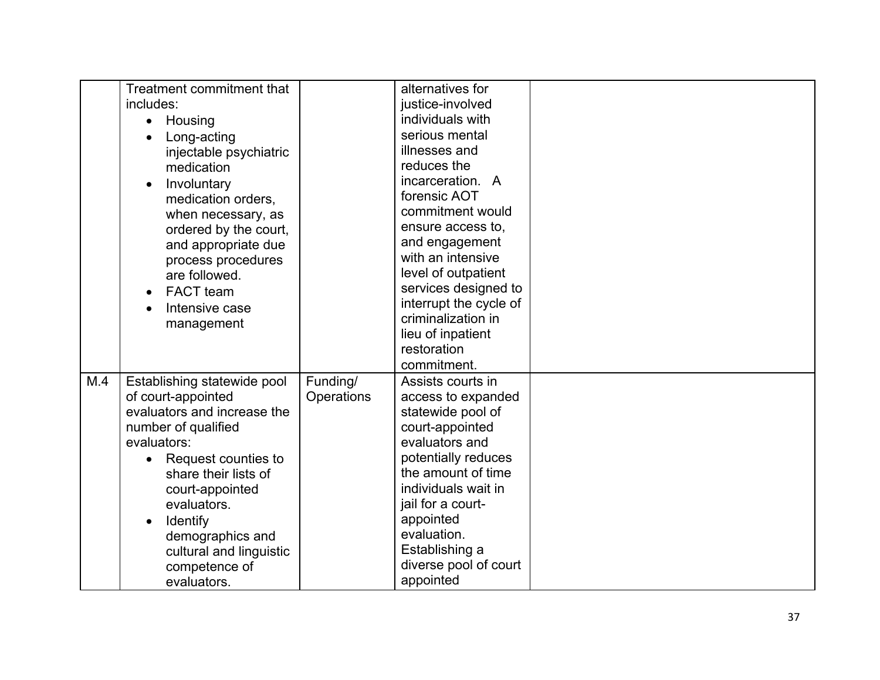| | | | | |
|---|---|---|---|---|
| | Treatment commitment that includes:<br>• Housing<br>• Long-acting injectable psychiatric medication<br>• Involuntary medication orders, when necessary, as ordered by the court, and appropriate due process procedures are followed.<br>• FACT team<br>• Intensive case management | | alternatives for justice-involved individuals with serious mental illnesses and reduces the incarceration. A forensic AOT commitment would ensure access to, and engagement with an intensive level of outpatient services designed to interrupt the cycle of criminalization in lieu of inpatient restoration commitment. | |
| M.4 | Establishing statewide pool of court-appointed evaluators and increase the number of qualified evaluators:<br>• Request counties to share their lists of court-appointed evaluators.<br>• Identify demographics and cultural and linguistic competence of evaluators. | Funding/ Operations | Assists courts in access to expanded statewide pool of court-appointed evaluators and potentially reduces the amount of time individuals wait in jail for a court-appointed evaluation. Establishing a diverse pool of court appointed | |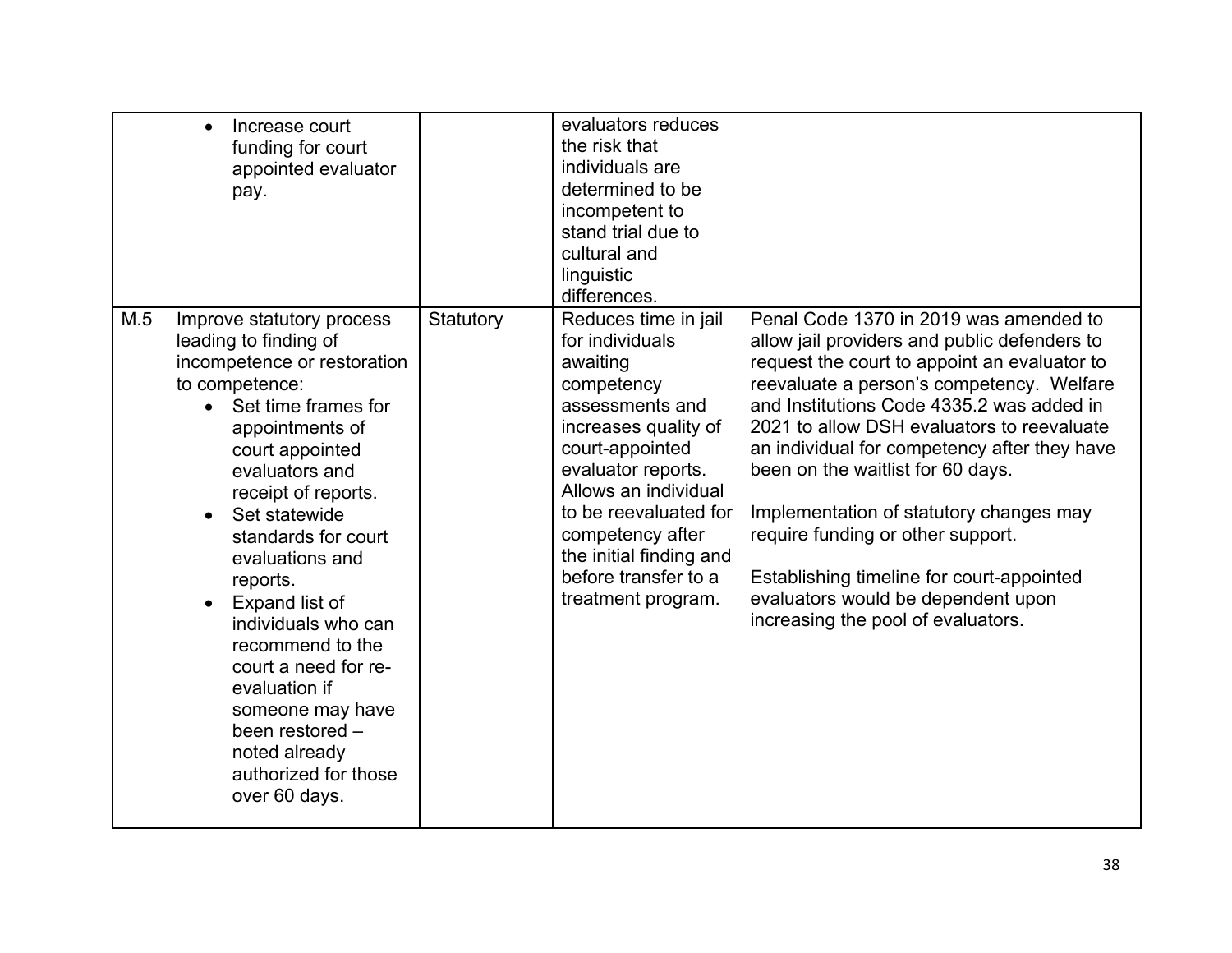| | | | | |
|---|---|---|---|---|
| | • Increase court funding for court appointed evaluator pay. | | evaluators reduces the risk that individuals are determined to be incompetent to stand trial due to cultural and linguistic differences. | |
| M.5 | Improve statutory process leading to finding of incompetence or restoration to competence:<br>• Set time frames for appointments of court appointed evaluators and receipt of reports.<br>• Set statewide standards for court evaluations and reports.<br>• Expand list of individuals who can recommend to the court a need for re-evaluation if someone may have been restored – noted already authorized for those over 60 days. | Statutory | Reduces time in jail for individuals awaiting competency assessments and increases quality of court-appointed evaluator reports. Allows an individual to be reevaluated for competency after the initial finding and before transfer to a treatment program. | Penal Code 1370 in 2019 was amended to allow jail providers and public defenders to request the court to appoint an evaluator to reevaluate a person's competency. Welfare and Institutions Code 4335.2 was added in 2021 to allow DSH evaluators to reevaluate an individual for competency after they have been on the waitlist for 60 days.<br><br>Implementation of statutory changes may require funding or other support.<br><br>Establishing timeline for court-appointed evaluators would be dependent upon increasing the pool of evaluators. |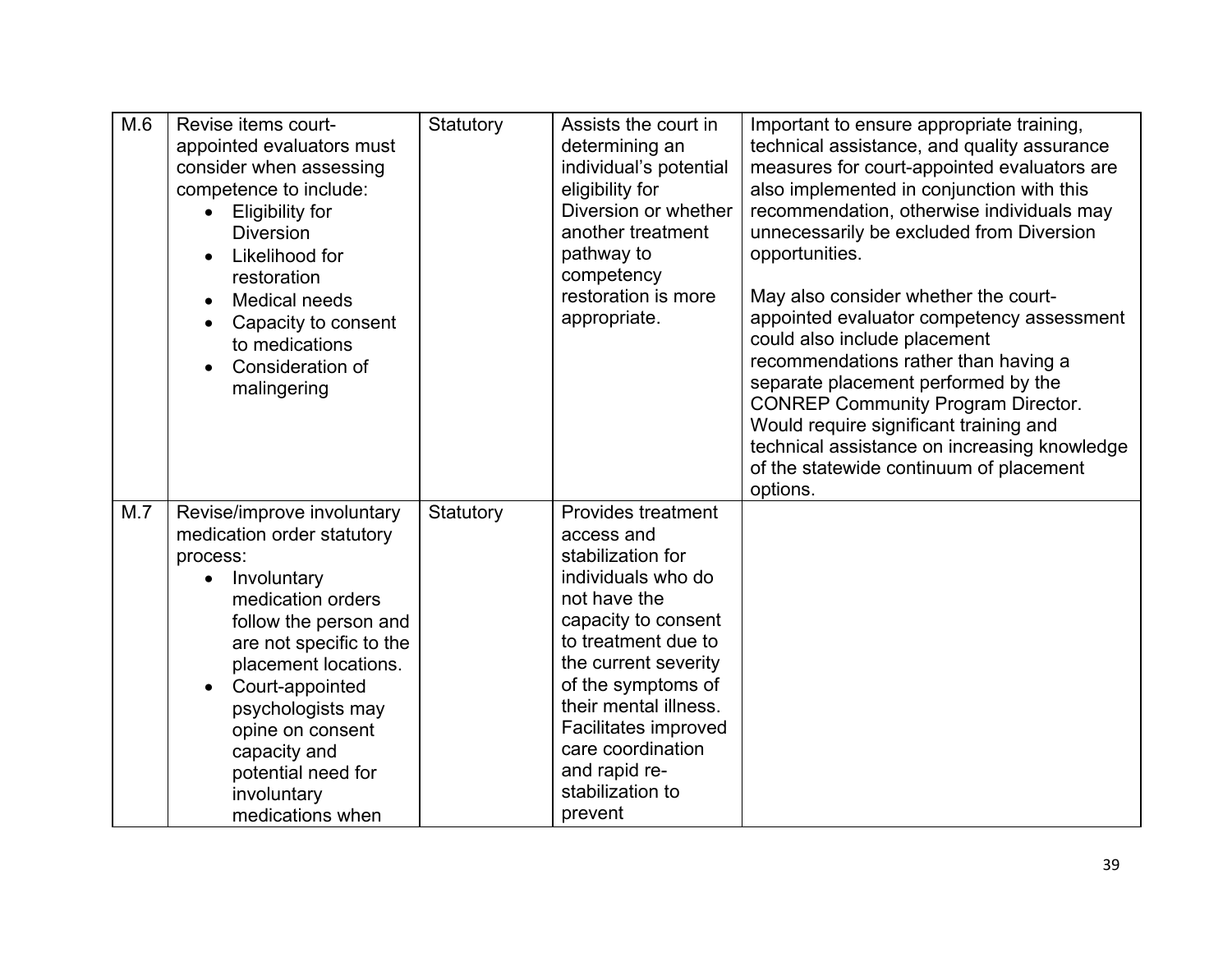| M.6 | Revise items court-appointed evaluators must consider when assessing competence to include:<br>• Eligibility for Diversion<br>• Likelihood for restoration<br>• Medical needs<br>• Capacity to consent to medications<br>• Consideration of malingering | Statutory | Assists the court in determining an individual's potential eligibility for Diversion or whether another treatment pathway to competency restoration is more appropriate. | Important to ensure appropriate training, technical assistance, and quality assurance measures for court-appointed evaluators are also implemented in conjunction with this recommendation, otherwise individuals may unnecessarily be excluded from Diversion opportunities.<br><br>May also consider whether the court-appointed evaluator competency assessment could also include placement recommendations rather than having a separate placement performed by the CONREP Community Program Director. Would require significant training and technical assistance on increasing knowledge of the statewide continuum of placement options. |
|---|---|---|---|---|
| M.7 | Revise/improve involuntary medication order statutory process:<br>• Involuntary medication orders follow the person and are not specific to the placement locations.<br>• Court-appointed psychologists may opine on consent capacity and potential need for involuntary medications when | Statutory | Provides treatment access and stabilization for individuals who do not have the capacity to consent to treatment due to the current severity of the symptoms of their mental illness. Facilitates improved care coordination and rapid re-stabilization to prevent | |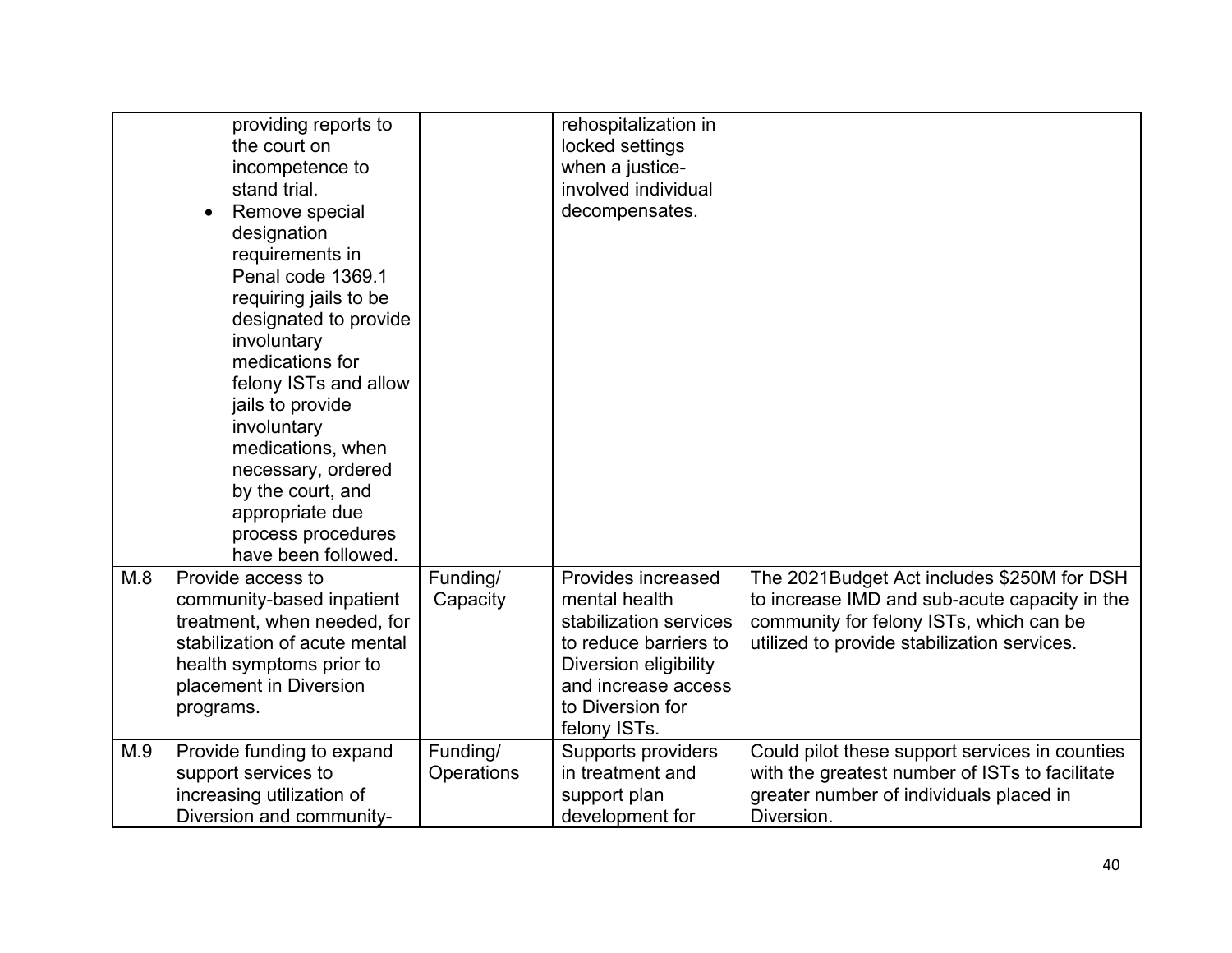| | | | | |
|---|---|---|---|---|
| | providing reports to the court on incompetence to stand trial.<br>• Remove special designation requirements in Penal code 1369.1 requiring jails to be designated to provide involuntary medications for felony ISTs and allow jails to provide involuntary medications, when necessary, ordered by the court, and appropriate due process procedures have been followed. | | rehospitalization in locked settings when a justice-involved individual decompensates. | |
| M.8 | Provide access to community-based inpatient treatment, when needed, for stabilization of acute mental health symptoms prior to placement in Diversion programs. | Funding/ Capacity | Provides increased mental health stabilization services to reduce barriers to Diversion eligibility and increase access to Diversion for felony ISTs. | The 2021Budget Act includes $250M for DSH to increase IMD and sub-acute capacity in the community for felony ISTs, which can be utilized to provide stabilization services. |
| M.9 | Provide funding to expand support services to increasing utilization of Diversion and community- | Funding/ Operations | Supports providers in treatment and support plan development for | Could pilot these support services in counties with the greatest number of ISTs to facilitate greater number of individuals placed in Diversion. |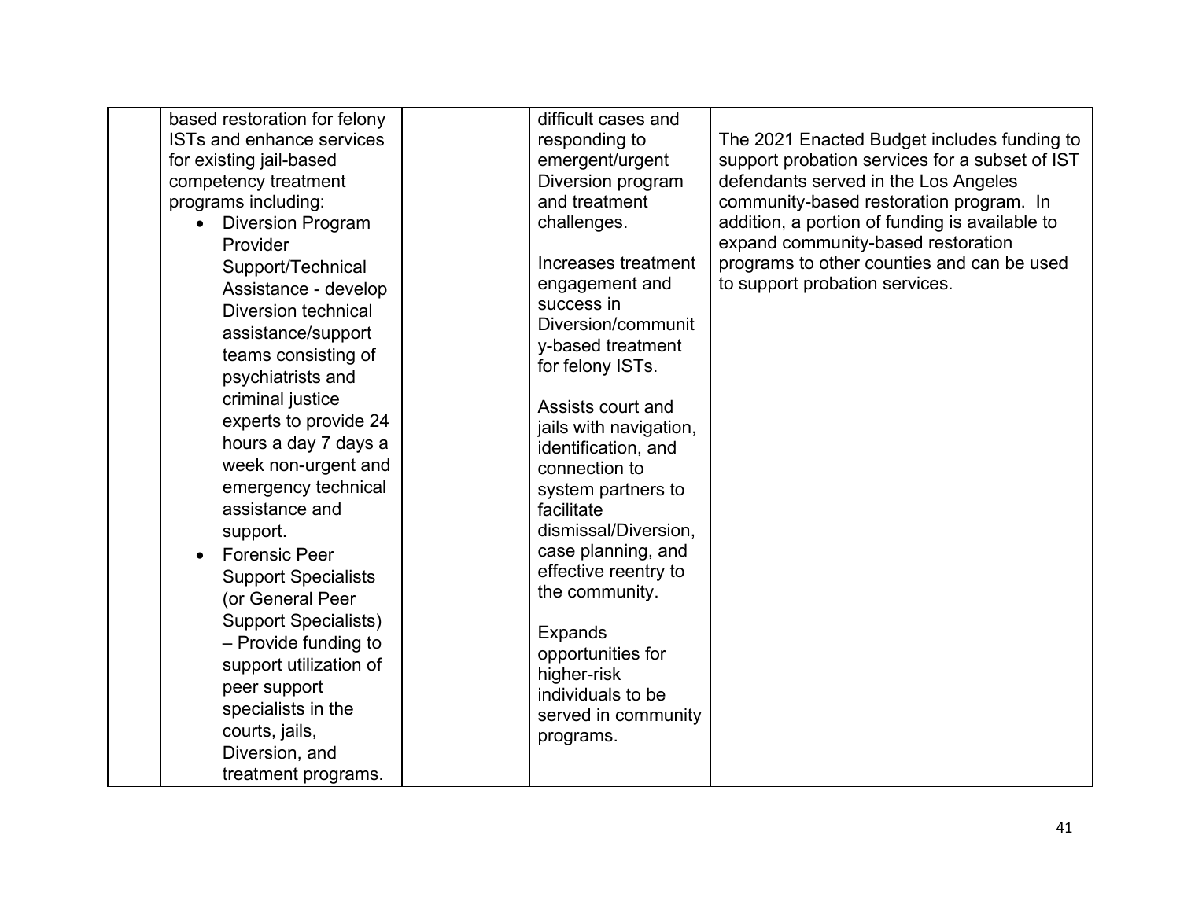| | | | | |
|---|---|---|---|---|
| | based restoration for felony ISTs and enhance services for existing jail-based competency treatment programs including:<br>• Diversion Program Provider Support/Technical Assistance - develop Diversion technical assistance/support teams consisting of psychiatrists and criminal justice experts to provide 24 hours a day 7 days a week non-urgent and emergency technical assistance and support.<br>• Forensic Peer Support Specialists (or General Peer Support Specialists) – Provide funding to support utilization of peer support specialists in the courts, jails, Diversion, and treatment programs. | | difficult cases and responding to emergent/urgent Diversion program and treatment challenges.<br><br>Increases treatment engagement and success in Diversion/community-based treatment for felony ISTs.<br><br>Assists court and jails with navigation, identification, and connection to system partners to facilitate dismissal/Diversion, case planning, and effective reentry to the community.<br><br>Expands opportunities for higher-risk individuals to be served in community programs. | The 2021 Enacted Budget includes funding to support probation services for a subset of IST defendants served in the Los Angeles community-based restoration program. In addition, a portion of funding is available to expand community-based restoration programs to other counties and can be used to support probation services. |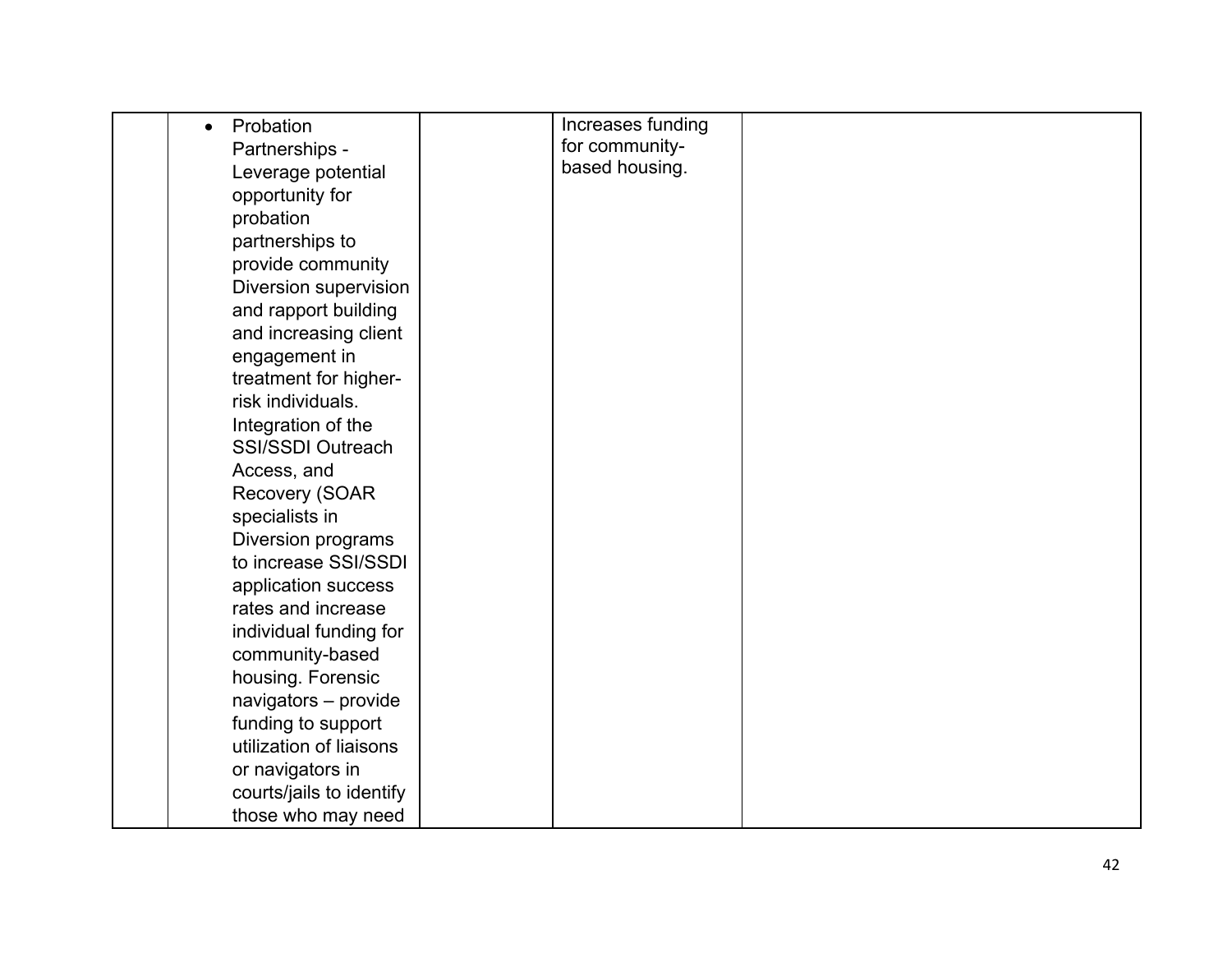|  |  |  |  |  |
|---|---|---|---|---|
|  | • Probation Partnerships - Leverage potential opportunity for probation partnerships to provide community Diversion supervision and rapport building and increasing client engagement in treatment for higher-risk individuals. Integration of the SSI/SSDI Outreach Access, and Recovery (SOAR specialists in Diversion programs to increase SSI/SSDI application success rates and increase individual funding for community-based housing. Forensic navigators – provide funding to support utilization of liaisons or navigators in courts/jails to identify those who may need |  | Increases funding for community-based housing. |  |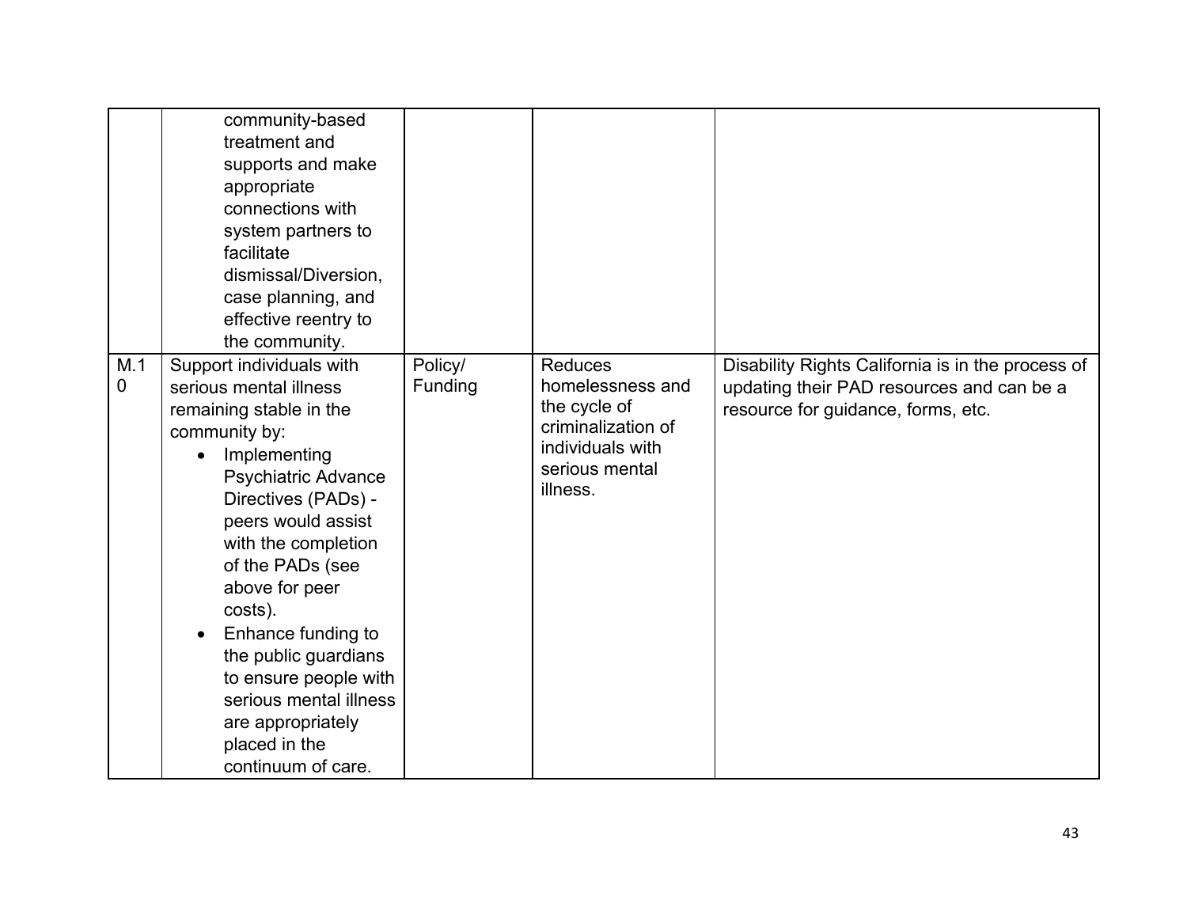| | | | | |
|---|---|---|---|---|
| | community-based treatment and supports and make appropriate connections with system partners to facilitate dismissal/Diversion, case planning, and effective reentry to the community. | | | |
| M.10 | Support individuals with serious mental illness remaining stable in the community by: <ul><li>Implementing Psychiatric Advance Directives (PADs) - peers would assist with the completion of the PADs (see above for peer costs).</li><li>Enhance funding to the public guardians to ensure people with serious mental illness are appropriately placed in the continuum of care.</li></ul> | Policy/ Funding | Reduces homelessness and the cycle of criminalization of individuals with serious mental illness. | Disability Rights California is in the process of updating their PAD resources and can be a resource for guidance, forms, etc. |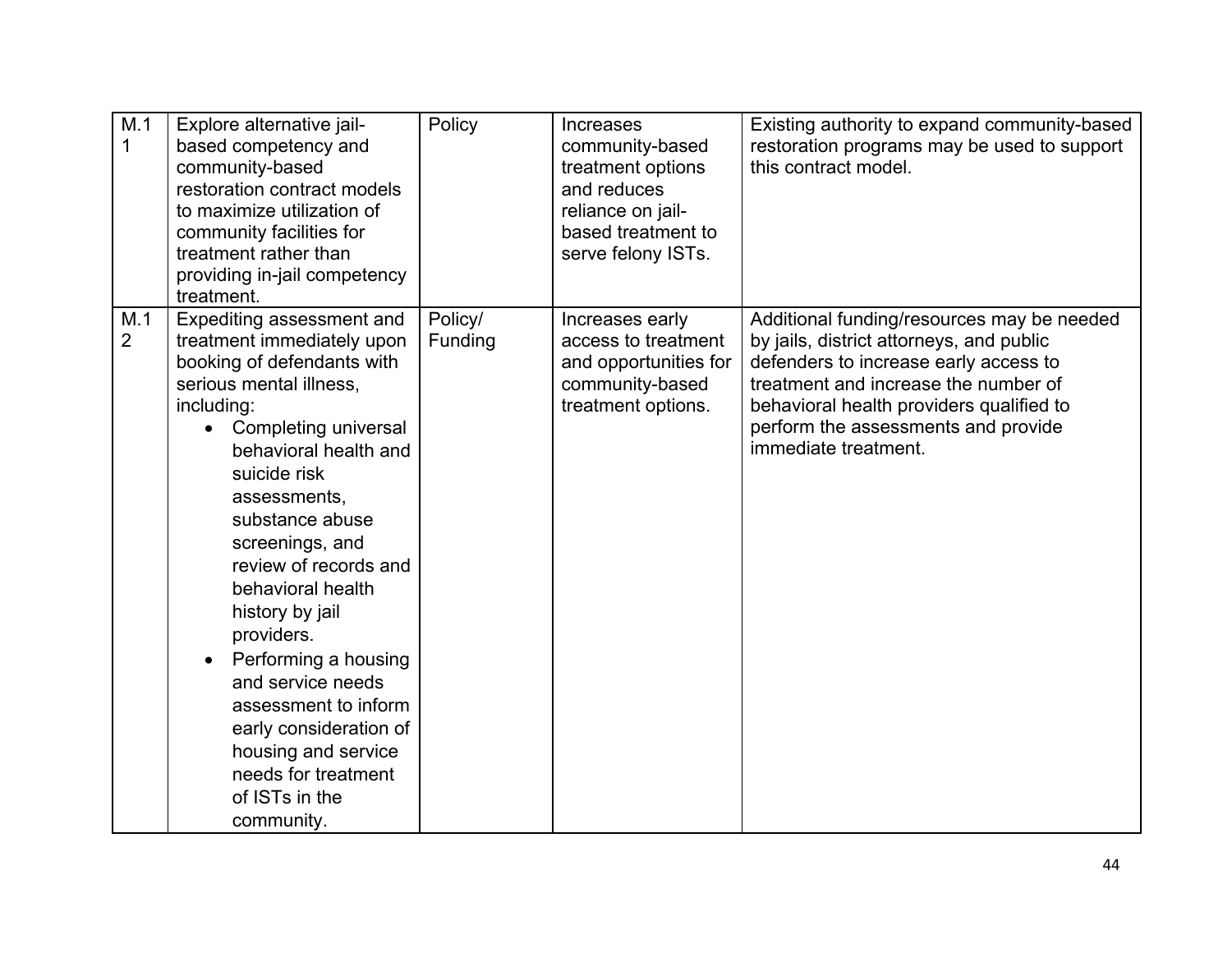| M.11 | Explore alternative jail-based competency and community-based restoration contract models to maximize utilization of community facilities for treatment rather than providing in-jail competency treatment. | Policy | Increases community-based treatment options and reduces reliance on jail-based treatment to serve felony ISTs. | Existing authority to expand community-based restoration programs may be used to support this contract model. |
|---|---|---|---|---|
| M.12 | Expediting assessment and treatment immediately upon booking of defendants with serious mental illness, including:<br>• Completing universal behavioral health and suicide risk assessments, substance abuse screenings, and review of records and behavioral health history by jail providers.<br>• Performing a housing and service needs assessment to inform early consideration of housing and service needs for treatment of ISTs in the community. | Policy/ Funding | Increases early access to treatment and opportunities for community-based treatment options. | Additional funding/resources may be needed by jails, district attorneys, and public defenders to increase early access to treatment and increase the number of behavioral health providers qualified to perform the assessments and provide immediate treatment. |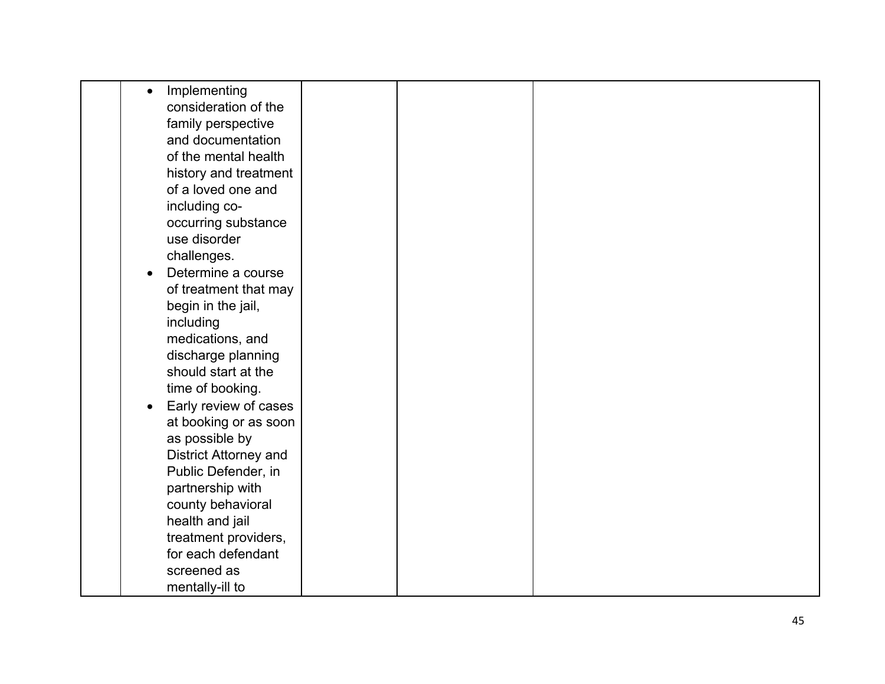| | | | | |
|---|---|---|---|---|
| | • Implementing consideration of the family perspective and documentation of the mental health history and treatment of a loved one and including co-occurring substance use disorder challenges.<br>• Determine a course of treatment that may begin in the jail, including medications, and discharge planning should start at the time of booking.<br>• Early review of cases at booking or as soon as possible by District Attorney and Public Defender, in partnership with county behavioral health and jail treatment providers, for each defendant screened as mentally-ill to | | | |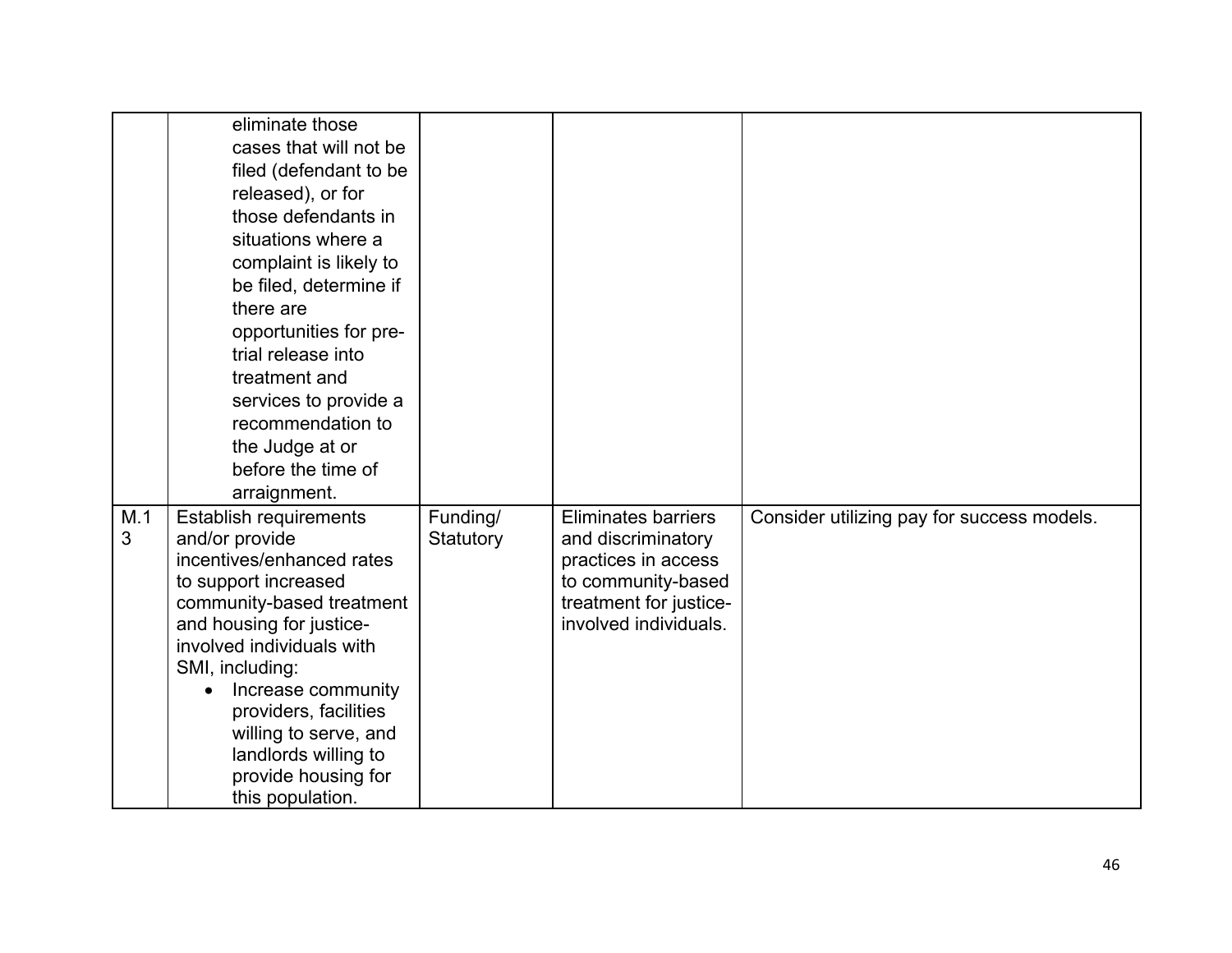| | | | | |
|---|---|---|---|---|
| | eliminate those cases that will not be filed (defendant to be released), or for those defendants in situations where a complaint is likely to be filed, determine if there are opportunities for pre-trial release into treatment and services to provide a recommendation to the Judge at or before the time of arraignment. | | | |
| M.13 | Establish requirements and/or provide incentives/enhanced rates to support increased community-based treatment and housing for justice-involved individuals with SMI, including:<br>• Increase community providers, facilities willing to serve, and landlords willing to provide housing for this population. | Funding/ Statutory | Eliminates barriers and discriminatory practices in access to community-based treatment for justice-involved individuals. | Consider utilizing pay for success models. |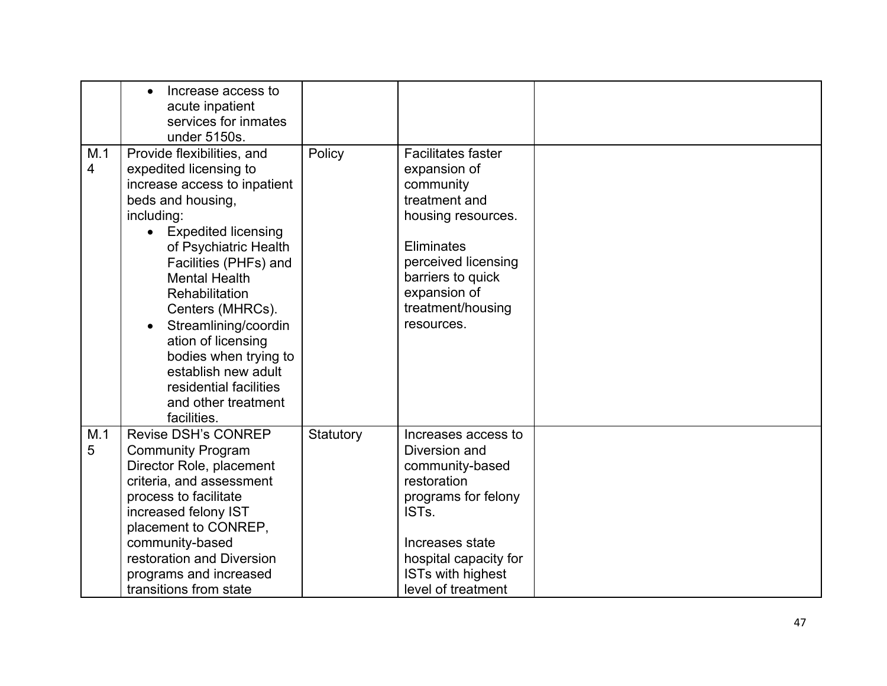| | | | | |
|---|---|---|---|---|
| | • Increase access to acute inpatient services for inmates under 5150s. | | | |
| M.14 | Provide flexibilities, and expedited licensing to increase access to inpatient beds and housing, including:<br>• Expedited licensing of Psychiatric Health Facilities (PHFs) and Mental Health Rehabilitation Centers (MHRCs).<br>• Streamlining/coordination of licensing bodies when trying to establish new adult residential facilities and other treatment facilities. | Policy | Facilitates faster expansion of community treatment and housing resources.<br><br>Eliminates perceived licensing barriers to quick expansion of treatment/housing resources. | |
| M.15 | Revise DSH's CONREP Community Program Director Role, placement criteria, and assessment process to facilitate increased felony IST placement to CONREP, community-based restoration and Diversion programs and increased transitions from state | Statutory | Increases access to Diversion and community-based restoration programs for felony ISTs.<br><br>Increases state hospital capacity for ISTs with highest level of treatment | |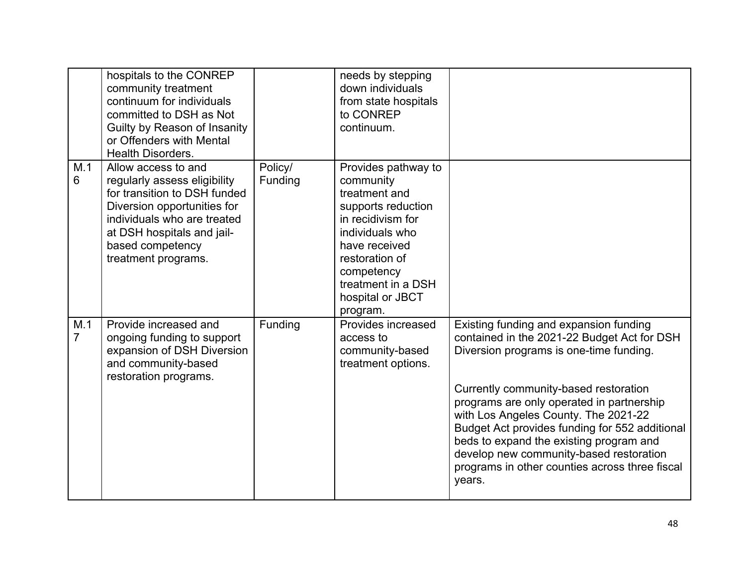| | | | | |
|---|---|---|---|---|
| | hospitals to the CONREP community treatment continuum for individuals committed to DSH as Not Guilty by Reason of Insanity or Offenders with Mental Health Disorders. | | needs by stepping down individuals from state hospitals to CONREP continuum. | |
| M.16 | Allow access to and regularly assess eligibility for transition to DSH funded Diversion opportunities for individuals who are treated at DSH hospitals and jail-based competency treatment programs. | Policy/ Funding | Provides pathway to community treatment and supports reduction in recidivism for individuals who have received restoration of competency treatment in a DSH hospital or JBCT program. | |
| M.17 | Provide increased and ongoing funding to support expansion of DSH Diversion and community-based restoration programs. | Funding | Provides increased access to community-based treatment options. | Existing funding and expansion funding contained in the 2021-22 Budget Act for DSH Diversion programs is one-time funding.<br><br>Currently community-based restoration programs are only operated in partnership with Los Angeles County. The 2021-22 Budget Act provides funding for 552 additional beds to expand the existing program and develop new community-based restoration programs in other counties across three fiscal years. |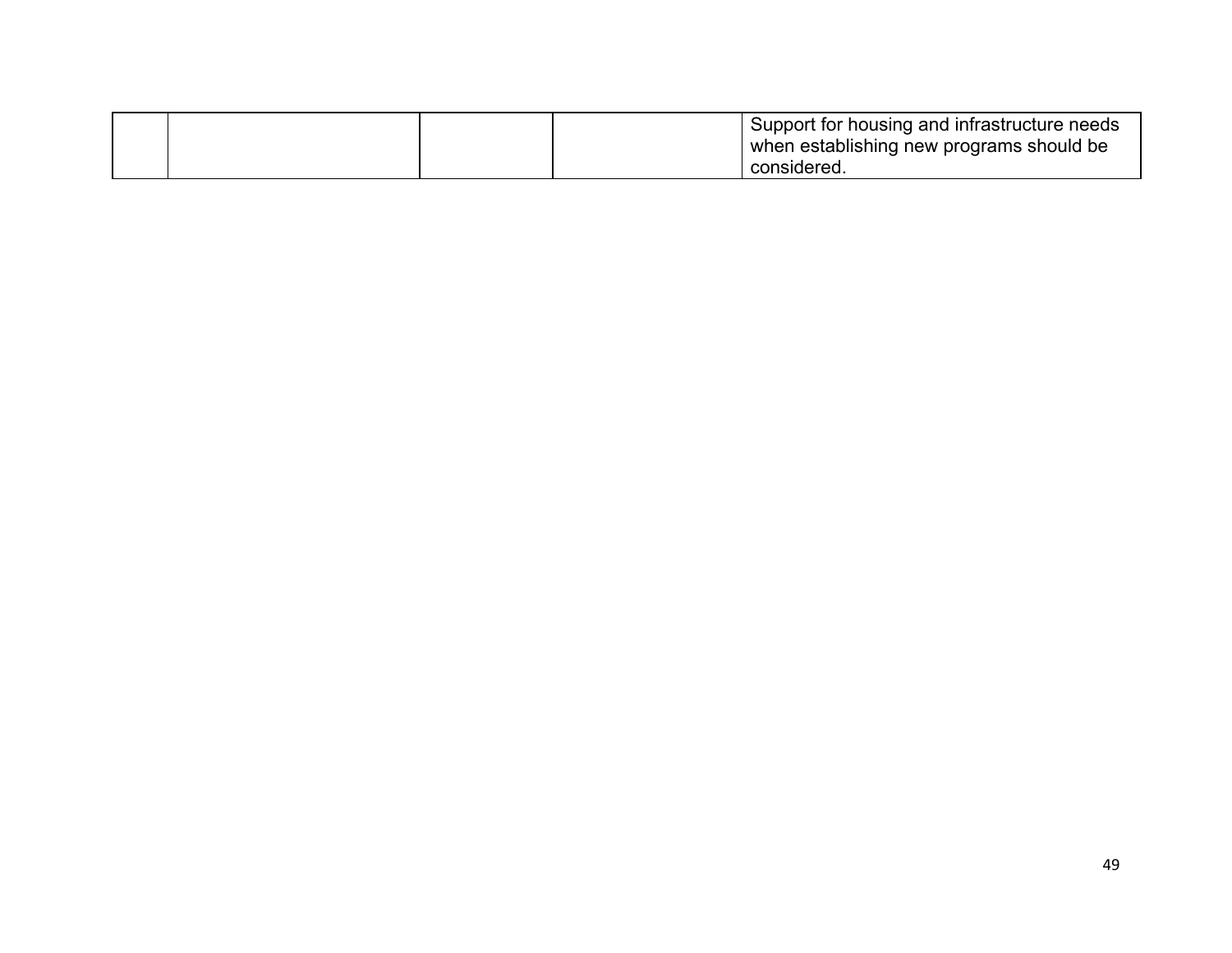| | | | | |
|---|---|---|---|---|
| | | | | Support for housing and infrastructure needs when establishing new programs should be considered. |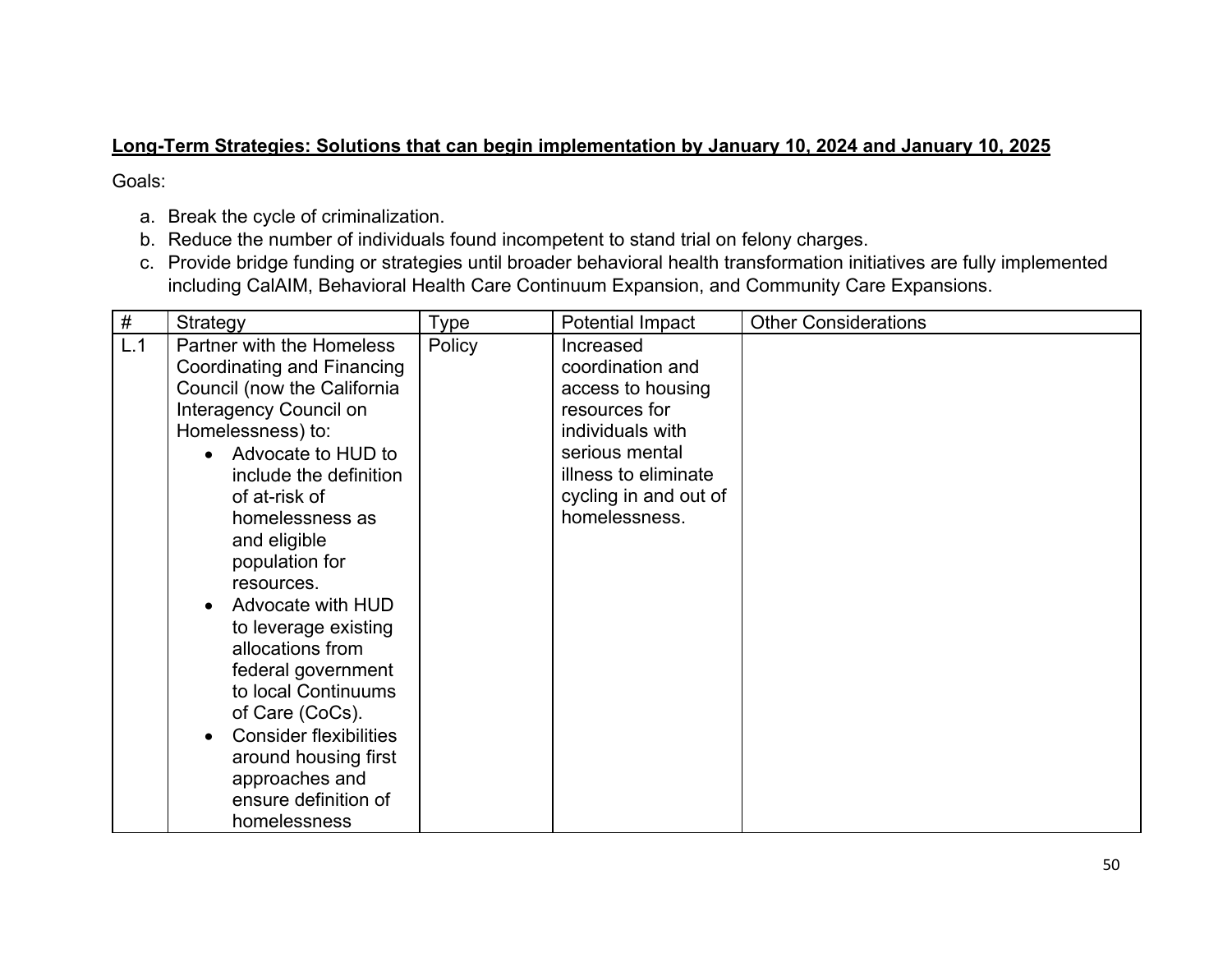**Long-Term Strategies: Solutions that can begin implementation by January 10, 2024 and January 10, 2025**

Goals:

a. Break the cycle of criminalization.
b. Reduce the number of individuals found incompetent to stand trial on felony charges.
c. Provide bridge funding or strategies until broader behavioral health transformation initiatives are fully implemented including CalAIM, Behavioral Health Care Continuum Expansion, and Community Care Expansions.

| # | Strategy | Type | Potential Impact | Other Considerations |
|---|---|---|---|---|
| L.1 | Partner with the Homeless Coordinating and Financing Council (now the California Interagency Council on Homelessness) to:<br>• Advocate to HUD to include the definition of at-risk of homelessness as and eligible population for resources.<br>• Advocate with HUD to leverage existing allocations from federal government to local Continuums of Care (CoCs).<br>• Consider flexibilities around housing first approaches and ensure definition of homelessness | Policy | Increased coordination and access to housing resources for individuals with serious mental illness to eliminate cycling in and out of homelessness. | |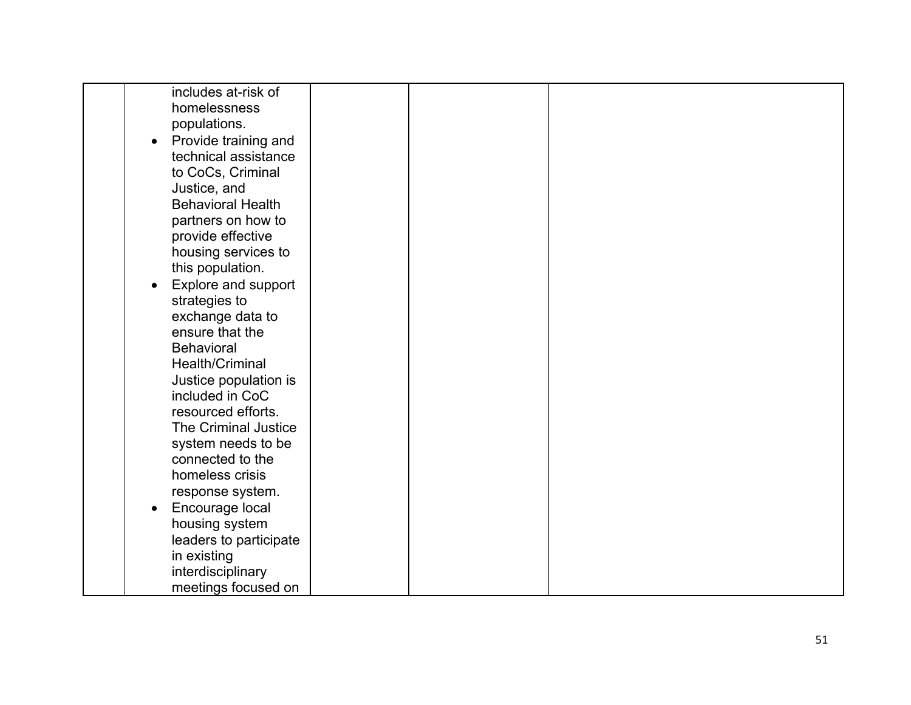| | | | | |
|---|---|---|---|---|
| | includes at-risk of homelessness populations.<br>• Provide training and technical assistance to CoCs, Criminal Justice, and Behavioral Health partners on how to provide effective housing services to this population.<br>• Explore and support strategies to exchange data to ensure that the Behavioral Health/Criminal Justice population is included in CoC resourced efforts. The Criminal Justice system needs to be connected to the homeless crisis response system.<br>• Encourage local housing system leaders to participate in existing interdisciplinary meetings focused on | | | |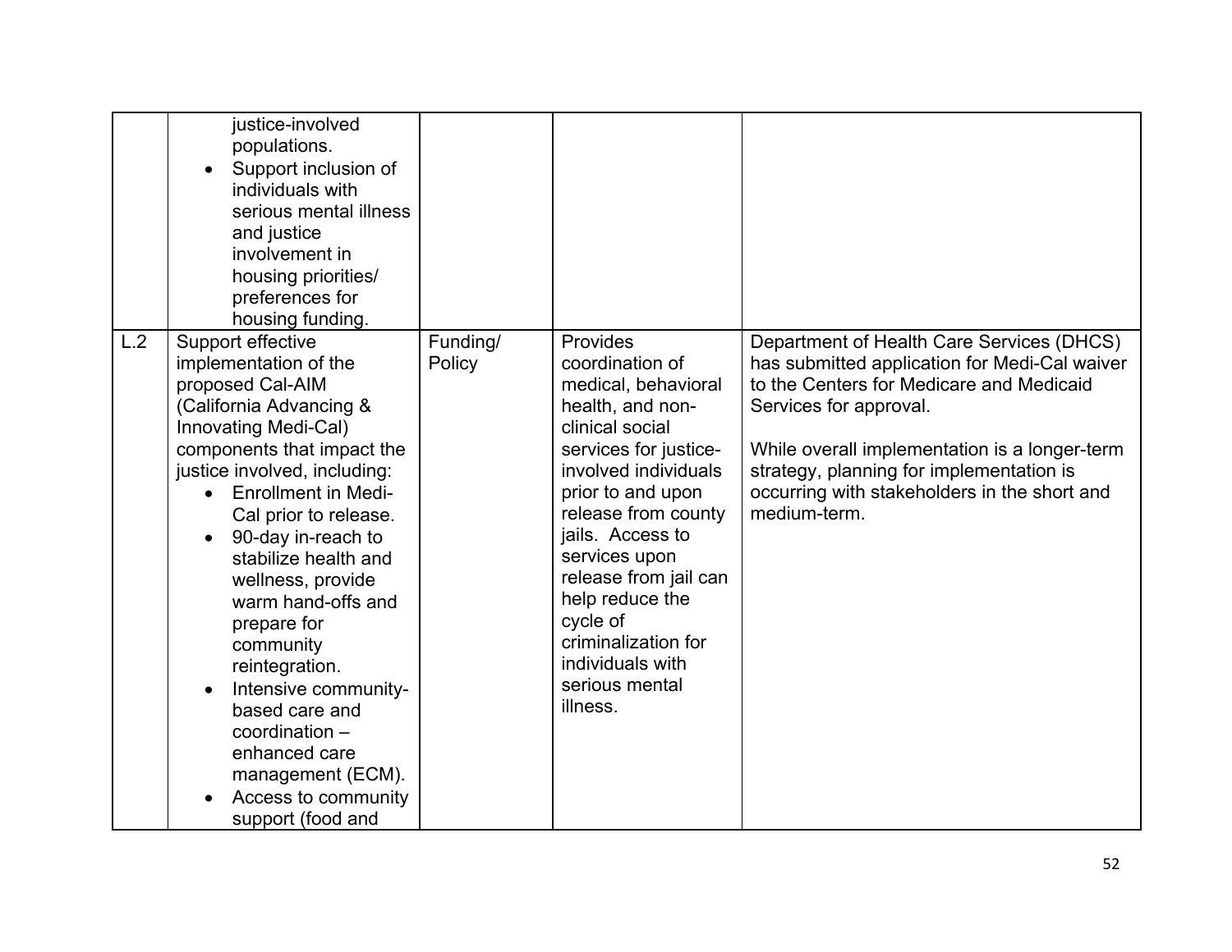| | | | | |
|---|---|---|---|---|
| | justice-involved populations.<br>• Support inclusion of individuals with serious mental illness and justice involvement in housing priorities/ preferences for housing funding. | | | |
| L.2 | Support effective implementation of the proposed Cal-AIM (California Advancing & Innovating Medi-Cal) components that impact the justice involved, including:<br>• Enrollment in Medi-Cal prior to release.<br>• 90-day in-reach to stabilize health and wellness, provide warm hand-offs and prepare for community reintegration.<br>• Intensive community-based care and coordination – enhanced care management (ECM).<br>• Access to community support (food and | Funding/ Policy | Provides coordination of medical, behavioral health, and non-clinical social services for justice-involved individuals prior to and upon release from county jails. Access to services upon release from jail can help reduce the cycle of criminalization for individuals with serious mental illness. | Department of Health Care Services (DHCS) has submitted application for Medi-Cal waiver to the Centers for Medicare and Medicaid Services for approval.<br><br>While overall implementation is a longer-term strategy, planning for implementation is occurring with stakeholders in the short and medium-term. |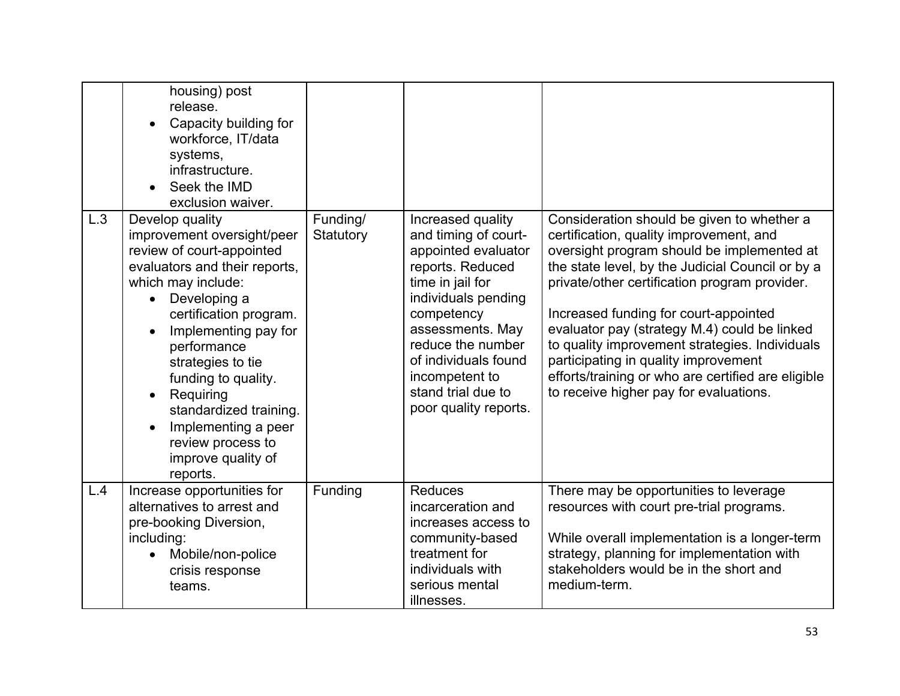| | | | | |
|---|---|---|---|---|
| | housing) post release.<br>• Capacity building for workforce, IT/data systems, infrastructure.<br>• Seek the IMD exclusion waiver. | | | |
| L.3 | Develop quality improvement oversight/peer review of court-appointed evaluators and their reports, which may include:<br>• Developing a certification program.<br>• Implementing pay for performance strategies to tie funding to quality.<br>• Requiring standardized training.<br>• Implementing a peer review process to improve quality of reports. | Funding/ Statutory | Increased quality and timing of court-appointed evaluator reports. Reduced time in jail for individuals pending competency assessments. May reduce the number of individuals found incompetent to stand trial due to poor quality reports. | Consideration should be given to whether a certification, quality improvement, and oversight program should be implemented at the state level, by the Judicial Council or by a private/other certification program provider.<br><br>Increased funding for court-appointed evaluator pay (strategy M.4) could be linked to quality improvement strategies. Individuals participating in quality improvement efforts/training or who are certified are eligible to receive higher pay for evaluations. |
| L.4 | Increase opportunities for alternatives to arrest and pre-booking Diversion, including:<br>• Mobile/non-police crisis response teams. | Funding | Reduces incarceration and increases access to community-based treatment for individuals with serious mental illnesses. | There may be opportunities to leverage resources with court pre-trial programs.<br><br>While overall implementation is a longer-term strategy, planning for implementation with stakeholders would be in the short and medium-term. |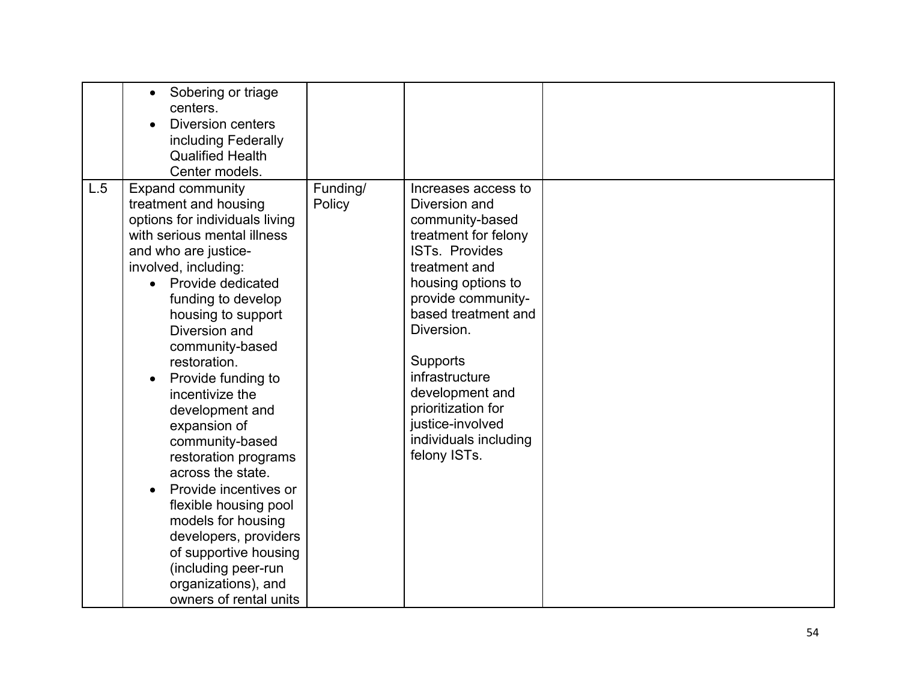| | | | | |
|---|---|---|---|---|
| | • Sobering or triage centers.<br>• Diversion centers including Federally Qualified Health Center models. | | | |
| L.5 | Expand community treatment and housing options for individuals living with serious mental illness and who are justice-involved, including:<br>• Provide dedicated funding to develop housing to support Diversion and community-based restoration.<br>• Provide funding to incentivize the development and expansion of community-based restoration programs across the state.<br>• Provide incentives or flexible housing pool models for housing developers, providers of supportive housing (including peer-run organizations), and owners of rental units | Funding/ Policy | Increases access to Diversion and community-based treatment for felony ISTs. Provides treatment and housing options to provide community-based treatment and Diversion.<br><br>Supports infrastructure development and prioritization for justice-involved individuals including felony ISTs. | |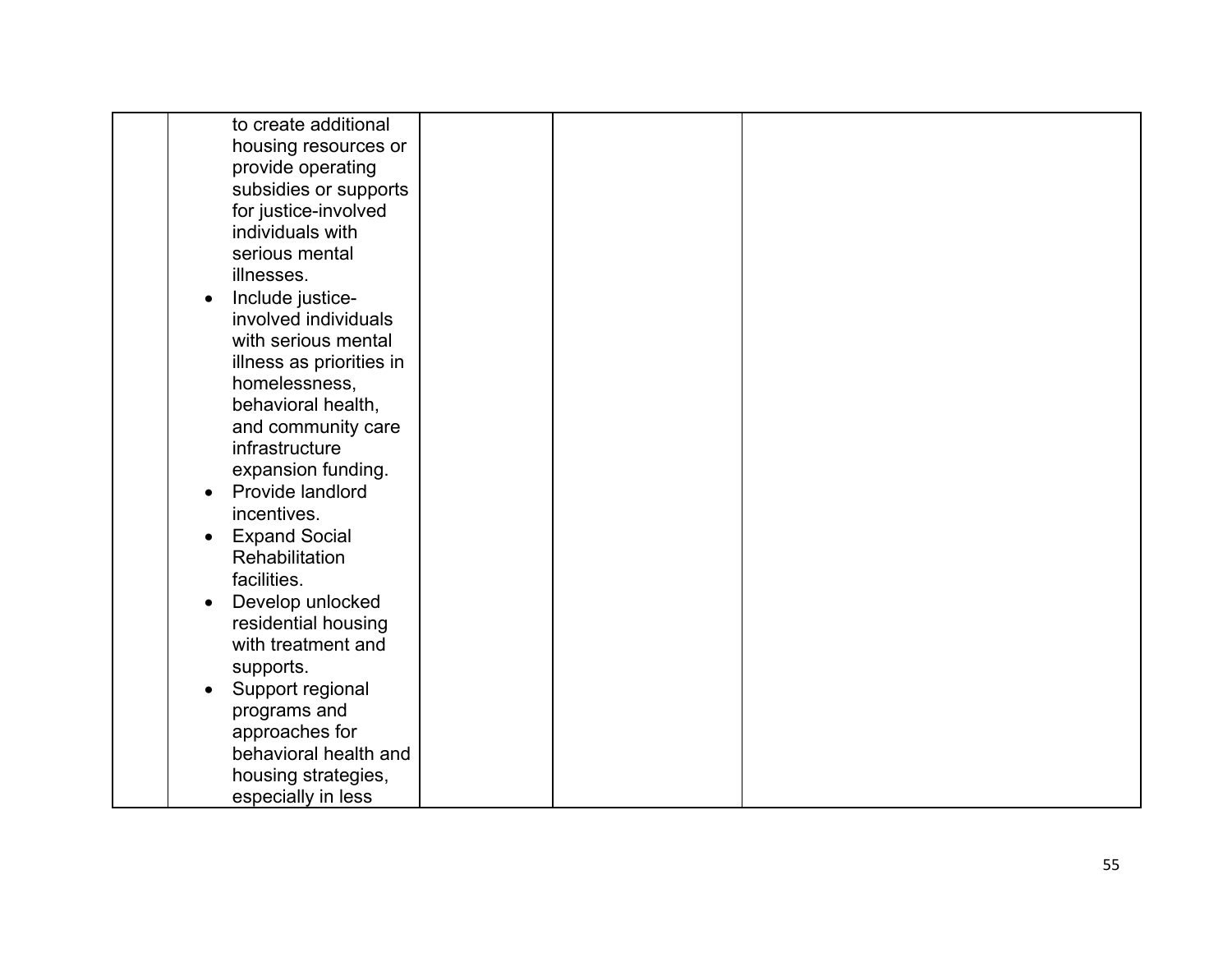| | | | | |
|---|---|---|---|---|
| | to create additional housing resources or provide operating subsidies or supports for justice-involved individuals with serious mental illnesses.<br>• Include justice-involved individuals with serious mental illness as priorities in homelessness, behavioral health, and community care infrastructure expansion funding.<br>• Provide landlord incentives.<br>• Expand Social Rehabilitation facilities.<br>• Develop unlocked residential housing with treatment and supports.<br>• Support regional programs and approaches for behavioral health and housing strategies, especially in less | | | |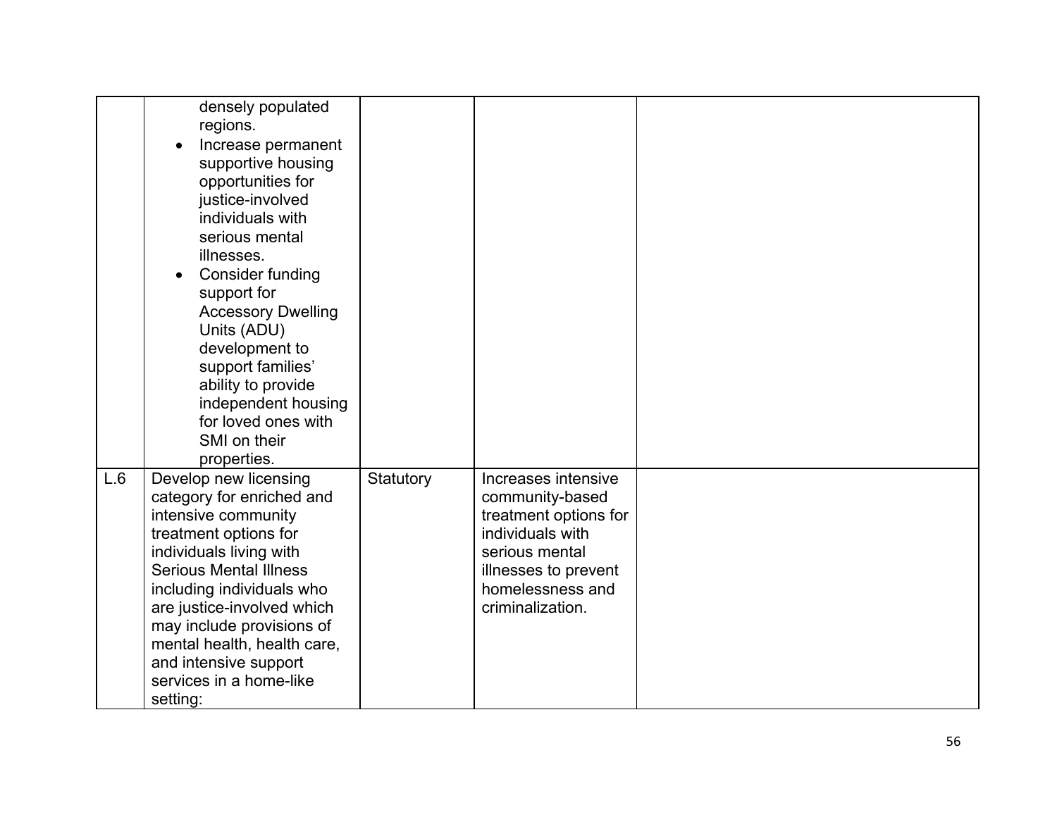| | | | | |
|---|---|---|---|---|
| | densely populated regions.<br>• Increase permanent supportive housing opportunities for justice-involved individuals with serious mental illnesses.<br>• Consider funding support for Accessory Dwelling Units (ADU) development to support families' ability to provide independent housing for loved ones with SMI on their properties. | | | |
| L.6 | Develop new licensing category for enriched and intensive community treatment options for individuals living with Serious Mental Illness including individuals who are justice-involved which may include provisions of mental health, health care, and intensive support services in a home-like setting: | Statutory | Increases intensive community-based treatment options for individuals with serious mental illnesses to prevent homelessness and criminalization. | |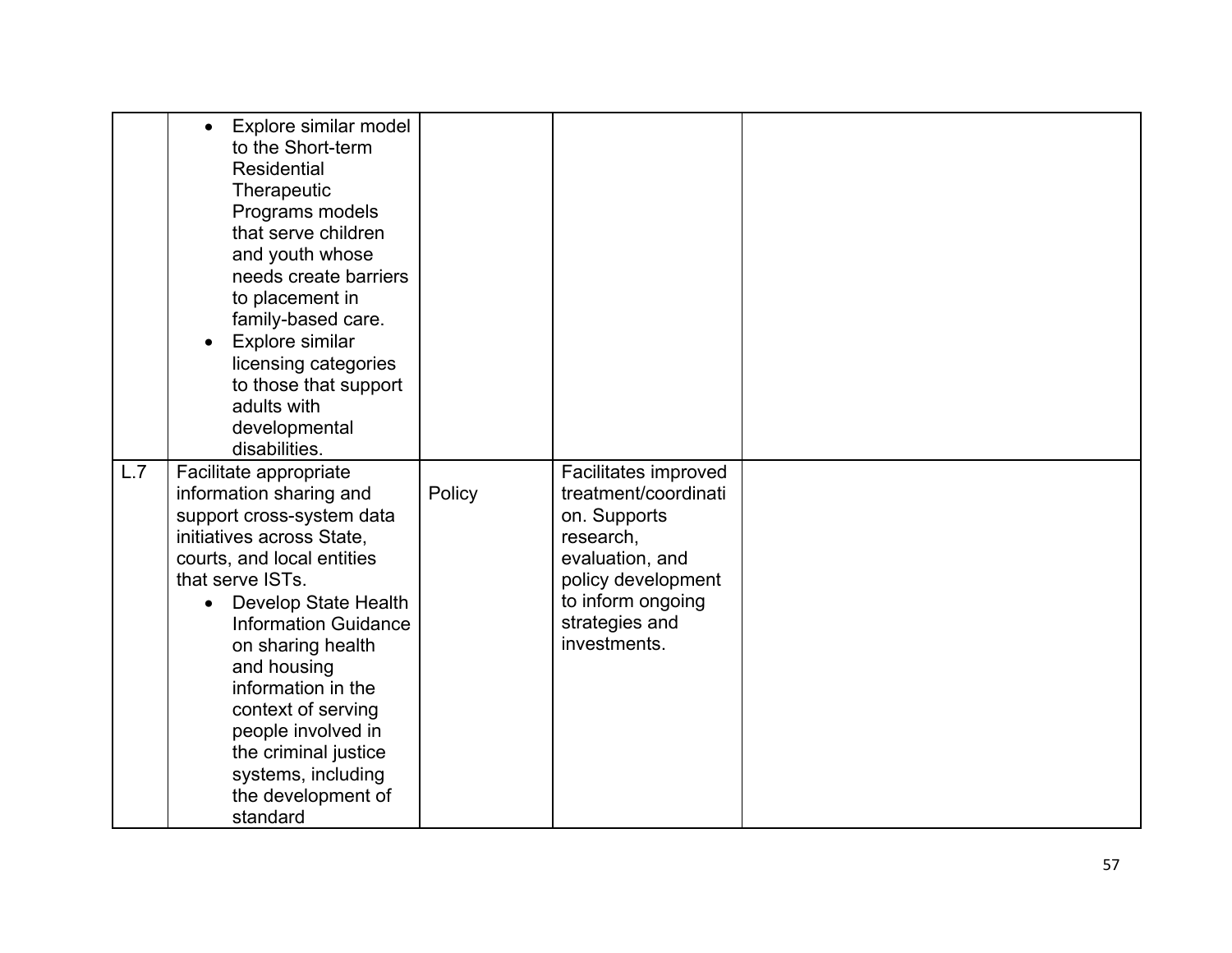| | | | | |
|---|---|---|---|---|
| | • Explore similar model to the Short-term Residential Therapeutic Programs models that serve children and youth whose needs create barriers to placement in family-based care.<br>• Explore similar licensing categories to those that support adults with developmental disabilities. | | | |
| L.7 | Facilitate appropriate information sharing and support cross-system data initiatives across State, courts, and local entities that serve ISTs.<br>• Develop State Health Information Guidance on sharing health and housing information in the context of serving people involved in the criminal justice systems, including the development of standard | Policy | Facilitates improved treatment/coordination. Supports research, evaluation, and policy development to inform ongoing strategies and investments. | |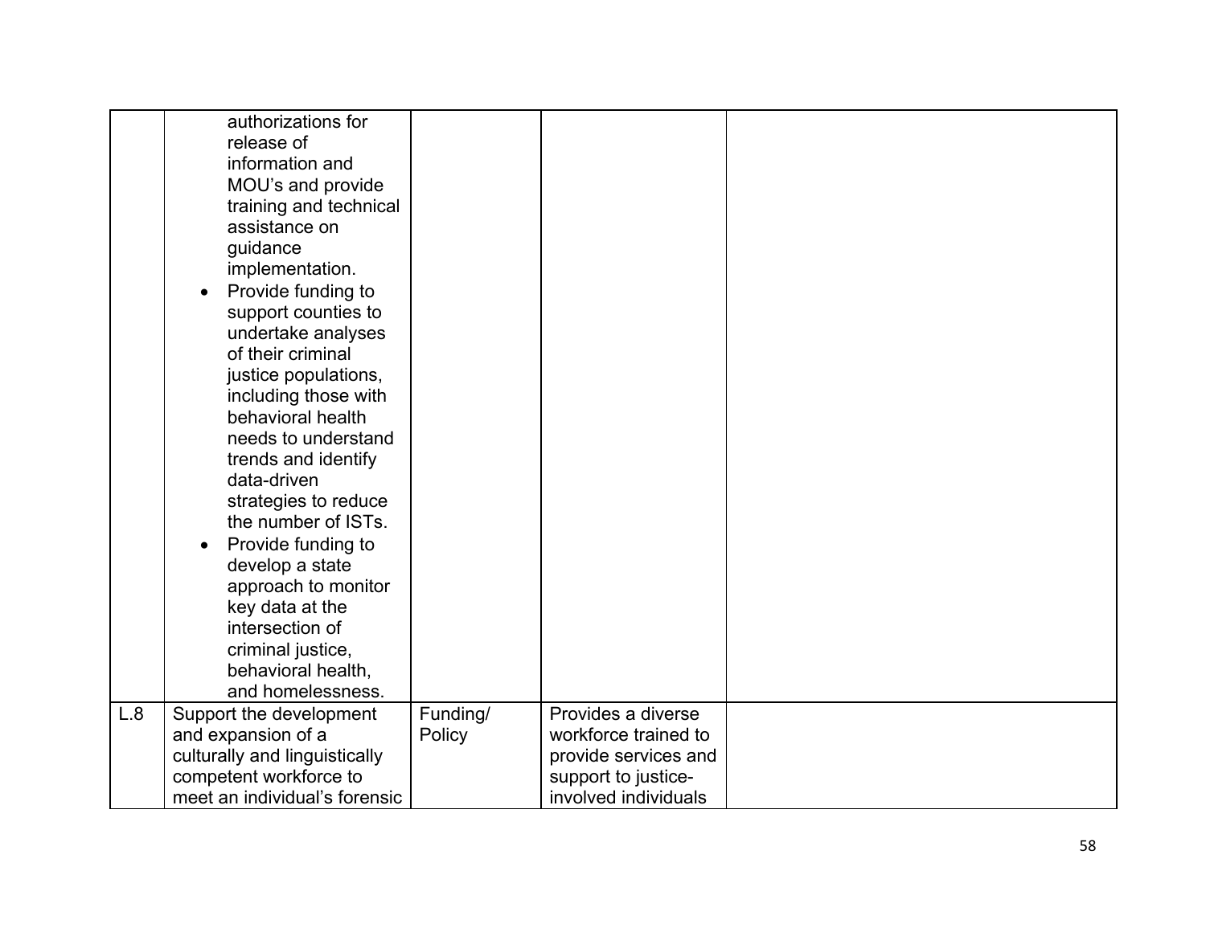| | | | | |
|---|---|---|---|---|
| | authorizations for release of information and MOU's and provide training and technical assistance on guidance implementation.<br>• Provide funding to support counties to undertake analyses of their criminal justice populations, including those with behavioral health needs to understand trends and identify data-driven strategies to reduce the number of ISTs.<br>• Provide funding to develop a state approach to monitor key data at the intersection of criminal justice, behavioral health, and homelessness. | | | |
| L.8 | Support the development and expansion of a culturally and linguistically competent workforce to meet an individual's forensic | Funding/ Policy | Provides a diverse workforce trained to provide services and support to justice-involved individuals | |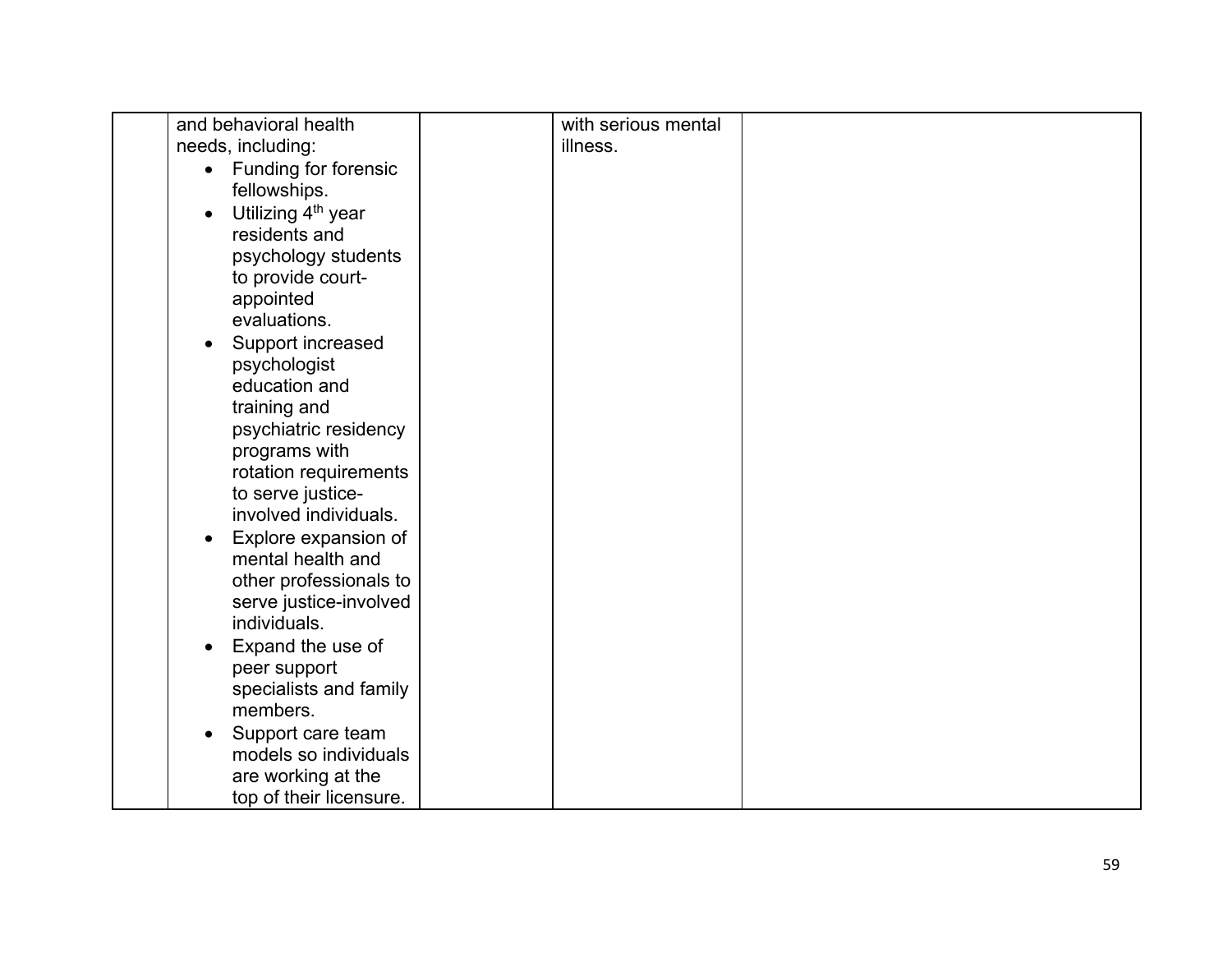| | | | | |
|---|---|---|---|---|
| | and behavioral health needs, including:<br>• Funding for forensic fellowships.<br>• Utilizing 4th year residents and psychology students to provide court-appointed evaluations.<br>• Support increased psychologist education and training and psychiatric residency programs with rotation requirements to serve justice-involved individuals.<br>• Explore expansion of mental health and other professionals to serve justice-involved individuals.<br>• Expand the use of peer support specialists and family members.<br>• Support care team models so individuals are working at the top of their licensure. | | with serious mental illness. | |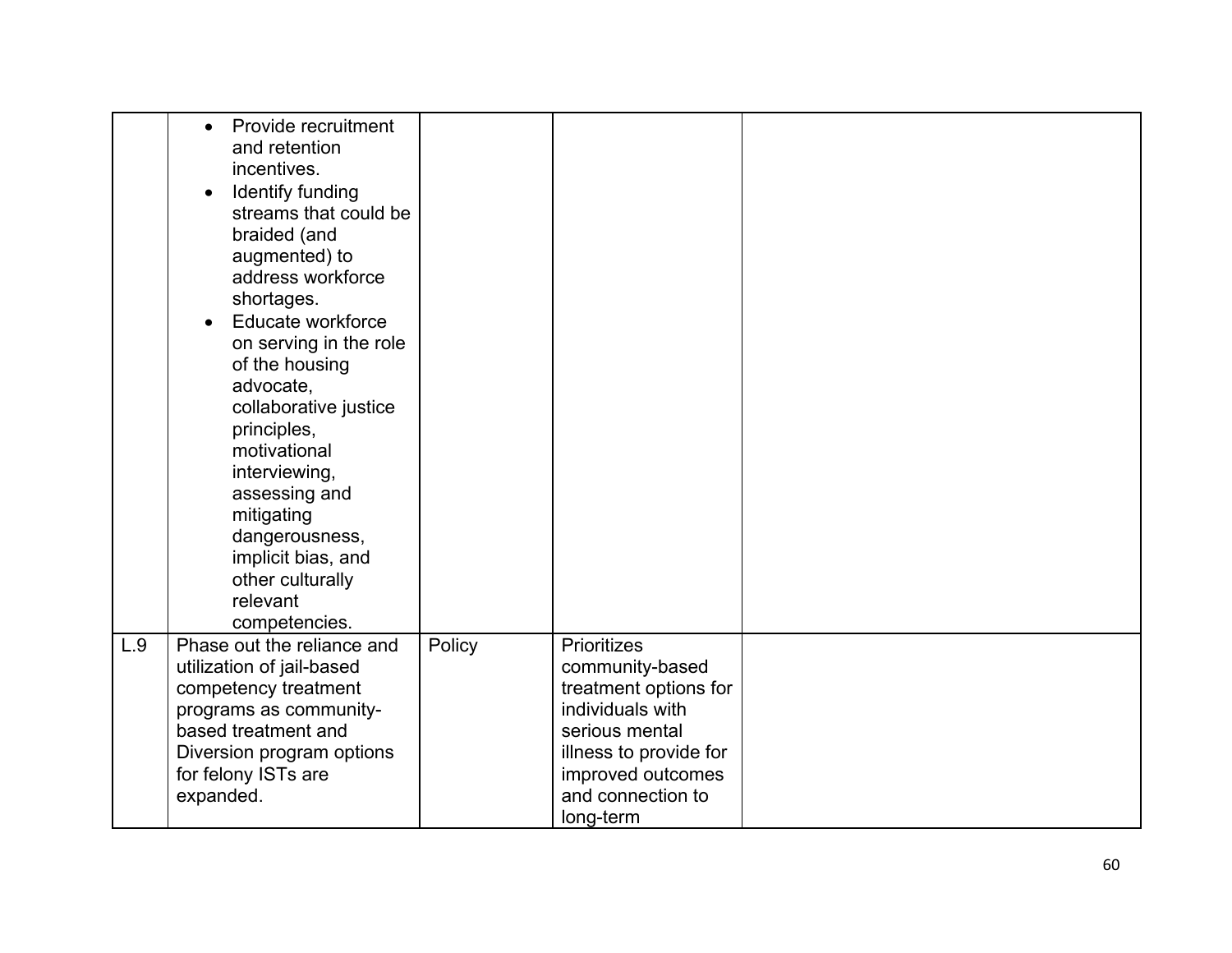| | | | | |
|---|---|---|---|---|
| | • Provide recruitment and retention incentives.<br>• Identify funding streams that could be braided (and augmented) to address workforce shortages.<br>• Educate workforce on serving in the role of the housing advocate, collaborative justice principles, motivational interviewing, assessing and mitigating dangerousness, implicit bias, and other culturally relevant competencies. | | | |
| L.9 | Phase out the reliance and utilization of jail-based competency treatment programs as community-based treatment and Diversion program options for felony ISTs are expanded. | Policy | Prioritizes community-based treatment options for individuals with serious mental illness to provide for improved outcomes and connection to long-term | |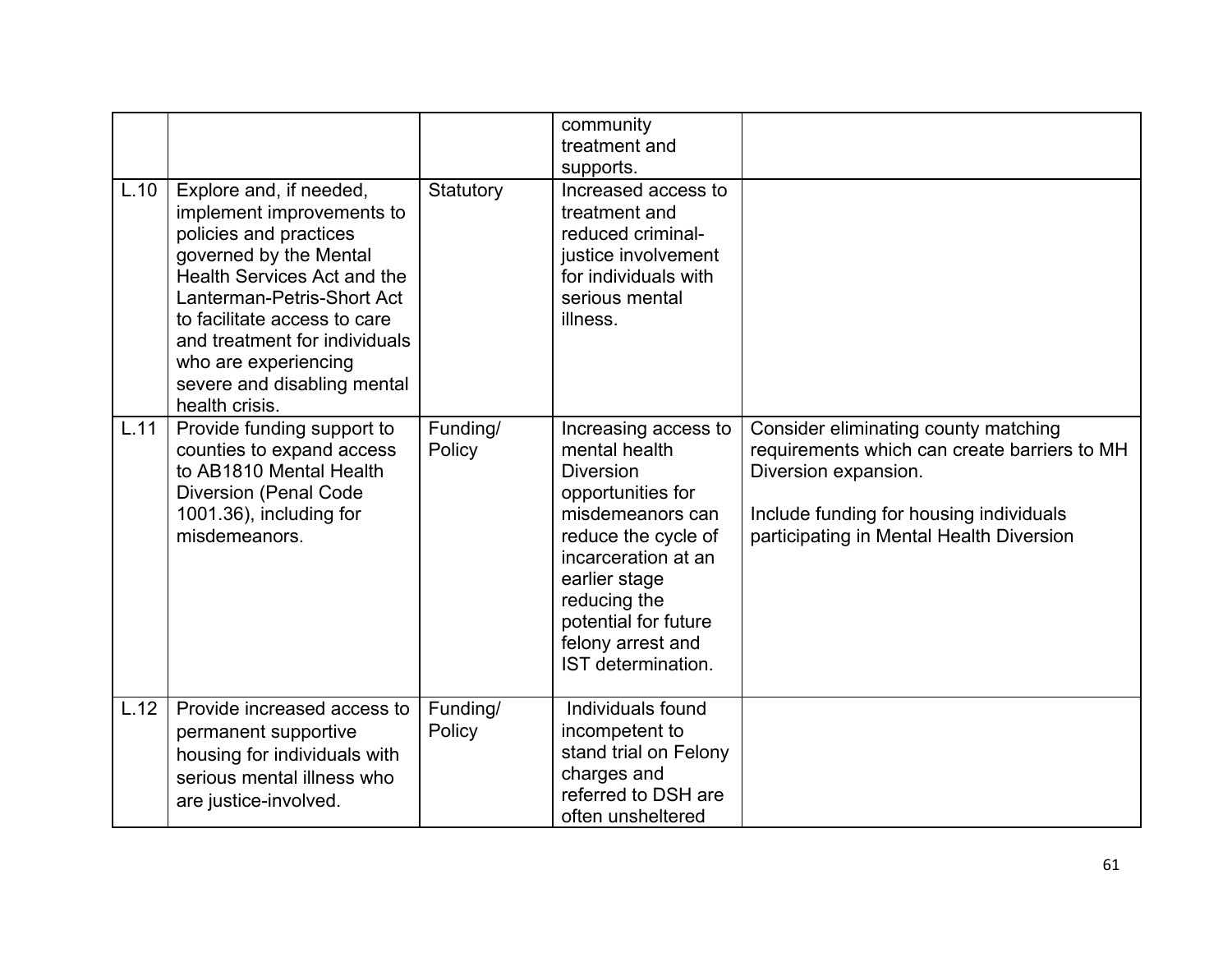| | | | | |
|---|---|---|---|---|
| | | | community treatment and supports. | |
| L.10 | Explore and, if needed, implement improvements to policies and practices governed by the Mental Health Services Act and the Lanterman-Petris-Short Act to facilitate access to care and treatment for individuals who are experiencing severe and disabling mental health crisis. | Statutory | Increased access to treatment and reduced criminal-justice involvement for individuals with serious mental illness. | |
| L.11 | Provide funding support to counties to expand access to AB1810 Mental Health Diversion (Penal Code 1001.36), including for misdemeanors. | Funding/ Policy | Increasing access to mental health Diversion opportunities for misdemeanors can reduce the cycle of incarceration at an earlier stage reducing the potential for future felony arrest and IST determination. | Consider eliminating county matching requirements which can create barriers to MH Diversion expansion.<br><br>Include funding for housing individuals participating in Mental Health Diversion |
| L.12 | Provide increased access to permanent supportive housing for individuals with serious mental illness who are justice-involved. | Funding/ Policy | Individuals found incompetent to stand trial on Felony charges and referred to DSH are often unsheltered | |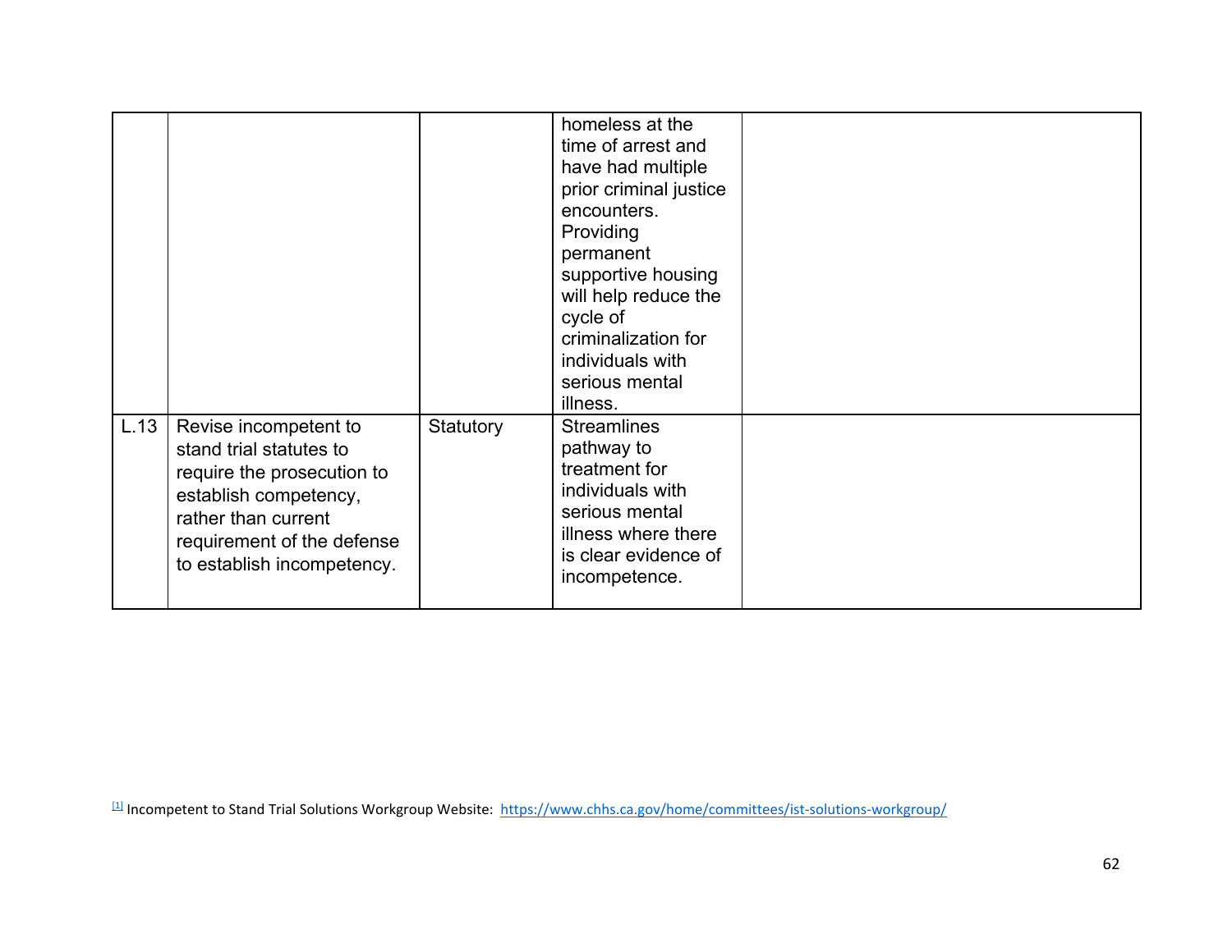| | | | | |
|---|---|---|---|---|
| | | | homeless at the time of arrest and have had multiple prior criminal justice encounters. Providing permanent supportive housing will help reduce the cycle of criminalization for individuals with serious mental illness. | |
| L.13 | Revise incompetent to stand trial statutes to require the prosecution to establish competency, rather than current requirement of the defense to establish incompetency. | Statutory | Streamlines pathway to treatment for individuals with serious mental illness where there is clear evidence of incompetence. | |

[1] Incompetent to Stand Trial Solutions Workgroup Website: https://www.chhs.ca.gov/home/committees/ist-solutions-workgroup/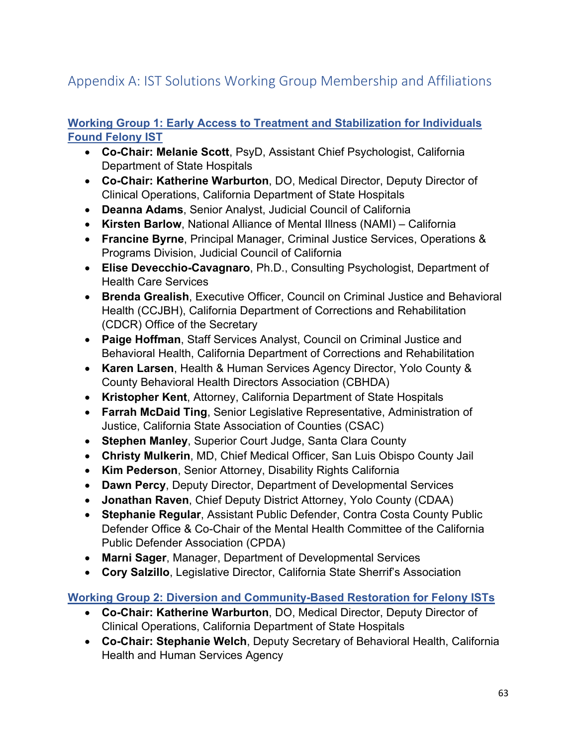# Appendix A: IST Solutions Working Group Membership and Affiliations

## Working Group 1: Early Access to Treatment and Stabilization for Individuals Found Felony IST

- **Co-Chair: Melanie Scott**, PsyD, Assistant Chief Psychologist, California Department of State Hospitals
- **Co-Chair: Katherine Warburton**, DO, Medical Director, Deputy Director of Clinical Operations, California Department of State Hospitals
- **Deanna Adams**, Senior Analyst, Judicial Council of California
- **Kirsten Barlow**, National Alliance of Mental Illness (NAMI) – California
- **Francine Byrne**, Principal Manager, Criminal Justice Services, Operations & Programs Division, Judicial Council of California
- **Elise Devecchio-Cavagnaro**, Ph.D., Consulting Psychologist, Department of Health Care Services
- **Brenda Grealish**, Executive Officer, Council on Criminal Justice and Behavioral Health (CCJBH), California Department of Corrections and Rehabilitation (CDCR) Office of the Secretary
- **Paige Hoffman**, Staff Services Analyst, Council on Criminal Justice and Behavioral Health, California Department of Corrections and Rehabilitation
- **Karen Larsen**, Health & Human Services Agency Director, Yolo County & County Behavioral Health Directors Association (CBHDA)
- **Kristopher Kent**, Attorney, California Department of State Hospitals
- **Farrah McDaid Ting**, Senior Legislative Representative, Administration of Justice, California State Association of Counties (CSAC)
- **Stephen Manley**, Superior Court Judge, Santa Clara County
- **Christy Mulkerin**, MD, Chief Medical Officer, San Luis Obispo County Jail
- **Kim Pederson**, Senior Attorney, Disability Rights California
- **Dawn Percy**, Deputy Director, Department of Developmental Services
- **Jonathan Raven**, Chief Deputy District Attorney, Yolo County (CDAA)
- **Stephanie Regular**, Assistant Public Defender, Contra Costa County Public Defender Office & Co-Chair of the Mental Health Committee of the California Public Defender Association (CPDA)
- **Marni Sager**, Manager, Department of Developmental Services
- **Cory Salzillo**, Legislative Director, California State Sherrif's Association

## Working Group 2: Diversion and Community-Based Restoration for Felony ISTs

- **Co-Chair: Katherine Warburton**, DO, Medical Director, Deputy Director of Clinical Operations, California Department of State Hospitals
- **Co-Chair: Stephanie Welch**, Deputy Secretary of Behavioral Health, California Health and Human Services Agency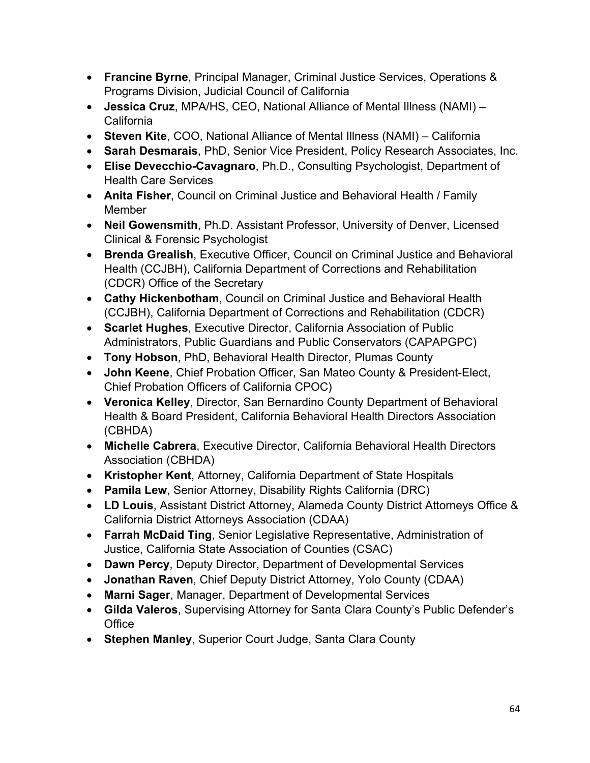- **Francine Byrne**, Principal Manager, Criminal Justice Services, Operations & Programs Division, Judicial Council of California
- **Jessica Cruz**, MPA/HS, CEO, National Alliance of Mental Illness (NAMI) – California
- **Steven Kite**, COO, National Alliance of Mental Illness (NAMI) – California
- **Sarah Desmarais**, PhD, Senior Vice President, Policy Research Associates, Inc.
- **Elise Devecchio-Cavagnaro**, Ph.D., Consulting Psychologist, Department of Health Care Services
- **Anita Fisher**, Council on Criminal Justice and Behavioral Health / Family Member
- **Neil Gowensmith**, Ph.D. Assistant Professor, University of Denver, Licensed Clinical & Forensic Psychologist
- **Brenda Grealish**, Executive Officer, Council on Criminal Justice and Behavioral Health (CCJBH), California Department of Corrections and Rehabilitation (CDCR) Office of the Secretary
- **Cathy Hickenbotham**, Council on Criminal Justice and Behavioral Health (CCJBH), California Department of Corrections and Rehabilitation (CDCR)
- **Scarlet Hughes**, Executive Director, California Association of Public Administrators, Public Guardians and Public Conservators (CAPAPGPC)
- **Tony Hobson**, PhD, Behavioral Health Director, Plumas County
- **John Keene**, Chief Probation Officer, San Mateo County & President-Elect, Chief Probation Officers of California CPOC)
- **Veronica Kelley**, Director, San Bernardino County Department of Behavioral Health & Board President, California Behavioral Health Directors Association (CBHDA)
- **Michelle Cabrera**, Executive Director, California Behavioral Health Directors Association (CBHDA)
- **Kristopher Kent**, Attorney, California Department of State Hospitals
- **Pamila Lew**, Senior Attorney, Disability Rights California (DRC)
- **LD Louis**, Assistant District Attorney, Alameda County District Attorneys Office & California District Attorneys Association (CDAA)
- **Farrah McDaid Ting**, Senior Legislative Representative, Administration of Justice, California State Association of Counties (CSAC)
- **Dawn Percy**, Deputy Director, Department of Developmental Services
- **Jonathan Raven**, Chief Deputy District Attorney, Yolo County (CDAA)
- **Marni Sager**, Manager, Department of Developmental Services
- **Gilda Valeros**, Supervising Attorney for Santa Clara County's Public Defender's Office
- **Stephen Manley**, Superior Court Judge, Santa Clara County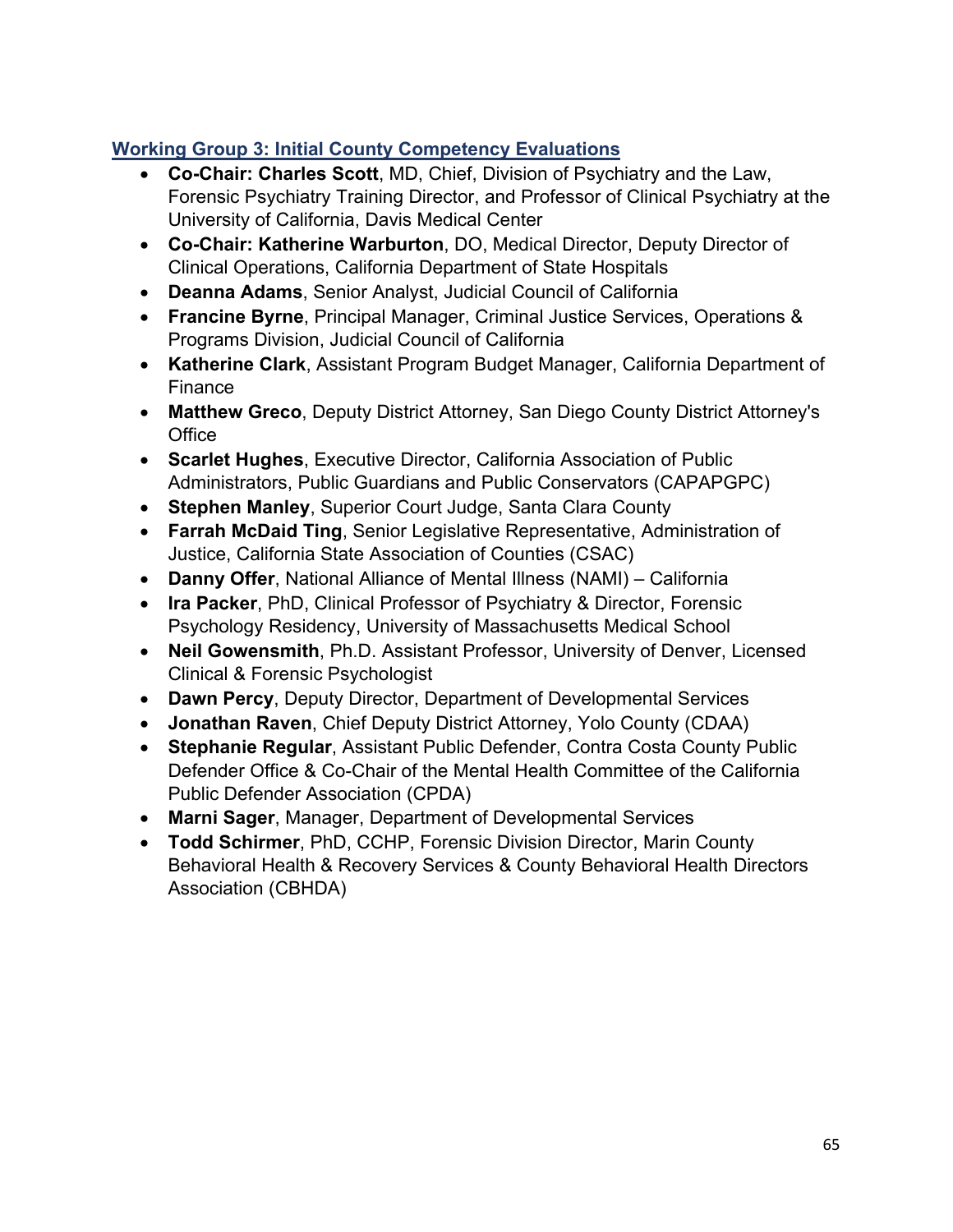## Working Group 3: Initial County Competency Evaluations

- **Co-Chair: Charles Scott**, MD, Chief, Division of Psychiatry and the Law, Forensic Psychiatry Training Director, and Professor of Clinical Psychiatry at the University of California, Davis Medical Center
- **Co-Chair: Katherine Warburton**, DO, Medical Director, Deputy Director of Clinical Operations, California Department of State Hospitals
- **Deanna Adams**, Senior Analyst, Judicial Council of California
- **Francine Byrne**, Principal Manager, Criminal Justice Services, Operations & Programs Division, Judicial Council of California
- **Katherine Clark**, Assistant Program Budget Manager, California Department of Finance
- **Matthew Greco**, Deputy District Attorney, San Diego County District Attorney's Office
- **Scarlet Hughes**, Executive Director, California Association of Public Administrators, Public Guardians and Public Conservators (CAPAPGPC)
- **Stephen Manley**, Superior Court Judge, Santa Clara County
- **Farrah McDaid Ting**, Senior Legislative Representative, Administration of Justice, California State Association of Counties (CSAC)
- **Danny Offer**, National Alliance of Mental Illness (NAMI) – California
- **Ira Packer**, PhD, Clinical Professor of Psychiatry & Director, Forensic Psychology Residency, University of Massachusetts Medical School
- **Neil Gowensmith**, Ph.D. Assistant Professor, University of Denver, Licensed Clinical & Forensic Psychologist
- **Dawn Percy**, Deputy Director, Department of Developmental Services
- **Jonathan Raven**, Chief Deputy District Attorney, Yolo County (CDAA)
- **Stephanie Regular**, Assistant Public Defender, Contra Costa County Public Defender Office & Co-Chair of the Mental Health Committee of the California Public Defender Association (CPDA)
- **Marni Sager**, Manager, Department of Developmental Services
- **Todd Schirmer**, PhD, CCHP, Forensic Division Director, Marin County Behavioral Health & Recovery Services & County Behavioral Health Directors Association (CBHDA)